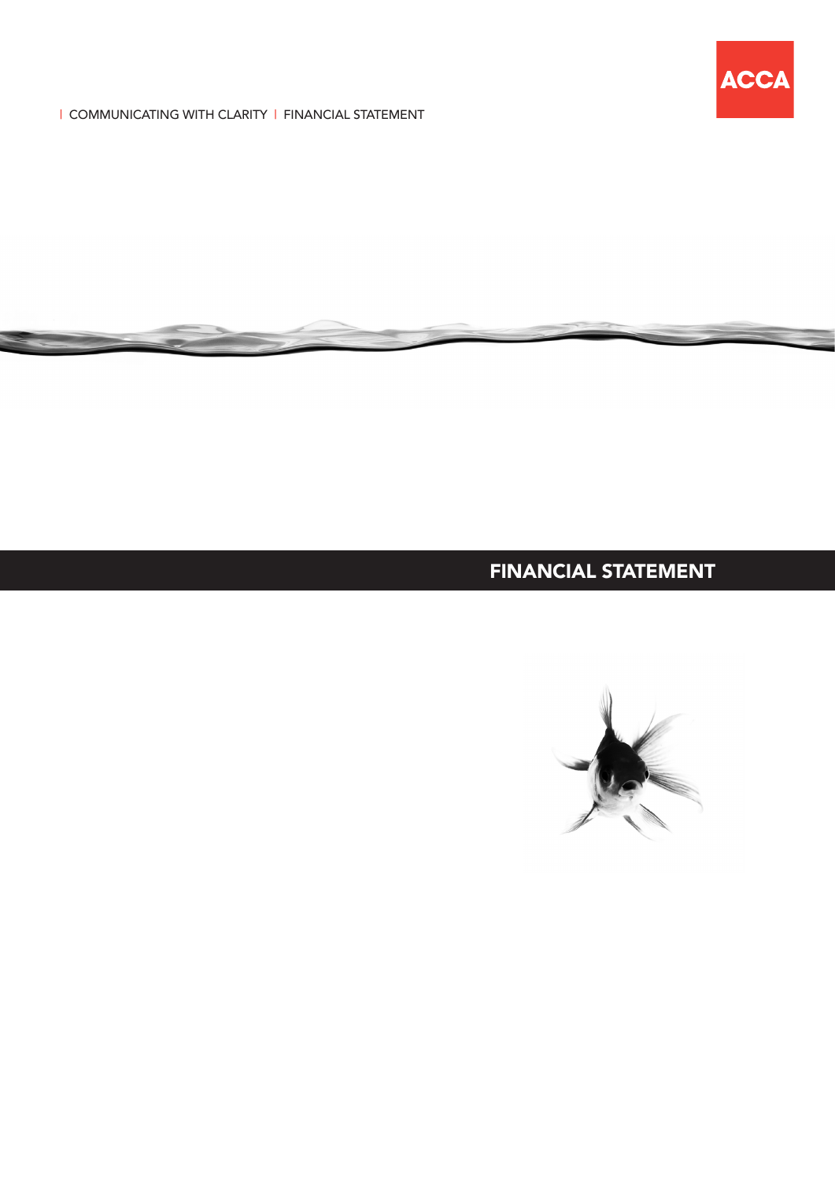ACCA

| COMMUNICATING WITH CLARITY | FINANCIAL STATEMENT

# FINANCIAL STATEMENT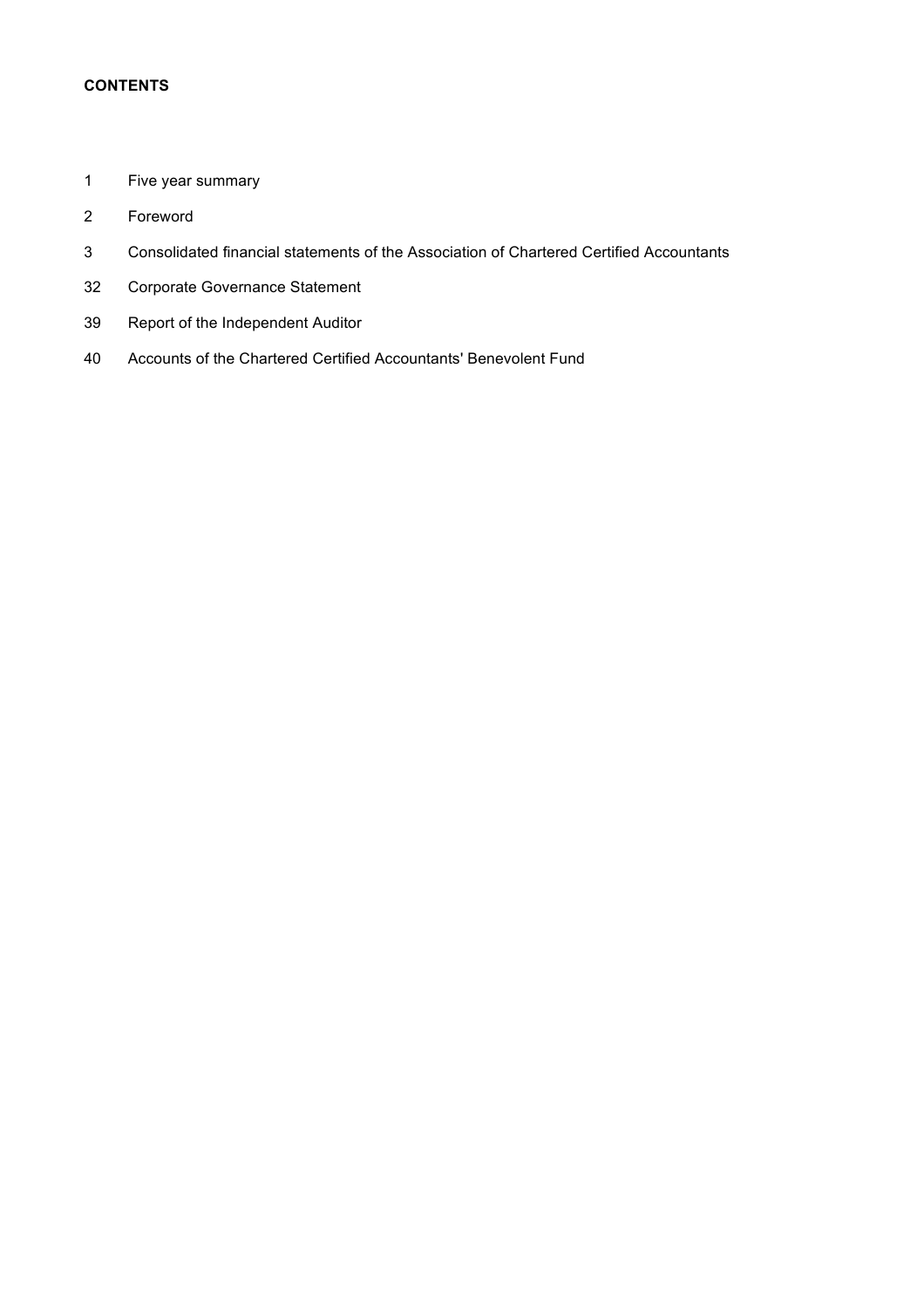**CONTENTS**

| | |
|---|---|
| 1 | Five year summary |
| 2 | Foreword |
| 3 | Consolidated financial statements of the Association of Chartered Certified Accountants |
| 32 | Corporate Governance Statement |
| 39 | Report of the Independent Auditor |
| 40 | Accounts of the Chartered Certified Accountants' Benevolent Fund |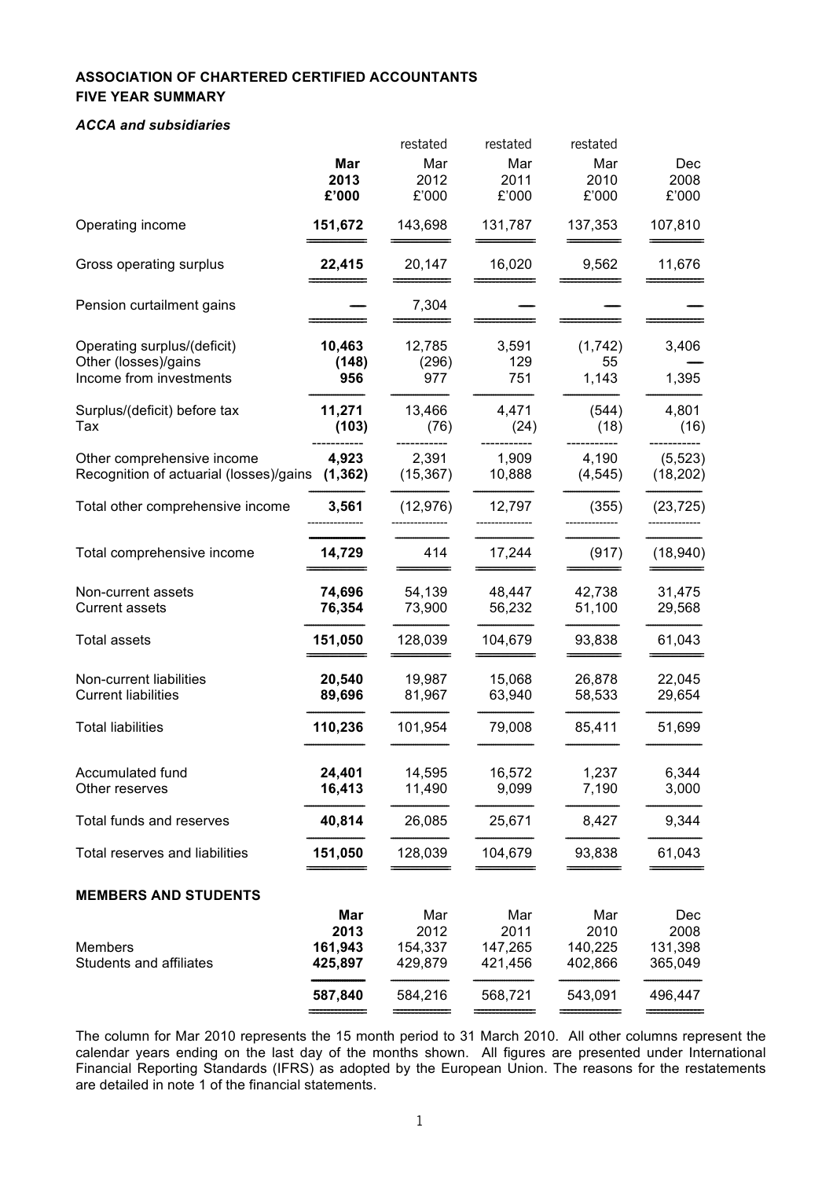**ASSOCIATION OF CHARTERED CERTIFIED ACCOUNTANTS**
**FIVE YEAR SUMMARY**

***ACCA and subsidiaries***

| | **Mar 2013 £'000** | restated Mar 2012 £'000 | restated Mar 2011 £'000 | restated Mar 2010 £'000 | Dec 2008 £'000 |
|---|---|---|---|---|---|
| Operating income | **151,672** | 143,698 | 131,787 | 137,353 | 107,810 |
| Gross operating surplus | **22,415** | 20,147 | 16,020 | 9,562 | 11,676 |
| Pension curtailment gains | **—** | 7,304 | — | — | — |
| Operating surplus/(deficit) | **10,463** | 12,785 | 3,591 | (1,742) | 3,406 |
| Other (losses)/gains | **(148)** | (296) | 129 | 55 | — |
| Income from investments | **956** | 977 | 751 | 1,143 | 1,395 |
| Surplus/(deficit) before tax | **11,271** | 13,466 | 4,471 | (544) | 4,801 |
| Tax | **(103)** | (76) | (24) | (18) | (16) |
| Other comprehensive income | **4,923** | 2,391 | 1,909 | 4,190 | (5,523) |
| Recognition of actuarial (losses)/gains | **(1,362)** | (15,367) | 10,888 | (4,545) | (18,202) |
| Total other comprehensive income | **3,561** | (12,976) | 12,797 | (355) | (23,725) |
| Total comprehensive income | **14,729** | 414 | 17,244 | (917) | (18,940) |
| Non-current assets | **74,696** | 54,139 | 48,447 | 42,738 | 31,475 |
| Current assets | **76,354** | 73,900 | 56,232 | 51,100 | 29,568 |
| Total assets | **151,050** | 128,039 | 104,679 | 93,838 | 61,043 |
| Non-current liabilities | **20,540** | 19,987 | 15,068 | 26,878 | 22,045 |
| Current liabilities | **89,696** | 81,967 | 63,940 | 58,533 | 29,654 |
| Total liabilities | **110,236** | 101,954 | 79,008 | 85,411 | 51,699 |
| Accumulated fund | **24,401** | 14,595 | 16,572 | 1,237 | 6,344 |
| Other reserves | **16,413** | 11,490 | 9,099 | 7,190 | 3,000 |
| Total funds and reserves | **40,814** | 26,085 | 25,671 | 8,427 | 9,344 |
| Total reserves and liabilities | **151,050** | 128,039 | 104,679 | 93,838 | 61,043 |

**MEMBERS AND STUDENTS**

| | **Mar 2013** | Mar 2012 | Mar 2011 | Mar 2010 | Dec 2008 |
|---|---|---|---|---|---|
| Members | **161,943** | 154,337 | 147,265 | 140,225 | 131,398 |
| Students and affiliates | **425,897** | 429,879 | 421,456 | 402,866 | 365,049 |
| | **587,840** | 584,216 | 568,721 | 543,091 | 496,447 |

The column for Mar 2010 represents the 15 month period to 31 March 2010. All other columns represent the calendar years ending on the last day of the months shown. All figures are presented under International Financial Reporting Standards (IFRS) as adopted by the European Union. The reasons for the restatements are detailed in note 1 of the financial statements.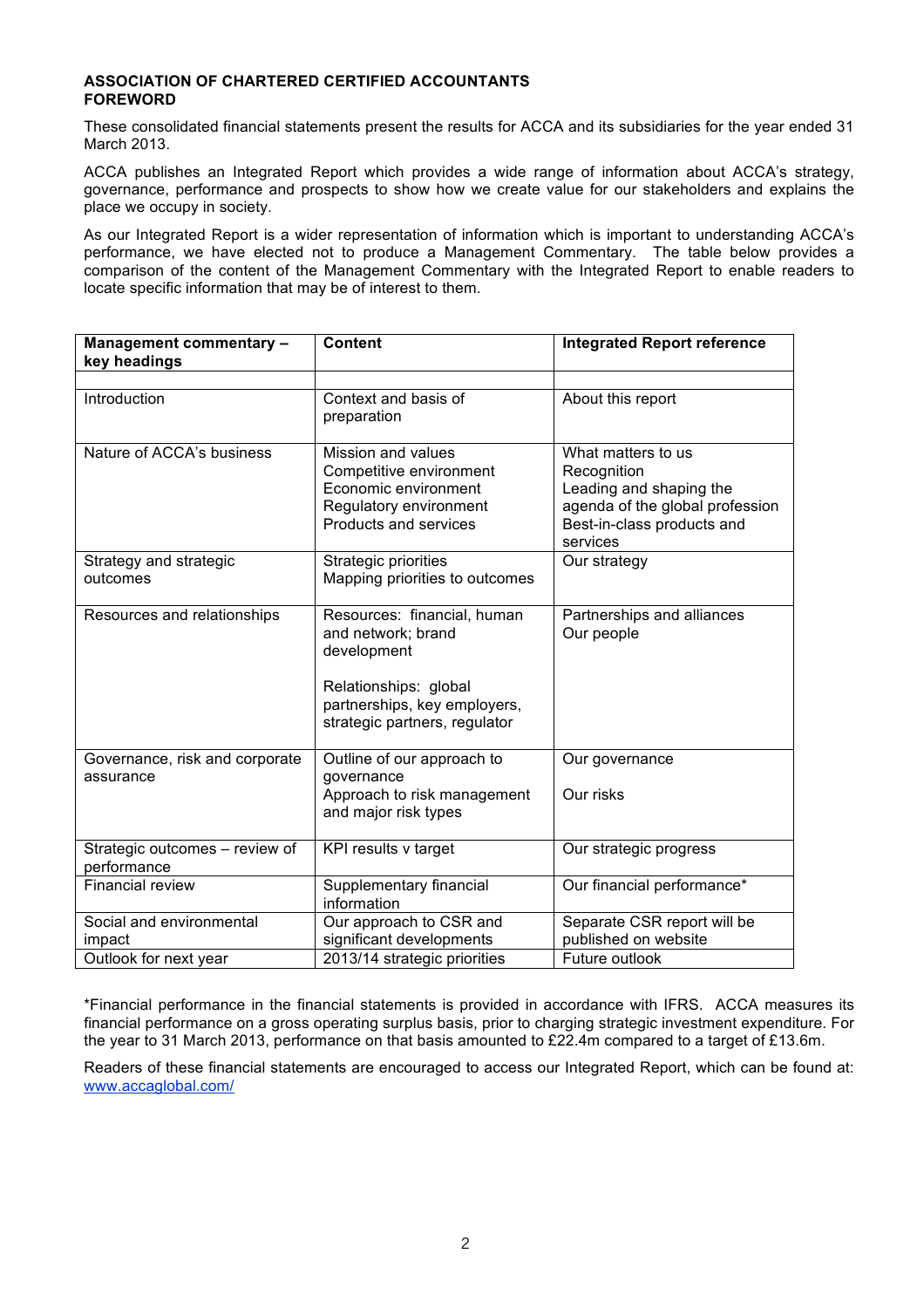**ASSOCIATION OF CHARTERED CERTIFIED ACCOUNTANTS**
**FOREWORD**

These consolidated financial statements present the results for ACCA and its subsidiaries for the year ended 31 March 2013.

ACCA publishes an Integrated Report which provides a wide range of information about ACCA's strategy, governance, performance and prospects to show how we create value for our stakeholders and explains the place we occupy in society.

As our Integrated Report is a wider representation of information which is important to understanding ACCA's performance, we have elected not to produce a Management Commentary. The table below provides a comparison of the content of the Management Commentary with the Integrated Report to enable readers to locate specific information that may be of interest to them.

| Management commentary – key headings | Content | Integrated Report reference |
|---|---|---|
| Introduction | Context and basis of preparation | About this report |
| Nature of ACCA's business | Mission and values<br>Competitive environment<br>Economic environment<br>Regulatory environment<br>Products and services | What matters to us<br>Recognition<br>Leading and shaping the agenda of the global profession<br>Best-in-class products and services |
| Strategy and strategic outcomes | Strategic priorities<br>Mapping priorities to outcomes | Our strategy |
| Resources and relationships | Resources: financial, human and network; brand development<br><br>Relationships: global partnerships, key employers, strategic partners, regulator | Partnerships and alliances<br>Our people |
| Governance, risk and corporate assurance | Outline of our approach to governance<br>Approach to risk management and major risk types | Our governance<br><br>Our risks |
| Strategic outcomes – review of performance | KPI results v target | Our strategic progress |
| Financial review | Supplementary financial information | Our financial performance* |
| Social and environmental impact | Our approach to CSR and significant developments | Separate CSR report will be published on website |
| Outlook for next year | 2013/14 strategic priorities | Future outlook |

*Financial performance in the financial statements is provided in accordance with IFRS. ACCA measures its financial performance on a gross operating surplus basis, prior to charging strategic investment expenditure. For the year to 31 March 2013, performance on that basis amounted to £22.4m compared to a target of £13.6m.

Readers of these financial statements are encouraged to access our Integrated Report, which can be found at: www.accaglobal.com/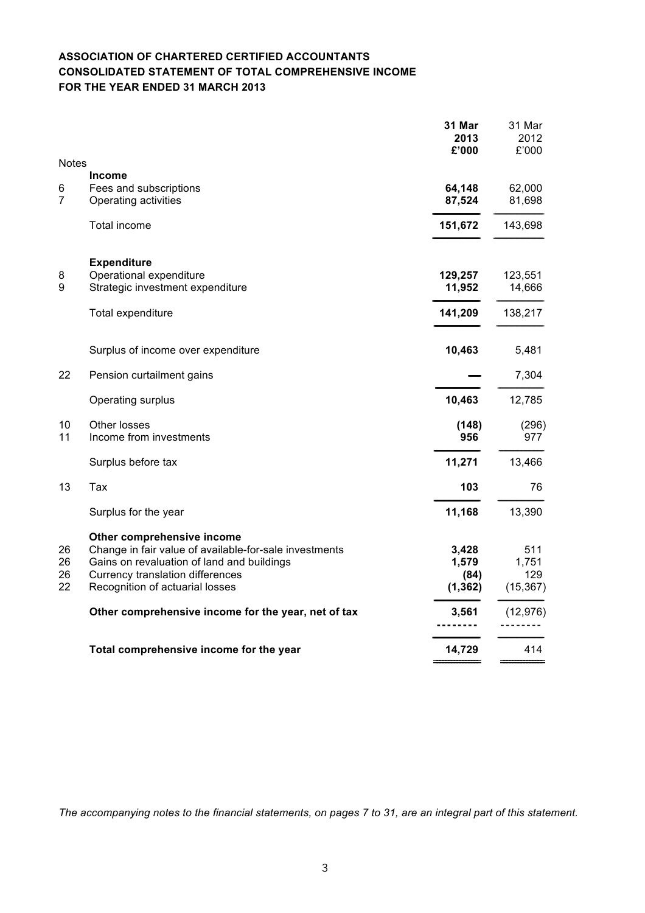**ASSOCIATION OF CHARTERED CERTIFIED ACCOUNTANTS**
**CONSOLIDATED STATEMENT OF TOTAL COMPREHENSIVE INCOME**
**FOR THE YEAR ENDED 31 MARCH 2013**

| Notes | | **31 Mar 2013 £'000** | 31 Mar 2012 £'000 |
|---|---|---|---|
| | **Income** | | |
| 6 | Fees and subscriptions | **64,148** | 62,000 |
| 7 | Operating activities | **87,524** | 81,698 |
| | Total income | **151,672** | 143,698 |
| | **Expenditure** | | |
| 8 | Operational expenditure | **129,257** | 123,551 |
| 9 | Strategic investment expenditure | **11,952** | 14,666 |
| | Total expenditure | **141,209** | 138,217 |
| | Surplus of income over expenditure | **10,463** | 5,481 |
| 22 | Pension curtailment gains | **—** | 7,304 |
| | Operating surplus | **10,463** | 12,785 |
| 10 | Other losses | **(148)** | (296) |
| 11 | Income from investments | **956** | 977 |
| | Surplus before tax | **11,271** | 13,466 |
| 13 | Tax | **103** | 76 |
| | Surplus for the year | **11,168** | 13,390 |
| | **Other comprehensive income** | | |
| 26 | Change in fair value of available-for-sale investments | **3,428** | 511 |
| 26 | Gains on revaluation of land and buildings | **1,579** | 1,751 |
| 26 | Currency translation differences | **(84)** | 129 |
| 22 | Recognition of actuarial losses | **(1,362)** | (15,367) |
| | **Other comprehensive income for the year, net of tax** | **3,561** | (12,976) |
| | **Total comprehensive income for the year** | **14,729** | 414 |

*The accompanying notes to the financial statements, on pages 7 to 31, are an integral part of this statement.*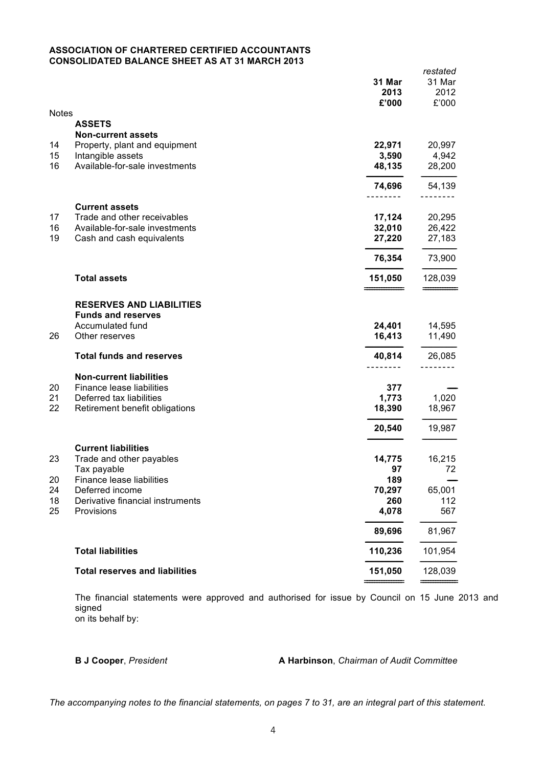**ASSOCIATION OF CHARTERED CERTIFIED ACCOUNTANTS**
**CONSOLIDATED BALANCE SHEET AS AT 31 MARCH 2013**

| Notes | | 31 Mar 2013 £'000 | *restated* 31 Mar 2012 £'000 |
|---|---|---|---|
| | **ASSETS** | | |
| | **Non-current assets** | | |
| 14 | Property, plant and equipment | **22,971** | 20,997 |
| 15 | Intangible assets | **3,590** | 4,942 |
| 16 | Available-for-sale investments | **48,135** | 28,200 |
| | | **74,696** | 54,139 |
| | **Current assets** | | |
| 17 | Trade and other receivables | **17,124** | 20,295 |
| 16 | Available-for-sale investments | **32,010** | 26,422 |
| 19 | Cash and cash equivalents | **27,220** | 27,183 |
| | | **76,354** | 73,900 |
| | **Total assets** | **151,050** | 128,039 |
| | **RESERVES AND LIABILITIES** | | |
| | **Funds and reserves** | | |
| | Accumulated fund | **24,401** | 14,595 |
| 26 | Other reserves | **16,413** | 11,490 |
| | **Total funds and reserves** | **40,814** | 26,085 |
| | **Non-current liabilities** | | |
| 20 | Finance lease liabilities | **377** | — |
| 21 | Deferred tax liabilities | **1,773** | 1,020 |
| 22 | Retirement benefit obligations | **18,390** | 18,967 |
| | | **20,540** | 19,987 |
| | **Current liabilities** | | |
| 23 | Trade and other payables | **14,775** | 16,215 |
| | Tax payable | **97** | 72 |
| 20 | Finance lease liabilities | **189** | — |
| 24 | Deferred income | **70,297** | 65,001 |
| 18 | Derivative financial instruments | **260** | 112 |
| 25 | Provisions | **4,078** | 567 |
| | | **89,696** | 81,967 |
| | **Total liabilities** | **110,236** | 101,954 |
| | **Total reserves and liabilities** | **151,050** | 128,039 |

The financial statements were approved and authorised for issue by Council on 15 June 2013 and signed
on its behalf by:

**B J Cooper**, *President* **A Harbinson**, *Chairman of Audit Committee*

*The accompanying notes to the financial statements, on pages 7 to 31, are an integral part of this statement.*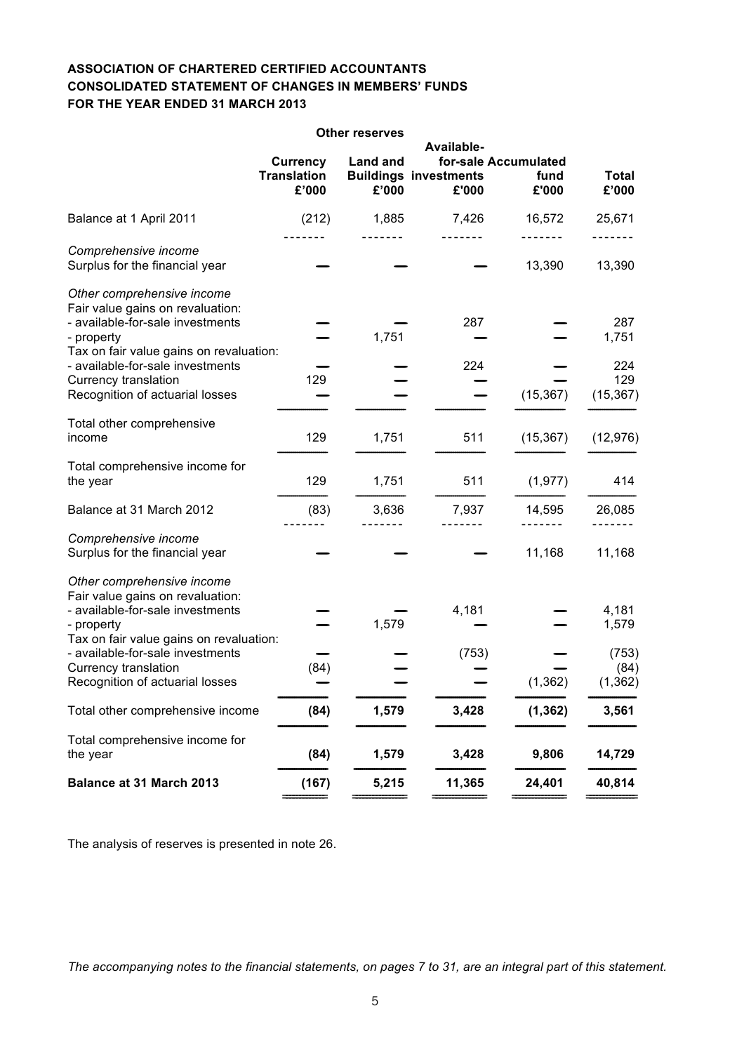**ASSOCIATION OF CHARTERED CERTIFIED ACCOUNTANTS**
**CONSOLIDATED STATEMENT OF CHANGES IN MEMBERS' FUNDS**
**FOR THE YEAR ENDED 31 MARCH 2013**

| | Other reserves | | | | |
|---|---|---|---|---|---|
| | Currency Translation £'000 | Land and Buildings £'000 | Available-for-sale investments £'000 | Accumulated fund £'000 | Total £'000 |
| Balance at 1 April 2011 | (212) | 1,885 | 7,426 | 16,572 | 25,671 |
| *Comprehensive income* | | | | | |
| Surplus for the financial year | — | — | — | 13,390 | 13,390 |
| *Other comprehensive income* | | | | | |
| Fair value gains on revaluation: | | | | | |
| - available-for-sale investments | — | — | 287 | — | 287 |
| - property | — | 1,751 | — | — | 1,751 |
| Tax on fair value gains on revaluation: | | | | | |
| - available-for-sale investments | — | — | 224 | — | 224 |
| Currency translation | 129 | — | — | — | 129 |
| Recognition of actuarial losses | — | — | — | (15,367) | (15,367) |
| Total other comprehensive income | 129 | 1,751 | 511 | (15,367) | (12,976) |
| Total comprehensive income for the year | 129 | 1,751 | 511 | (1,977) | 414 |
| Balance at 31 March 2012 | (83) | 3,636 | 7,937 | 14,595 | 26,085 |
| *Comprehensive income* | | | | | |
| Surplus for the financial year | — | — | — | 11,168 | 11,168 |
| *Other comprehensive income* | | | | | |
| Fair value gains on revaluation: | | | | | |
| - available-for-sale investments | — | — | 4,181 | — | 4,181 |
| - property | — | 1,579 | — | — | 1,579 |
| Tax on fair value gains on revaluation: | | | | | |
| - available-for-sale investments | — | — | (753) | — | (753) |
| Currency translation | (84) | — | — | — | (84) |
| Recognition of actuarial losses | — | — | — | (1,362) | (1,362) |
| Total other comprehensive income | **(84)** | **1,579** | **3,428** | **(1,362)** | **3,561** |
| Total comprehensive income for the year | **(84)** | **1,579** | **3,428** | **9,806** | **14,729** |
| **Balance at 31 March 2013** | **(167)** | **5,215** | **11,365** | **24,401** | **40,814** |

The analysis of reserves is presented in note 26.

*The accompanying notes to the financial statements, on pages 7 to 31, are an integral part of this statement.*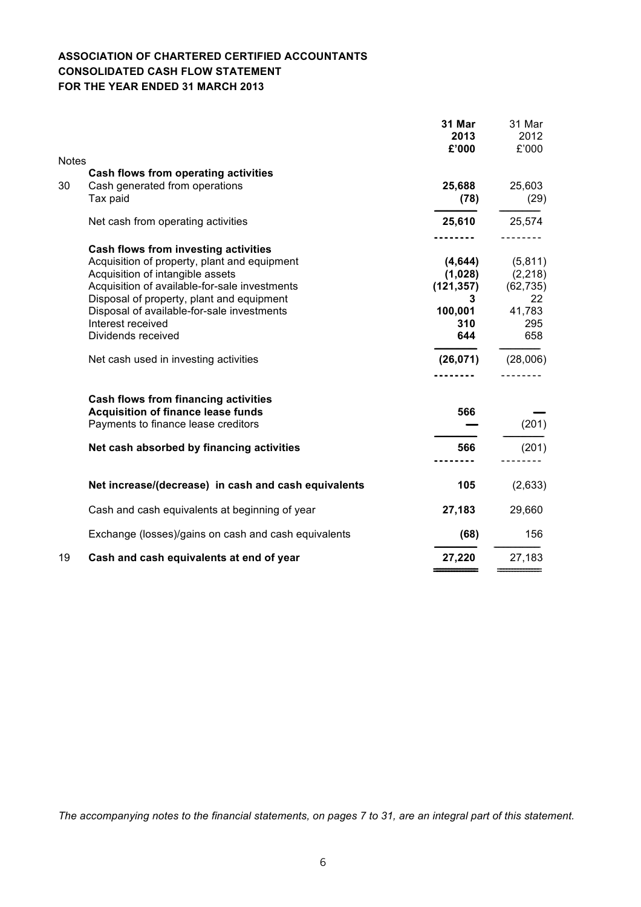**ASSOCIATION OF CHARTERED CERTIFIED ACCOUNTANTS**
**CONSOLIDATED CASH FLOW STATEMENT**
**FOR THE YEAR ENDED 31 MARCH 2013**

| Notes | | **31 Mar 2013 £'000** | 31 Mar 2012 £'000 |
|---|---|---|---|
| | **Cash flows from operating activities** | | |
| 30 | Cash generated from operations | **25,688** | 25,603 |
| | Tax paid | **(78)** | (29) |
| | Net cash from operating activities | **25,610** | 25,574 |
| | **Cash flows from investing activities** | | |
| | Acquisition of property, plant and equipment | **(4,644)** | (5,811) |
| | Acquisition of intangible assets | **(1,028)** | (2,218) |
| | Acquisition of available-for-sale investments | **(121,357)** | (62,735) |
| | Disposal of property, plant and equipment | **3** | 22 |
| | Disposal of available-for-sale investments | **100,001** | 41,783 |
| | Interest received | **310** | 295 |
| | Dividends received | **644** | 658 |
| | Net cash used in investing activities | **(26,071)** | (28,006) |
| | **Cash flows from financing activities** | | |
| | **Acquisition of finance lease funds** | **566** | — |
| | Payments to finance lease creditors | **—** | (201) |
| | **Net cash absorbed by financing activities** | **566** | (201) |
| | **Net increase/(decrease) in cash and cash equivalents** | **105** | (2,633) |
| | Cash and cash equivalents at beginning of year | **27,183** | 29,660 |
| | Exchange (losses)/gains on cash and cash equivalents | **(68)** | 156 |
| 19 | **Cash and cash equivalents at end of year** | **27,220** | 27,183 |

*The accompanying notes to the financial statements, on pages 7 to 31, are an integral part of this statement.*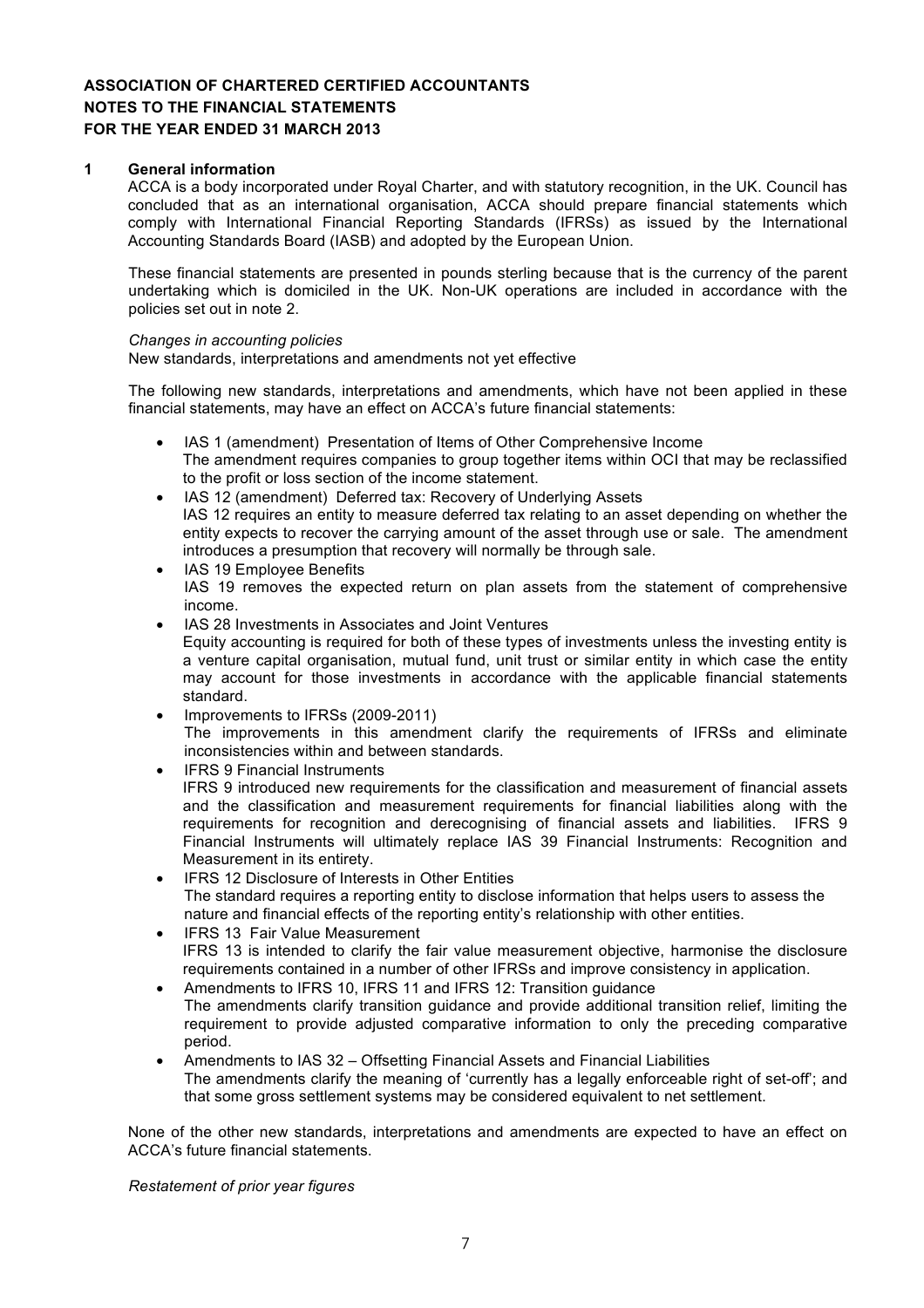**ASSOCIATION OF CHARTERED CERTIFIED ACCOUNTANTS**
**NOTES TO THE FINANCIAL STATEMENTS**
**FOR THE YEAR ENDED 31 MARCH 2013**

## 1 General information

ACCA is a body incorporated under Royal Charter, and with statutory recognition, in the UK. Council has concluded that as an international organisation, ACCA should prepare financial statements which comply with International Financial Reporting Standards (IFRSs) as issued by the International Accounting Standards Board (IASB) and adopted by the European Union.

These financial statements are presented in pounds sterling because that is the currency of the parent undertaking which is domiciled in the UK. Non-UK operations are included in accordance with the policies set out in note 2.

*Changes in accounting policies*

New standards, interpretations and amendments not yet effective

The following new standards, interpretations and amendments, which have not been applied in these financial statements, may have an effect on ACCA's future financial statements:

- IAS 1 (amendment) Presentation of Items of Other Comprehensive Income
  The amendment requires companies to group together items within OCI that may be reclassified to the profit or loss section of the income statement.
- IAS 12 (amendment) Deferred tax: Recovery of Underlying Assets
  IAS 12 requires an entity to measure deferred tax relating to an asset depending on whether the entity expects to recover the carrying amount of the asset through use or sale. The amendment introduces a presumption that recovery will normally be through sale.
- IAS 19 Employee Benefits
  IAS 19 removes the expected return on plan assets from the statement of comprehensive income.
- IAS 28 Investments in Associates and Joint Ventures
  Equity accounting is required for both of these types of investments unless the investing entity is a venture capital organisation, mutual fund, unit trust or similar entity in which case the entity may account for those investments in accordance with the applicable financial statements standard.
- Improvements to IFRSs (2009-2011)
  The improvements in this amendment clarify the requirements of IFRSs and eliminate inconsistencies within and between standards.
- IFRS 9 Financial Instruments
  IFRS 9 introduced new requirements for the classification and measurement of financial assets and the classification and measurement requirements for financial liabilities along with the requirements for recognition and derecognising of financial assets and liabilities. IFRS 9 Financial Instruments will ultimately replace IAS 39 Financial Instruments: Recognition and Measurement in its entirety.
- IFRS 12 Disclosure of Interests in Other Entities
  The standard requires a reporting entity to disclose information that helps users to assess the nature and financial effects of the reporting entity's relationship with other entities.
- IFRS 13 Fair Value Measurement
  IFRS 13 is intended to clarify the fair value measurement objective, harmonise the disclosure requirements contained in a number of other IFRSs and improve consistency in application.
- Amendments to IFRS 10, IFRS 11 and IFRS 12: Transition guidance
  The amendments clarify transition guidance and provide additional transition relief, limiting the requirement to provide adjusted comparative information to only the preceding comparative period.
- Amendments to IAS 32 – Offsetting Financial Assets and Financial Liabilities
  The amendments clarify the meaning of 'currently has a legally enforceable right of set-off'; and that some gross settlement systems may be considered equivalent to net settlement.

None of the other new standards, interpretations and amendments are expected to have an effect on ACCA's future financial statements.

*Restatement of prior year figures*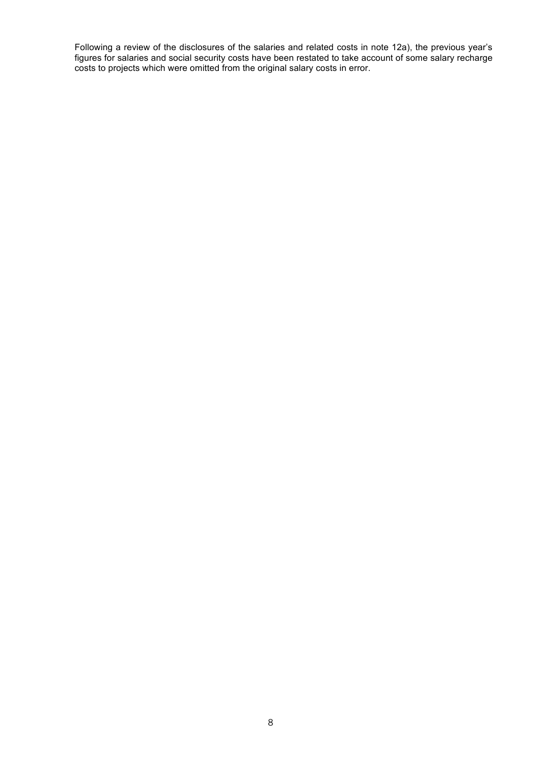Following a review of the disclosures of the salaries and related costs in note 12a), the previous year's figures for salaries and social security costs have been restated to take account of some salary recharge costs to projects which were omitted from the original salary costs in error.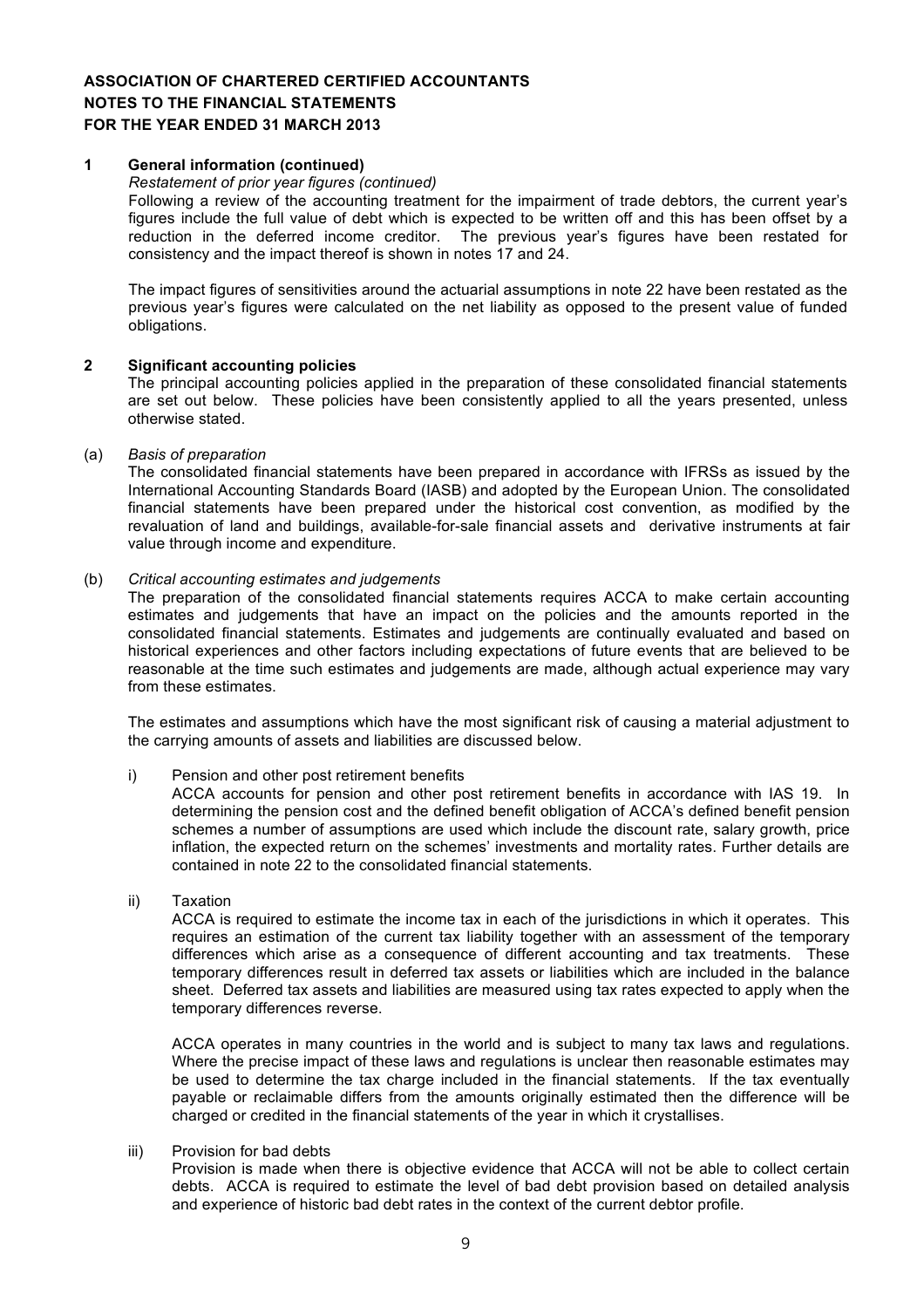**ASSOCIATION OF CHARTERED CERTIFIED ACCOUNTANTS**
**NOTES TO THE FINANCIAL STATEMENTS**
**FOR THE YEAR ENDED 31 MARCH 2013**

## 1 General information (continued)

*Restatement of prior year figures (continued)*

Following a review of the accounting treatment for the impairment of trade debtors, the current year's figures include the full value of debt which is expected to be written off and this has been offset by a reduction in the deferred income creditor. The previous year's figures have been restated for consistency and the impact thereof is shown in notes 17 and 24.

The impact figures of sensitivities around the actuarial assumptions in note 22 have been restated as the previous year's figures were calculated on the net liability as opposed to the present value of funded obligations.

## 2 Significant accounting policies

The principal accounting policies applied in the preparation of these consolidated financial statements are set out below. These policies have been consistently applied to all the years presented, unless otherwise stated.

(a) *Basis of preparation*

The consolidated financial statements have been prepared in accordance with IFRSs as issued by the International Accounting Standards Board (IASB) and adopted by the European Union. The consolidated financial statements have been prepared under the historical cost convention, as modified by the revaluation of land and buildings, available-for-sale financial assets and derivative instruments at fair value through income and expenditure.

(b) *Critical accounting estimates and judgements*

The preparation of the consolidated financial statements requires ACCA to make certain accounting estimates and judgements that have an impact on the policies and the amounts reported in the consolidated financial statements. Estimates and judgements are continually evaluated and based on historical experiences and other factors including expectations of future events that are believed to be reasonable at the time such estimates and judgements are made, although actual experience may vary from these estimates.

The estimates and assumptions which have the most significant risk of causing a material adjustment to the carrying amounts of assets and liabilities are discussed below.

i) Pension and other post retirement benefits

ACCA accounts for pension and other post retirement benefits in accordance with IAS 19. In determining the pension cost and the defined benefit obligation of ACCA's defined benefit pension schemes a number of assumptions are used which include the discount rate, salary growth, price inflation, the expected return on the schemes' investments and mortality rates. Further details are contained in note 22 to the consolidated financial statements.

ii) Taxation

ACCA is required to estimate the income tax in each of the jurisdictions in which it operates. This requires an estimation of the current tax liability together with an assessment of the temporary differences which arise as a consequence of different accounting and tax treatments. These temporary differences result in deferred tax assets or liabilities which are included in the balance sheet. Deferred tax assets and liabilities are measured using tax rates expected to apply when the temporary differences reverse.

ACCA operates in many countries in the world and is subject to many tax laws and regulations. Where the precise impact of these laws and regulations is unclear then reasonable estimates may be used to determine the tax charge included in the financial statements. If the tax eventually payable or reclaimable differs from the amounts originally estimated then the difference will be charged or credited in the financial statements of the year in which it crystallises.

iii) Provision for bad debts

Provision is made when there is objective evidence that ACCA will not be able to collect certain debts. ACCA is required to estimate the level of bad debt provision based on detailed analysis and experience of historic bad debt rates in the context of the current debtor profile.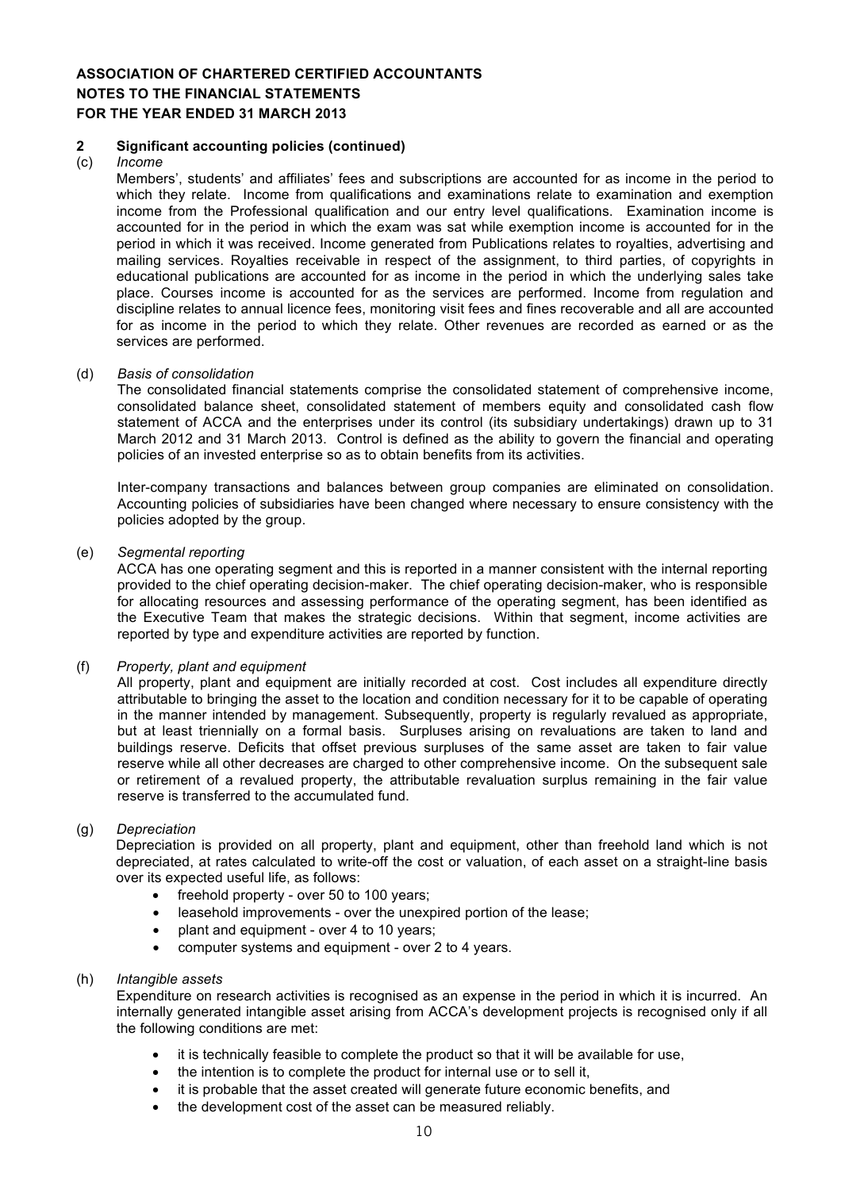**ASSOCIATION OF CHARTERED CERTIFIED ACCOUNTANTS**
**NOTES TO THE FINANCIAL STATEMENTS**
**FOR THE YEAR ENDED 31 MARCH 2013**

## 2 Significant accounting policies (continued)

(c) *Income*

Members', students' and affiliates' fees and subscriptions are accounted for as income in the period to which they relate. Income from qualifications and examinations relate to examination and exemption income from the Professional qualification and our entry level qualifications. Examination income is accounted for in the period in which the exam was sat while exemption income is accounted for in the period in which it was received. Income generated from Publications relates to royalties, advertising and mailing services. Royalties receivable in respect of the assignment, to third parties, of copyrights in educational publications are accounted for as income in the period in which the underlying sales take place. Courses income is accounted for as the services are performed. Income from regulation and discipline relates to annual licence fees, monitoring visit fees and fines recoverable and all are accounted for as income in the period to which they relate. Other revenues are recorded as earned or as the services are performed.

(d) *Basis of consolidation*

The consolidated financial statements comprise the consolidated statement of comprehensive income, consolidated balance sheet, consolidated statement of members equity and consolidated cash flow statement of ACCA and the enterprises under its control (its subsidiary undertakings) drawn up to 31 March 2012 and 31 March 2013. Control is defined as the ability to govern the financial and operating policies of an invested enterprise so as to obtain benefits from its activities.

Inter-company transactions and balances between group companies are eliminated on consolidation. Accounting policies of subsidiaries have been changed where necessary to ensure consistency with the policies adopted by the group.

(e) *Segmental reporting*

ACCA has one operating segment and this is reported in a manner consistent with the internal reporting provided to the chief operating decision-maker. The chief operating decision-maker, who is responsible for allocating resources and assessing performance of the operating segment, has been identified as the Executive Team that makes the strategic decisions. Within that segment, income activities are reported by type and expenditure activities are reported by function.

(f) *Property, plant and equipment*

All property, plant and equipment are initially recorded at cost. Cost includes all expenditure directly attributable to bringing the asset to the location and condition necessary for it to be capable of operating in the manner intended by management. Subsequently, property is regularly revalued as appropriate, but at least triennially on a formal basis. Surpluses arising on revaluations are taken to land and buildings reserve. Deficits that offset previous surpluses of the same asset are taken to fair value reserve while all other decreases are charged to other comprehensive income. On the subsequent sale or retirement of a revalued property, the attributable revaluation surplus remaining in the fair value reserve is transferred to the accumulated fund.

(g) *Depreciation*

Depreciation is provided on all property, plant and equipment, other than freehold land which is not depreciated, at rates calculated to write-off the cost or valuation, of each asset on a straight-line basis over its expected useful life, as follows:

- freehold property - over 50 to 100 years;
- leasehold improvements - over the unexpired portion of the lease;
- plant and equipment - over 4 to 10 years;
- computer systems and equipment - over 2 to 4 years.

(h) *Intangible assets*

Expenditure on research activities is recognised as an expense in the period in which it is incurred. An internally generated intangible asset arising from ACCA's development projects is recognised only if all the following conditions are met:

- it is technically feasible to complete the product so that it will be available for use,
- the intention is to complete the product for internal use or to sell it,
- it is probable that the asset created will generate future economic benefits, and
- the development cost of the asset can be measured reliably.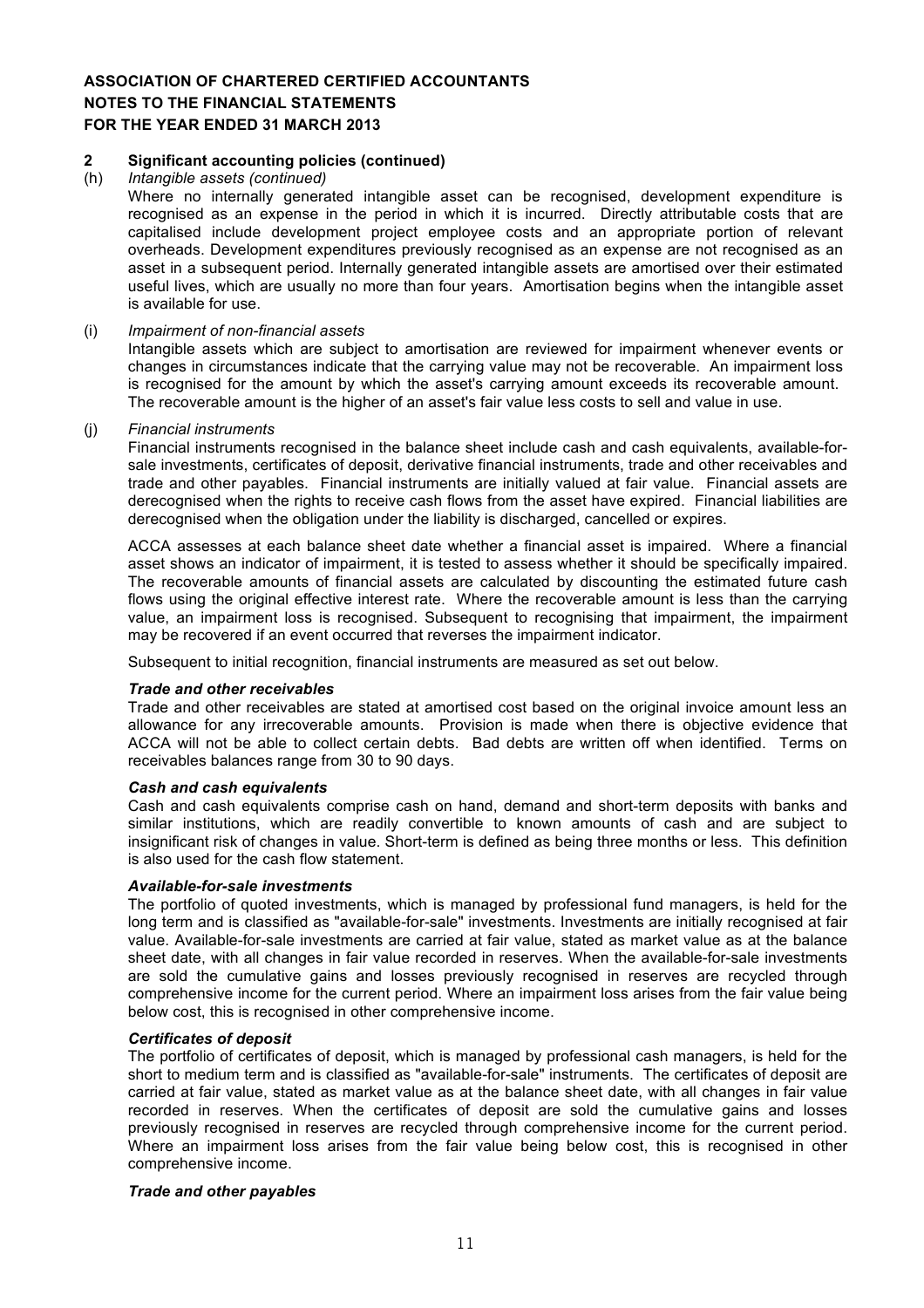**ASSOCIATION OF CHARTERED CERTIFIED ACCOUNTANTS**
**NOTES TO THE FINANCIAL STATEMENTS**
**FOR THE YEAR ENDED 31 MARCH 2013**

## 2 Significant accounting policies (continued)

(h) *Intangible assets (continued)*

Where no internally generated intangible asset can be recognised, development expenditure is recognised as an expense in the period in which it is incurred. Directly attributable costs that are capitalised include development project employee costs and an appropriate portion of relevant overheads. Development expenditures previously recognised as an expense are not recognised as an asset in a subsequent period. Internally generated intangible assets are amortised over their estimated useful lives, which are usually no more than four years. Amortisation begins when the intangible asset is available for use.

(i) *Impairment of non-financial assets*

Intangible assets which are subject to amortisation are reviewed for impairment whenever events or changes in circumstances indicate that the carrying value may not be recoverable. An impairment loss is recognised for the amount by which the asset's carrying amount exceeds its recoverable amount. The recoverable amount is the higher of an asset's fair value less costs to sell and value in use.

(j) *Financial instruments*

Financial instruments recognised in the balance sheet include cash and cash equivalents, available-for-sale investments, certificates of deposit, derivative financial instruments, trade and other receivables and trade and other payables. Financial instruments are initially valued at fair value. Financial assets are derecognised when the rights to receive cash flows from the asset have expired. Financial liabilities are derecognised when the obligation under the liability is discharged, cancelled or expires.

ACCA assesses at each balance sheet date whether a financial asset is impaired. Where a financial asset shows an indicator of impairment, it is tested to assess whether it should be specifically impaired. The recoverable amounts of financial assets are calculated by discounting the estimated future cash flows using the original effective interest rate. Where the recoverable amount is less than the carrying value, an impairment loss is recognised. Subsequent to recognising that impairment, the impairment may be recovered if an event occurred that reverses the impairment indicator.

Subsequent to initial recognition, financial instruments are measured as set out below.

***Trade and other receivables***

Trade and other receivables are stated at amortised cost based on the original invoice amount less an allowance for any irrecoverable amounts. Provision is made when there is objective evidence that ACCA will not be able to collect certain debts. Bad debts are written off when identified. Terms on receivables balances range from 30 to 90 days.

***Cash and cash equivalents***

Cash and cash equivalents comprise cash on hand, demand and short-term deposits with banks and similar institutions, which are readily convertible to known amounts of cash and are subject to insignificant risk of changes in value. Short-term is defined as being three months or less. This definition is also used for the cash flow statement.

***Available-for-sale investments***

The portfolio of quoted investments, which is managed by professional fund managers, is held for the long term and is classified as "available-for-sale" investments. Investments are initially recognised at fair value. Available-for-sale investments are carried at fair value, stated as market value as at the balance sheet date, with all changes in fair value recorded in reserves. When the available-for-sale investments are sold the cumulative gains and losses previously recognised in reserves are recycled through comprehensive income for the current period. Where an impairment loss arises from the fair value being below cost, this is recognised in other comprehensive income.

***Certificates of deposit***

The portfolio of certificates of deposit, which is managed by professional cash managers, is held for the short to medium term and is classified as "available-for-sale" instruments. The certificates of deposit are carried at fair value, stated as market value as at the balance sheet date, with all changes in fair value recorded in reserves. When the certificates of deposit are sold the cumulative gains and losses previously recognised in reserves are recycled through comprehensive income for the current period. Where an impairment loss arises from the fair value being below cost, this is recognised in other comprehensive income.

***Trade and other payables***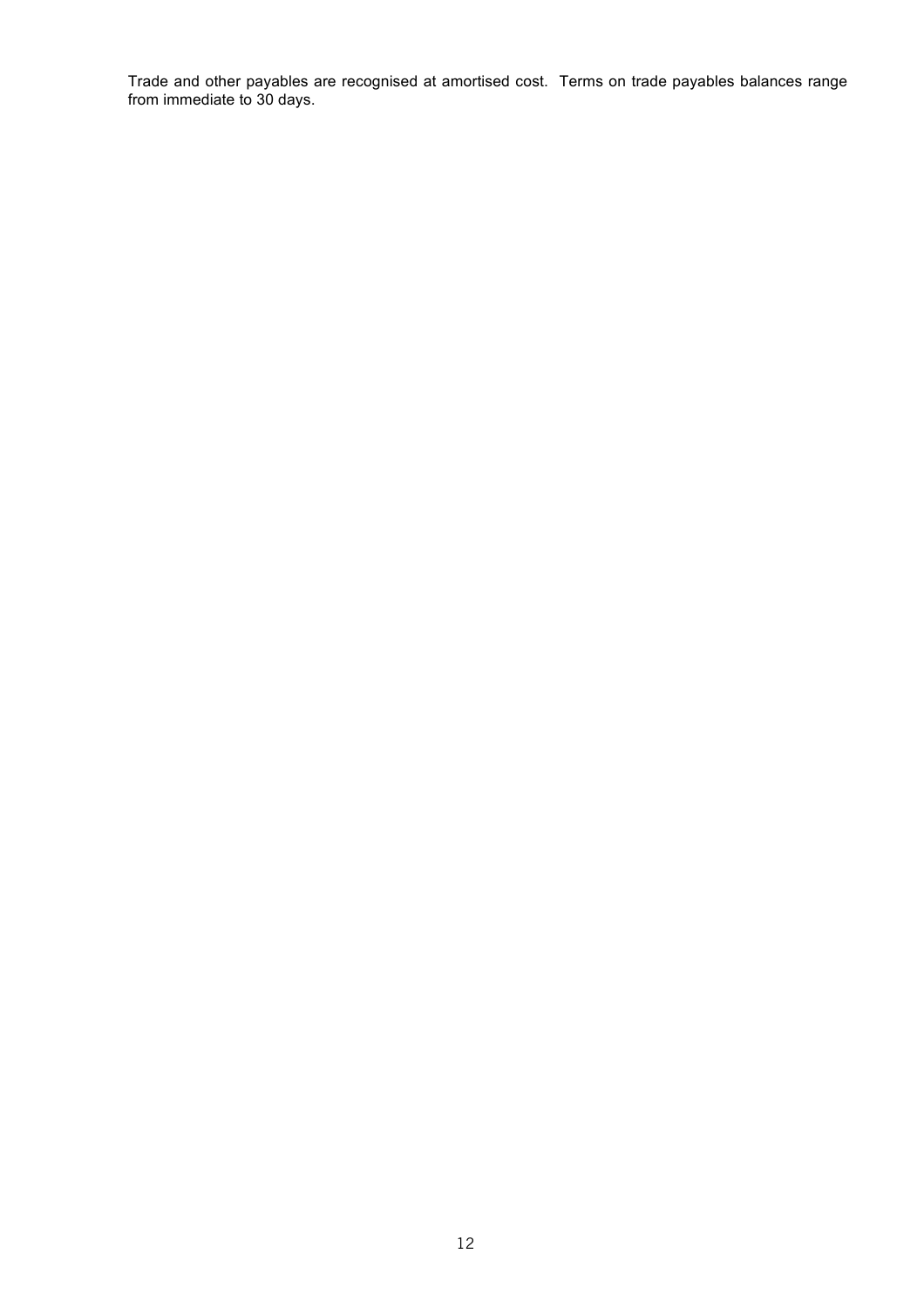Trade and other payables are recognised at amortised cost. Terms on trade payables balances range from immediate to 30 days.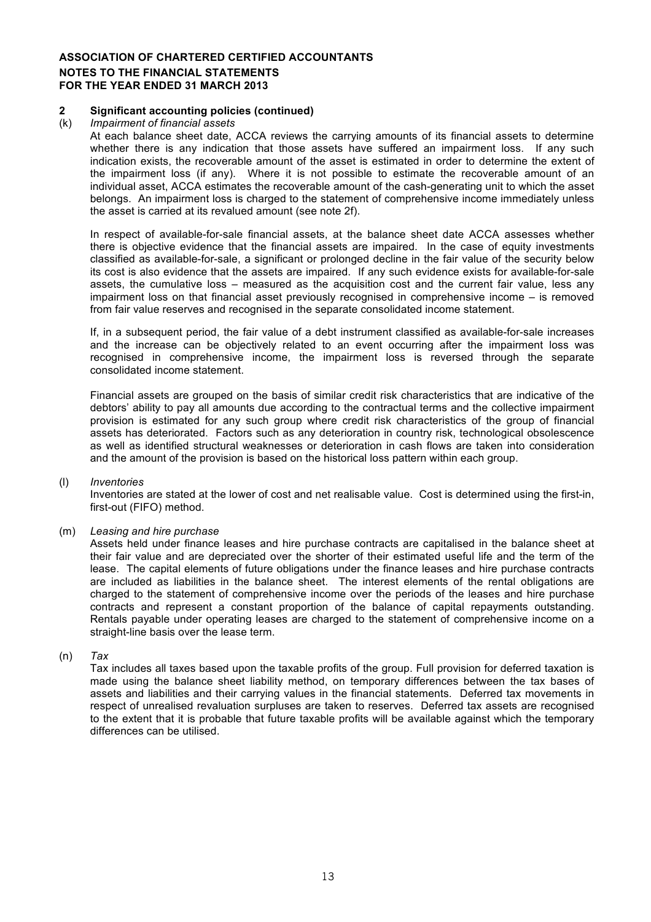**ASSOCIATION OF CHARTERED CERTIFIED ACCOUNTANTS**
**NOTES TO THE FINANCIAL STATEMENTS**
**FOR THE YEAR ENDED 31 MARCH 2013**

**2 Significant accounting policies (continued)**

(k) *Impairment of financial assets*

At each balance sheet date, ACCA reviews the carrying amounts of its financial assets to determine whether there is any indication that those assets have suffered an impairment loss. If any such indication exists, the recoverable amount of the asset is estimated in order to determine the extent of the impairment loss (if any). Where it is not possible to estimate the recoverable amount of an individual asset, ACCA estimates the recoverable amount of the cash-generating unit to which the asset belongs. An impairment loss is charged to the statement of comprehensive income immediately unless the asset is carried at its revalued amount (see note 2f).

In respect of available-for-sale financial assets, at the balance sheet date ACCA assesses whether there is objective evidence that the financial assets are impaired. In the case of equity investments classified as available-for-sale, a significant or prolonged decline in the fair value of the security below its cost is also evidence that the assets are impaired. If any such evidence exists for available-for-sale assets, the cumulative loss – measured as the acquisition cost and the current fair value, less any impairment loss on that financial asset previously recognised in comprehensive income – is removed from fair value reserves and recognised in the separate consolidated income statement.

If, in a subsequent period, the fair value of a debt instrument classified as available-for-sale increases and the increase can be objectively related to an event occurring after the impairment loss was recognised in comprehensive income, the impairment loss is reversed through the separate consolidated income statement.

Financial assets are grouped on the basis of similar credit risk characteristics that are indicative of the debtors' ability to pay all amounts due according to the contractual terms and the collective impairment provision is estimated for any such group where credit risk characteristics of the group of financial assets has deteriorated. Factors such as any deterioration in country risk, technological obsolescence as well as identified structural weaknesses or deterioration in cash flows are taken into consideration and the amount of the provision is based on the historical loss pattern within each group.

(l) *Inventories*

Inventories are stated at the lower of cost and net realisable value. Cost is determined using the first-in, first-out (FIFO) method.

(m) *Leasing and hire purchase*

Assets held under finance leases and hire purchase contracts are capitalised in the balance sheet at their fair value and are depreciated over the shorter of their estimated useful life and the term of the lease. The capital elements of future obligations under the finance leases and hire purchase contracts are included as liabilities in the balance sheet. The interest elements of the rental obligations are charged to the statement of comprehensive income over the periods of the leases and hire purchase contracts and represent a constant proportion of the balance of capital repayments outstanding. Rentals payable under operating leases are charged to the statement of comprehensive income on a straight-line basis over the lease term.

(n) *Tax*

Tax includes all taxes based upon the taxable profits of the group. Full provision for deferred taxation is made using the balance sheet liability method, on temporary differences between the tax bases of assets and liabilities and their carrying values in the financial statements. Deferred tax movements in respect of unrealised revaluation surpluses are taken to reserves. Deferred tax assets are recognised to the extent that it is probable that future taxable profits will be available against which the temporary differences can be utilised.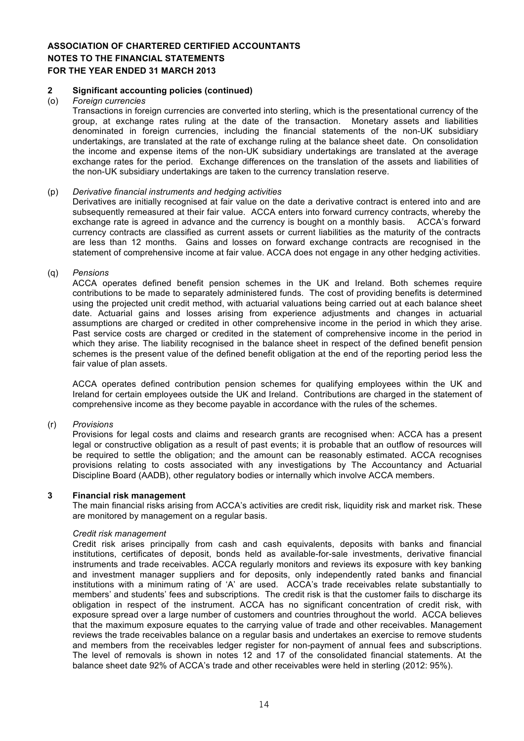**ASSOCIATION OF CHARTERED CERTIFIED ACCOUNTANTS**
**NOTES TO THE FINANCIAL STATEMENTS**
**FOR THE YEAR ENDED 31 MARCH 2013**

## 2 Significant accounting policies (continued)

(o) *Foreign currencies*

Transactions in foreign currencies are converted into sterling, which is the presentational currency of the group, at exchange rates ruling at the date of the transaction. Monetary assets and liabilities denominated in foreign currencies, including the financial statements of the non-UK subsidiary undertakings, are translated at the rate of exchange ruling at the balance sheet date. On consolidation the income and expense items of the non-UK subsidiary undertakings are translated at the average exchange rates for the period. Exchange differences on the translation of the assets and liabilities of the non-UK subsidiary undertakings are taken to the currency translation reserve.

(p) *Derivative financial instruments and hedging activities*

Derivatives are initially recognised at fair value on the date a derivative contract is entered into and are subsequently remeasured at their fair value. ACCA enters into forward currency contracts, whereby the exchange rate is agreed in advance and the currency is bought on a monthly basis. ACCA's forward currency contracts are classified as current assets or current liabilities as the maturity of the contracts are less than 12 months. Gains and losses on forward exchange contracts are recognised in the statement of comprehensive income at fair value. ACCA does not engage in any other hedging activities.

(q) *Pensions*

ACCA operates defined benefit pension schemes in the UK and Ireland. Both schemes require contributions to be made to separately administered funds. The cost of providing benefits is determined using the projected unit credit method, with actuarial valuations being carried out at each balance sheet date. Actuarial gains and losses arising from experience adjustments and changes in actuarial assumptions are charged or credited in other comprehensive income in the period in which they arise. Past service costs are charged or credited in the statement of comprehensive income in the period in which they arise. The liability recognised in the balance sheet in respect of the defined benefit pension schemes is the present value of the defined benefit obligation at the end of the reporting period less the fair value of plan assets.

ACCA operates defined contribution pension schemes for qualifying employees within the UK and Ireland for certain employees outside the UK and Ireland. Contributions are charged in the statement of comprehensive income as they become payable in accordance with the rules of the schemes.

(r) *Provisions*

Provisions for legal costs and claims and research grants are recognised when: ACCA has a present legal or constructive obligation as a result of past events; it is probable that an outflow of resources will be required to settle the obligation; and the amount can be reasonably estimated. ACCA recognises provisions relating to costs associated with any investigations by The Accountancy and Actuarial Discipline Board (AADB), other regulatory bodies or internally which involve ACCA members.

## 3 Financial risk management

The main financial risks arising from ACCA's activities are credit risk, liquidity risk and market risk. These are monitored by management on a regular basis.

*Credit risk management*

Credit risk arises principally from cash and cash equivalents, deposits with banks and financial institutions, certificates of deposit, bonds held as available-for-sale investments, derivative financial instruments and trade receivables. ACCA regularly monitors and reviews its exposure with key banking and investment manager suppliers and for deposits, only independently rated banks and financial institutions with a minimum rating of 'A' are used. ACCA's trade receivables relate substantially to members' and students' fees and subscriptions. The credit risk is that the customer fails to discharge its obligation in respect of the instrument. ACCA has no significant concentration of credit risk, with exposure spread over a large number of customers and countries throughout the world. ACCA believes that the maximum exposure equates to the carrying value of trade and other receivables. Management reviews the trade receivables balance on a regular basis and undertakes an exercise to remove students and members from the receivables ledger register for non-payment of annual fees and subscriptions. The level of removals is shown in notes 12 and 17 of the consolidated financial statements. At the balance sheet date 92% of ACCA's trade and other receivables were held in sterling (2012: 95%).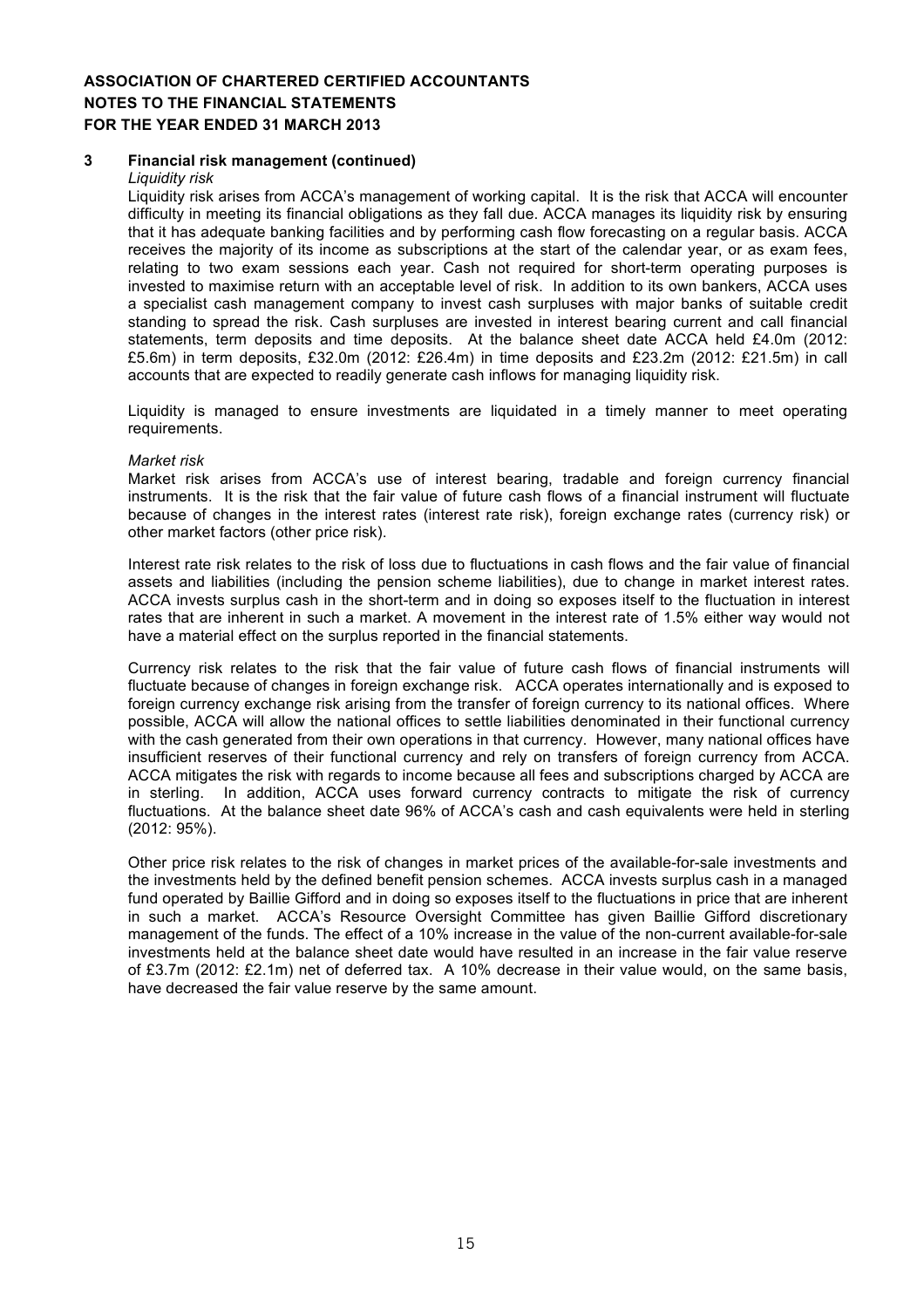# ASSOCIATION OF CHARTERED CERTIFIED ACCOUNTANTS
# NOTES TO THE FINANCIAL STATEMENTS
# FOR THE YEAR ENDED 31 MARCH 2013

## 3 Financial risk management (continued)

*Liquidity risk*

Liquidity risk arises from ACCA's management of working capital. It is the risk that ACCA will encounter difficulty in meeting its financial obligations as they fall due. ACCA manages its liquidity risk by ensuring that it has adequate banking facilities and by performing cash flow forecasting on a regular basis. ACCA receives the majority of its income as subscriptions at the start of the calendar year, or as exam fees, relating to two exam sessions each year. Cash not required for short-term operating purposes is invested to maximise return with an acceptable level of risk. In addition to its own bankers, ACCA uses a specialist cash management company to invest cash surpluses with major banks of suitable credit standing to spread the risk. Cash surpluses are invested in interest bearing current and call financial statements, term deposits and time deposits. At the balance sheet date ACCA held £4.0m (2012: £5.6m) in term deposits, £32.0m (2012: £26.4m) in time deposits and £23.2m (2012: £21.5m) in call accounts that are expected to readily generate cash inflows for managing liquidity risk.

Liquidity is managed to ensure investments are liquidated in a timely manner to meet operating requirements.

*Market risk*

Market risk arises from ACCA's use of interest bearing, tradable and foreign currency financial instruments. It is the risk that the fair value of future cash flows of a financial instrument will fluctuate because of changes in the interest rates (interest rate risk), foreign exchange rates (currency risk) or other market factors (other price risk).

Interest rate risk relates to the risk of loss due to fluctuations in cash flows and the fair value of financial assets and liabilities (including the pension scheme liabilities), due to change in market interest rates. ACCA invests surplus cash in the short-term and in doing so exposes itself to the fluctuation in interest rates that are inherent in such a market. A movement in the interest rate of 1.5% either way would not have a material effect on the surplus reported in the financial statements.

Currency risk relates to the risk that the fair value of future cash flows of financial instruments will fluctuate because of changes in foreign exchange risk. ACCA operates internationally and is exposed to foreign currency exchange risk arising from the transfer of foreign currency to its national offices. Where possible, ACCA will allow the national offices to settle liabilities denominated in their functional currency with the cash generated from their own operations in that currency. However, many national offices have insufficient reserves of their functional currency and rely on transfers of foreign currency from ACCA. ACCA mitigates the risk with regards to income because all fees and subscriptions charged by ACCA are in sterling. In addition, ACCA uses forward currency contracts to mitigate the risk of currency fluctuations. At the balance sheet date 96% of ACCA's cash and cash equivalents were held in sterling (2012: 95%).

Other price risk relates to the risk of changes in market prices of the available-for-sale investments and the investments held by the defined benefit pension schemes. ACCA invests surplus cash in a managed fund operated by Baillie Gifford and in doing so exposes itself to the fluctuations in price that are inherent in such a market. ACCA's Resource Oversight Committee has given Baillie Gifford discretionary management of the funds. The effect of a 10% increase in the value of the non-current available-for-sale investments held at the balance sheet date would have resulted in an increase in the fair value reserve of £3.7m (2012: £2.1m) net of deferred tax. A 10% decrease in their value would, on the same basis, have decreased the fair value reserve by the same amount.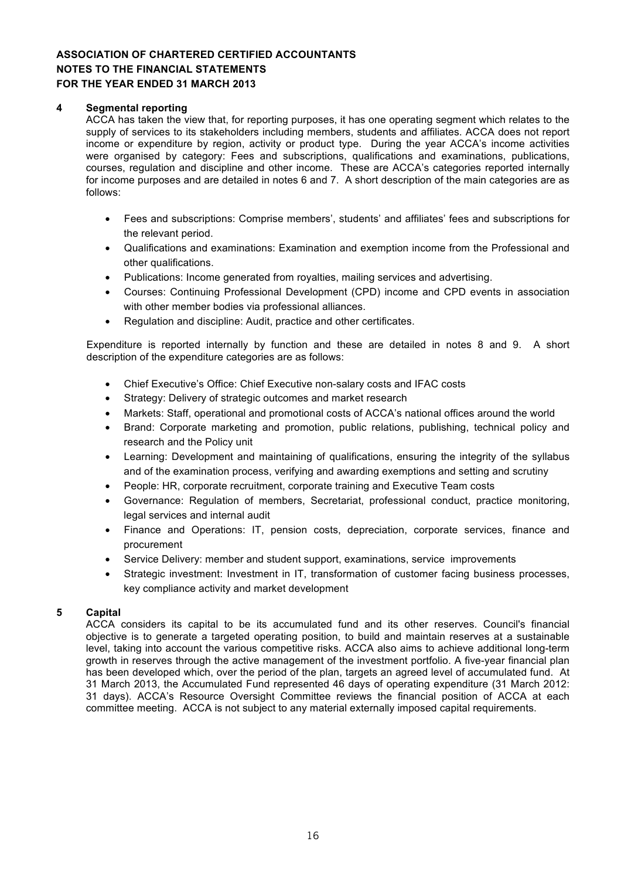**ASSOCIATION OF CHARTERED CERTIFIED ACCOUNTANTS**
**NOTES TO THE FINANCIAL STATEMENTS**
**FOR THE YEAR ENDED 31 MARCH 2013**

## 4 Segmental reporting

ACCA has taken the view that, for reporting purposes, it has one operating segment which relates to the supply of services to its stakeholders including members, students and affiliates. ACCA does not report income or expenditure by region, activity or product type. During the year ACCA's income activities were organised by category: Fees and subscriptions, qualifications and examinations, publications, courses, regulation and discipline and other income. These are ACCA's categories reported internally for income purposes and are detailed in notes 6 and 7. A short description of the main categories are as follows:

- Fees and subscriptions: Comprise members', students' and affiliates' fees and subscriptions for the relevant period.
- Qualifications and examinations: Examination and exemption income from the Professional and other qualifications.
- Publications: Income generated from royalties, mailing services and advertising.
- Courses: Continuing Professional Development (CPD) income and CPD events in association with other member bodies via professional alliances.
- Regulation and discipline: Audit, practice and other certificates.

Expenditure is reported internally by function and these are detailed in notes 8 and 9. A short description of the expenditure categories are as follows:

- Chief Executive's Office: Chief Executive non-salary costs and IFAC costs
- Strategy: Delivery of strategic outcomes and market research
- Markets: Staff, operational and promotional costs of ACCA's national offices around the world
- Brand: Corporate marketing and promotion, public relations, publishing, technical policy and research and the Policy unit
- Learning: Development and maintaining of qualifications, ensuring the integrity of the syllabus and of the examination process, verifying and awarding exemptions and setting and scrutiny
- People: HR, corporate recruitment, corporate training and Executive Team costs
- Governance: Regulation of members, Secretariat, professional conduct, practice monitoring, legal services and internal audit
- Finance and Operations: IT, pension costs, depreciation, corporate services, finance and procurement
- Service Delivery: member and student support, examinations, service improvements
- Strategic investment: Investment in IT, transformation of customer facing business processes, key compliance activity and market development

## 5 Capital

ACCA considers its capital to be its accumulated fund and its other reserves. Council's financial objective is to generate a targeted operating position, to build and maintain reserves at a sustainable level, taking into account the various competitive risks. ACCA also aims to achieve additional long-term growth in reserves through the active management of the investment portfolio. A five-year financial plan has been developed which, over the period of the plan, targets an agreed level of accumulated fund. At 31 March 2013, the Accumulated Fund represented 46 days of operating expenditure (31 March 2012: 31 days). ACCA's Resource Oversight Committee reviews the financial position of ACCA at each committee meeting. ACCA is not subject to any material externally imposed capital requirements.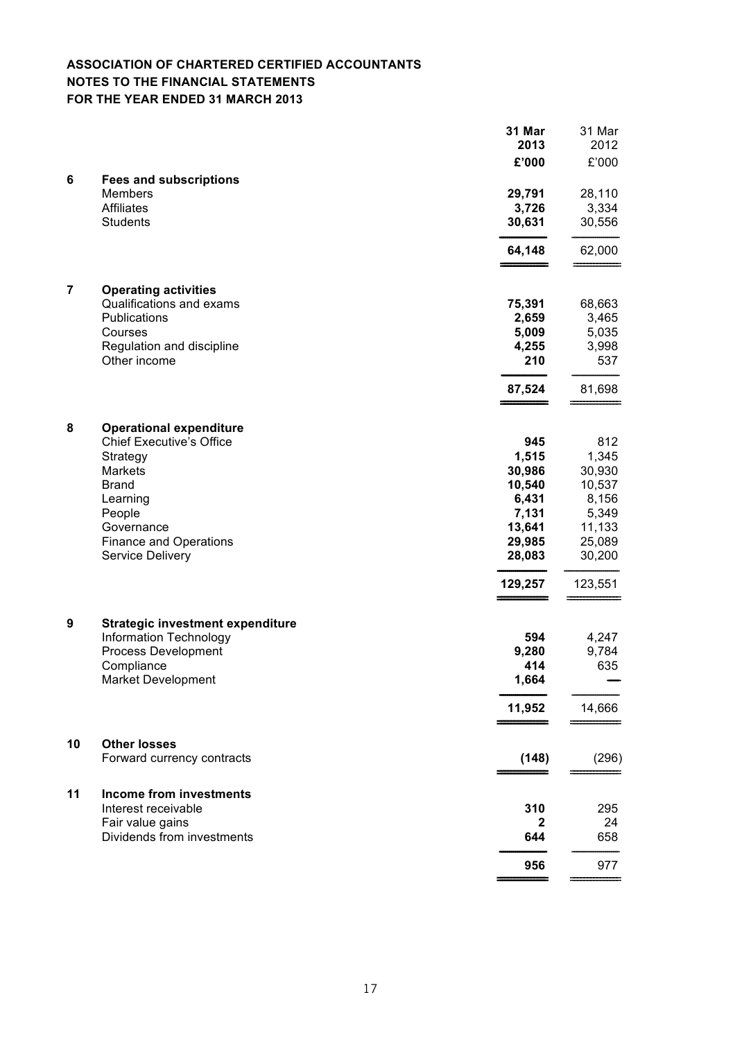**ASSOCIATION OF CHARTERED CERTIFIED ACCOUNTANTS**
**NOTES TO THE FINANCIAL STATEMENTS**
**FOR THE YEAR ENDED 31 MARCH 2013**

| | | 31 Mar 2013 £'000 | 31 Mar 2012 £'000 |
|---|---|---|---|
| **6** | **Fees and subscriptions** | | |
| | Members | **29,791** | 28,110 |
| | Affiliates | **3,726** | 3,334 |
| | Students | **30,631** | 30,556 |
| | | **64,148** | 62,000 |
| **7** | **Operating activities** | | |
| | Qualifications and exams | **75,391** | 68,663 |
| | Publications | **2,659** | 3,465 |
| | Courses | **5,009** | 5,035 |
| | Regulation and discipline | **4,255** | 3,998 |
| | Other income | **210** | 537 |
| | | **87,524** | 81,698 |
| **8** | **Operational expenditure** | | |
| | Chief Executive's Office | **945** | 812 |
| | Strategy | **1,515** | 1,345 |
| | Markets | **30,986** | 30,930 |
| | Brand | **10,540** | 10,537 |
| | Learning | **6,431** | 8,156 |
| | People | **7,131** | 5,349 |
| | Governance | **13,641** | 11,133 |
| | Finance and Operations | **29,985** | 25,089 |
| | Service Delivery | **28,083** | 30,200 |
| | | **129,257** | 123,551 |
| **9** | **Strategic investment expenditure** | | |
| | Information Technology | **594** | 4,247 |
| | Process Development | **9,280** | 9,784 |
| | Compliance | **414** | 635 |
| | Market Development | **1,664** | — |
| | | **11,952** | 14,666 |
| **10** | **Other losses** | | |
| | Forward currency contracts | **(148)** | (296) |
| **11** | **Income from investments** | | |
| | Interest receivable | **310** | 295 |
| | Fair value gains | **2** | 24 |
| | Dividends from investments | **644** | 658 |
| | | **956** | 977 |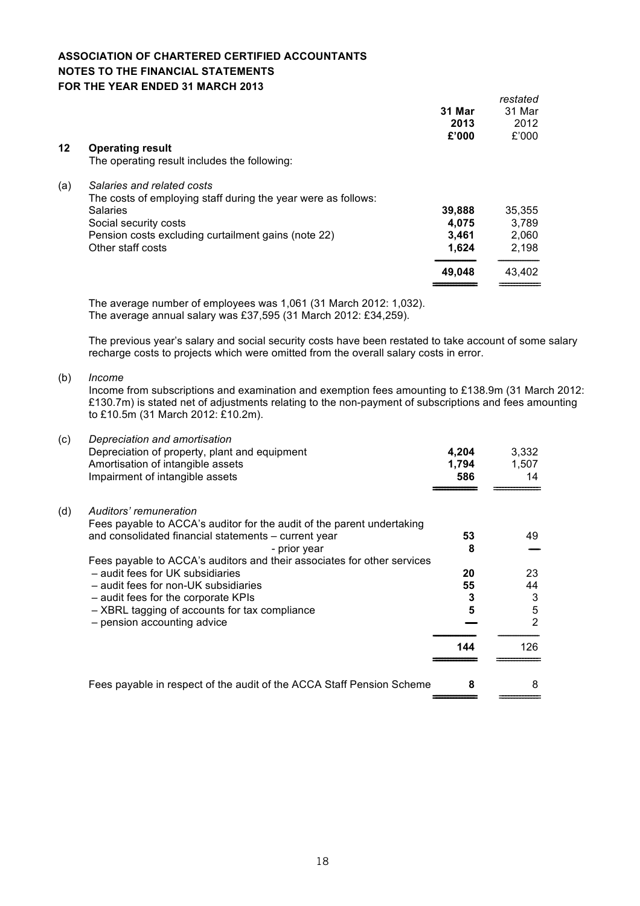**ASSOCIATION OF CHARTERED CERTIFIED ACCOUNTANTS**
**NOTES TO THE FINANCIAL STATEMENTS**
**FOR THE YEAR ENDED 31 MARCH 2013**

| | | 31 Mar 2013 £'000 | *restated* 31 Mar 2012 £'000 |
|---|---|---|---|
| **12** | **Operating result** | | |
| | The operating result includes the following: | | |
| (a) | *Salaries and related costs* | | |
| | The costs of employing staff during the year were as follows: | | |
| | Salaries | **39,888** | 35,355 |
| | Social security costs | **4,075** | 3,789 |
| | Pension costs excluding curtailment gains (note 22) | **3,461** | 2,060 |
| | Other staff costs | **1,624** | 2,198 |
| | | **49,048** | 43,402 |

The average number of employees was 1,061 (31 March 2012: 1,032).
The average annual salary was £37,595 (31 March 2012: £34,259).

The previous year's salary and social security costs have been restated to take account of some salary recharge costs to projects which were omitted from the overall salary costs in error.

(b) *Income*

Income from subscriptions and examination and exemption fees amounting to £138.9m (31 March 2012: £130.7m) is stated net of adjustments relating to the non-payment of subscriptions and fees amounting to £10.5m (31 March 2012: £10.2m).

| | | 31 Mar 2013 £'000 | 31 Mar 2012 £'000 |
|---|---|---|---|
| (c) | *Depreciation and amortisation* | | |
| | Depreciation of property, plant and equipment | **4,204** | 3,332 |
| | Amortisation of intangible assets | **1,794** | 1,507 |
| | Impairment of intangible assets | **586** | 14 |
| (d) | *Auditors' remuneration* | | |
| | Fees payable to ACCA's auditor for the audit of the parent undertaking and consolidated financial statements – current year | **53** | 49 |
| | - prior year | **8** | — |
| | Fees payable to ACCA's auditors and their associates for other services | | |
| | – audit fees for UK subsidiaries | **20** | 23 |
| | – audit fees for non-UK subsidiaries | **55** | 44 |
| | – audit fees for the corporate KPIs | **3** | 3 |
| | – XBRL tagging of accounts for tax compliance | **5** | 5 |
| | – pension accounting advice | **—** | 2 |
| | | **144** | 126 |
| | Fees payable in respect of the audit of the ACCA Staff Pension Scheme | **8** | 8 |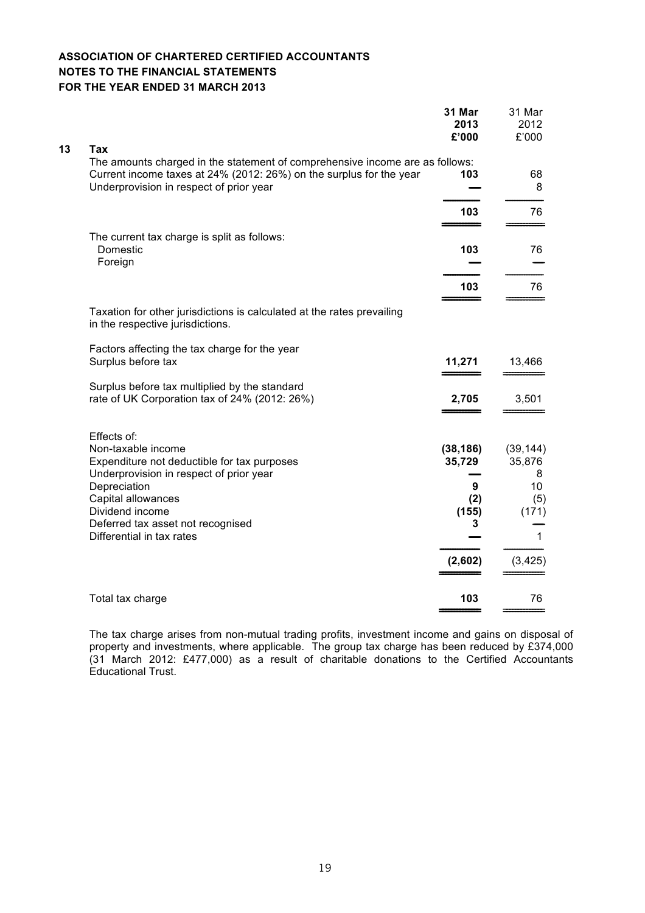**ASSOCIATION OF CHARTERED CERTIFIED ACCOUNTANTS**
**NOTES TO THE FINANCIAL STATEMENTS**
**FOR THE YEAR ENDED 31 MARCH 2013**

## 13 Tax

| | **31 Mar 2013 £'000** | 31 Mar 2012 £'000 |
|---|---|---|
| The amounts charged in the statement of comprehensive income are as follows: | | |
| Current income taxes at 24% (2012: 26%) on the surplus for the year | **103** | 68 |
| Underprovision in respect of prior year | **—** | 8 |
| | **103** | 76 |
| The current tax charge is split as follows: | | |
| Domestic | **103** | 76 |
| Foreign | **—** | — |
| | **103** | 76 |
| Taxation for other jurisdictions is calculated at the rates prevailing in the respective jurisdictions. | | |
| Factors affecting the tax charge for the year | | |
| Surplus before tax | **11,271** | 13,466 |
| Surplus before tax multiplied by the standard rate of UK Corporation tax of 24% (2012: 26%) | **2,705** | 3,501 |
| Effects of: | | |
| Non-taxable income | **(38,186)** | (39,144) |
| Expenditure not deductible for tax purposes | **35,729** | 35,876 |
| Underprovision in respect of prior year | **—** | 8 |
| Depreciation | **9** | 10 |
| Capital allowances | **(2)** | (5) |
| Dividend income | **(155)** | (171) |
| Deferred tax asset not recognised | **3** | — |
| Differential in tax rates | **—** | 1 |
| | **(2,602)** | (3,425) |
| Total tax charge | **103** | 76 |

The tax charge arises from non-mutual trading profits, investment income and gains on disposal of property and investments, where applicable. The group tax charge has been reduced by £374,000 (31 March 2012: £477,000) as a result of charitable donations to the Certified Accountants Educational Trust.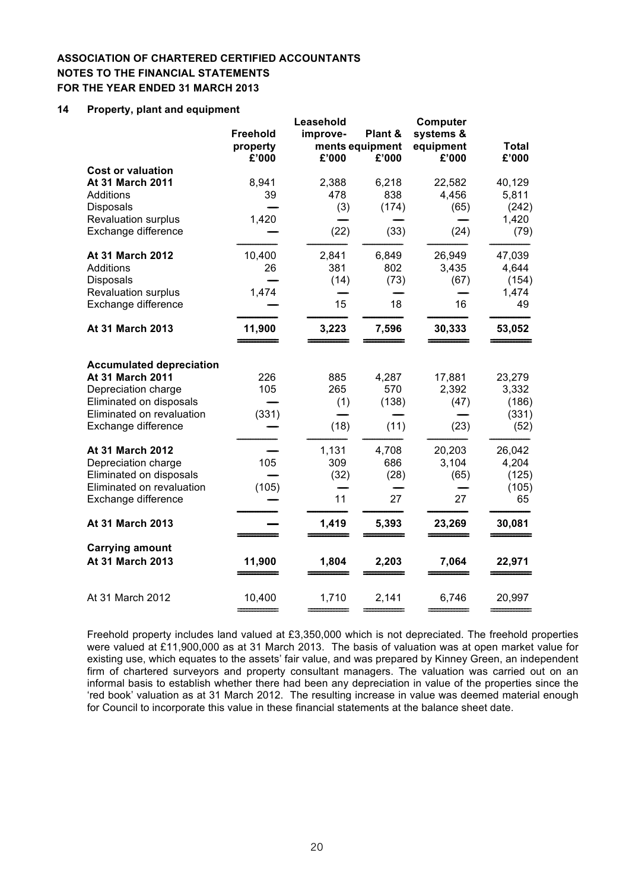**ASSOCIATION OF CHARTERED CERTIFIED ACCOUNTANTS**
**NOTES TO THE FINANCIAL STATEMENTS**
**FOR THE YEAR ENDED 31 MARCH 2013**

## 14 Property, plant and equipment

| | Freehold property £'000 | Leasehold improvements £'000 | Plant & equipment £'000 | Computer systems & equipment £'000 | Total £'000 |
|---|---|---|---|---|---|
| **Cost or valuation** | | | | | |
| **At 31 March 2011** | 8,941 | 2,388 | 6,218 | 22,582 | 40,129 |
| Additions | 39 | 478 | 838 | 4,456 | 5,811 |
| Disposals | — | (3) | (174) | (65) | (242) |
| Revaluation surplus | 1,420 | — | — | — | 1,420 |
| Exchange difference | — | (22) | (33) | (24) | (79) |
| **At 31 March 2012** | 10,400 | 2,841 | 6,849 | 26,949 | 47,039 |
| Additions | 26 | 381 | 802 | 3,435 | 4,644 |
| Disposals | — | (14) | (73) | (67) | (154) |
| Revaluation surplus | 1,474 | — | — | — | 1,474 |
| Exchange difference | — | 15 | 18 | 16 | 49 |
| **At 31 March 2013** | **11,900** | **3,223** | **7,596** | **30,333** | **53,052** |
| **Accumulated depreciation** | | | | | |
| **At 31 March 2011** | 226 | 885 | 4,287 | 17,881 | 23,279 |
| Depreciation charge | 105 | 265 | 570 | 2,392 | 3,332 |
| Eliminated on disposals | — | (1) | (138) | (47) | (186) |
| Eliminated on revaluation | (331) | — | — | — | (331) |
| Exchange difference | — | (18) | (11) | (23) | (52) |
| **At 31 March 2012** | — | 1,131 | 4,708 | 20,203 | 26,042 |
| Depreciation charge | 105 | 309 | 686 | 3,104 | 4,204 |
| Eliminated on disposals | — | (32) | (28) | (65) | (125) |
| Eliminated on revaluation | (105) | — | — | — | (105) |
| Exchange difference | — | 11 | 27 | 27 | 65 |
| **At 31 March 2013** | — | **1,419** | **5,393** | **23,269** | **30,081** |
| **Carrying amount** | | | | | |
| **At 31 March 2013** | **11,900** | **1,804** | **2,203** | **7,064** | **22,971** |
| At 31 March 2012 | 10,400 | 1,710 | 2,141 | 6,746 | 20,997 |

Freehold property includes land valued at £3,350,000 which is not depreciated. The freehold properties were valued at £11,900,000 as at 31 March 2013. The basis of valuation was at open market value for existing use, which equates to the assets' fair value, and was prepared by Kinney Green, an independent firm of chartered surveyors and property consultant managers. The valuation was carried out on an informal basis to establish whether there had been any depreciation in value of the properties since the 'red book' valuation as at 31 March 2012. The resulting increase in value was deemed material enough for Council to incorporate this value in these financial statements at the balance sheet date.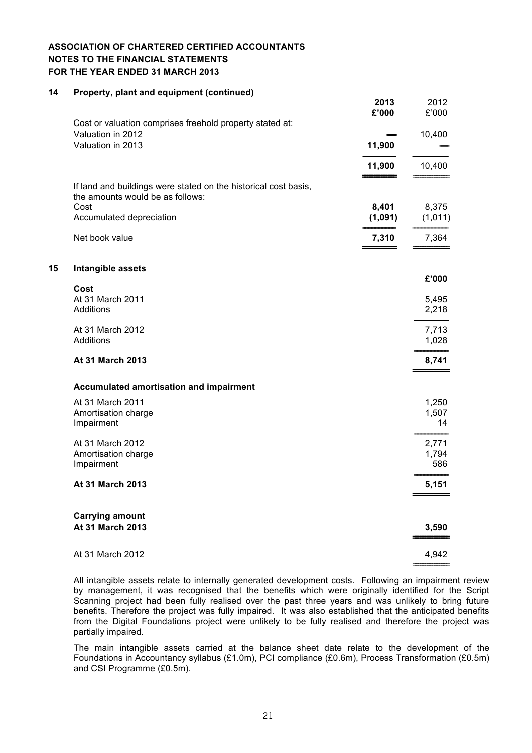**ASSOCIATION OF CHARTERED CERTIFIED ACCOUNTANTS**
**NOTES TO THE FINANCIAL STATEMENTS**
**FOR THE YEAR ENDED 31 MARCH 2013**

## 14 Property, plant and equipment (continued)

| | **2013** | 2012 |
|---|---|---|
| | **£'000** | £'000 |
| Cost or valuation comprises freehold property stated at: | | |
| Valuation in 2012 | **—** | 10,400 |
| Valuation in 2013 | **11,900** | — |
| | **11,900** | 10,400 |
| If land and buildings were stated on the historical cost basis, the amounts would be as follows: | | |
| Cost | **8,401** | 8,375 |
| Accumulated depreciation | **(1,091)** | (1,011) |
| Net book value | **7,310** | 7,364 |

## 15 Intangible assets

| | **£'000** |
|---|---|
| **Cost** | |
| At 31 March 2011 | 5,495 |
| Additions | 2,218 |
| At 31 March 2012 | 7,713 |
| Additions | 1,028 |
| **At 31 March 2013** | **8,741** |
| **Accumulated amortisation and impairment** | |
| At 31 March 2011 | 1,250 |
| Amortisation charge | 1,507 |
| Impairment | 14 |
| At 31 March 2012 | 2,771 |
| Amortisation charge | 1,794 |
| Impairment | 586 |
| **At 31 March 2013** | **5,151** |
| **Carrying amount** | |
| **At 31 March 2013** | **3,590** |
| At 31 March 2012 | 4,942 |

All intangible assets relate to internally generated development costs. Following an impairment review by management, it was recognised that the benefits which were originally identified for the Script Scanning project had been fully realised over the past three years and was unlikely to bring future benefits. Therefore the project was fully impaired. It was also established that the anticipated benefits from the Digital Foundations project were unlikely to be fully realised and therefore the project was partially impaired.

The main intangible assets carried at the balance sheet date relate to the development of the Foundations in Accountancy syllabus (£1.0m), PCI compliance (£0.6m), Process Transformation (£0.5m) and CSI Programme (£0.5m).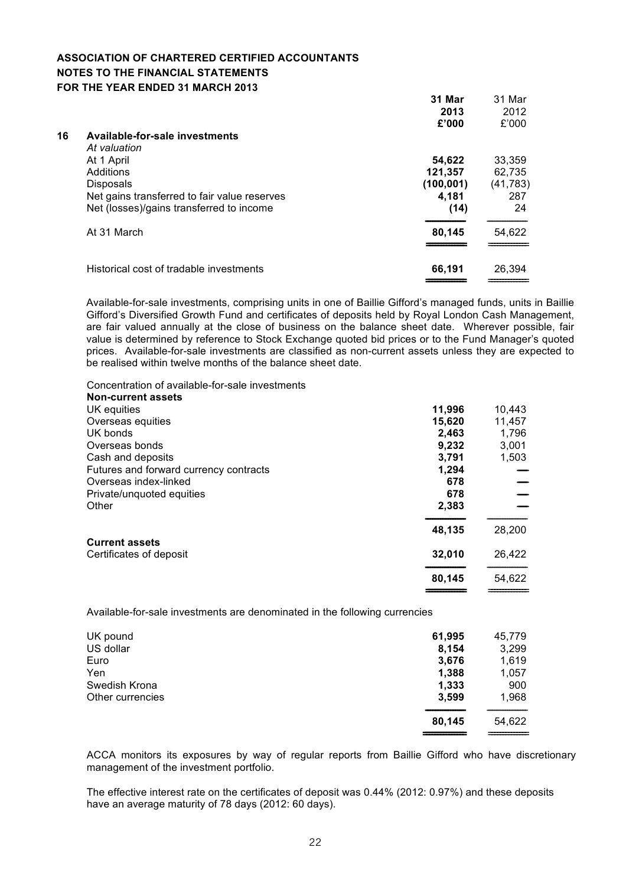**ASSOCIATION OF CHARTERED CERTIFIED ACCOUNTANTS**
**NOTES TO THE FINANCIAL STATEMENTS**
**FOR THE YEAR ENDED 31 MARCH 2013**

## 16 Available-for-sale investments

| | **31 Mar 2013 £'000** | 31 Mar 2012 £'000 |
|---|---|---|
| *At valuation* | | |
| At 1 April | **54,622** | 33,359 |
| Additions | **121,357** | 62,735 |
| Disposals | **(100,001)** | (41,783) |
| Net gains transferred to fair value reserves | **4,181** | 287 |
| Net (losses)/gains transferred to income | **(14)** | 24 |
| At 31 March | **80,145** | 54,622 |
| Historical cost of tradable investments | **66,191** | 26,394 |

Available-for-sale investments, comprising units in one of Baillie Gifford's managed funds, units in Baillie Gifford's Diversified Growth Fund and certificates of deposits held by Royal London Cash Management, are fair valued annually at the close of business on the balance sheet date. Wherever possible, fair value is determined by reference to Stock Exchange quoted bid prices or to the Fund Manager's quoted prices. Available-for-sale investments are classified as non-current assets unless they are expected to be realised within twelve months of the balance sheet date.

Concentration of available-for-sale investments

| | **31 Mar 2013 £'000** | 31 Mar 2012 £'000 |
|---|---|---|
| **Non-current assets** | | |
| UK equities | **11,996** | 10,443 |
| Overseas equities | **15,620** | 11,457 |
| UK bonds | **2,463** | 1,796 |
| Overseas bonds | **9,232** | 3,001 |
| Cash and deposits | **3,791** | 1,503 |
| Futures and forward currency contracts | **1,294** | — |
| Overseas index-linked | **678** | — |
| Private/unquoted equities | **678** | — |
| Other | **2,383** | — |
| | **48,135** | 28,200 |
| **Current assets** | | |
| Certificates of deposit | **32,010** | 26,422 |
| | **80,145** | 54,622 |

Available-for-sale investments are denominated in the following currencies

| | **31 Mar 2013 £'000** | 31 Mar 2012 £'000 |
|---|---|---|
| UK pound | **61,995** | 45,779 |
| US dollar | **8,154** | 3,299 |
| Euro | **3,676** | 1,619 |
| Yen | **1,388** | 1,057 |
| Swedish Krona | **1,333** | 900 |
| Other currencies | **3,599** | 1,968 |
| | **80,145** | 54,622 |

ACCA monitors its exposures by way of regular reports from Baillie Gifford who have discretionary management of the investment portfolio.

The effective interest rate on the certificates of deposit was 0.44% (2012: 0.97%) and these deposits have an average maturity of 78 days (2012: 60 days).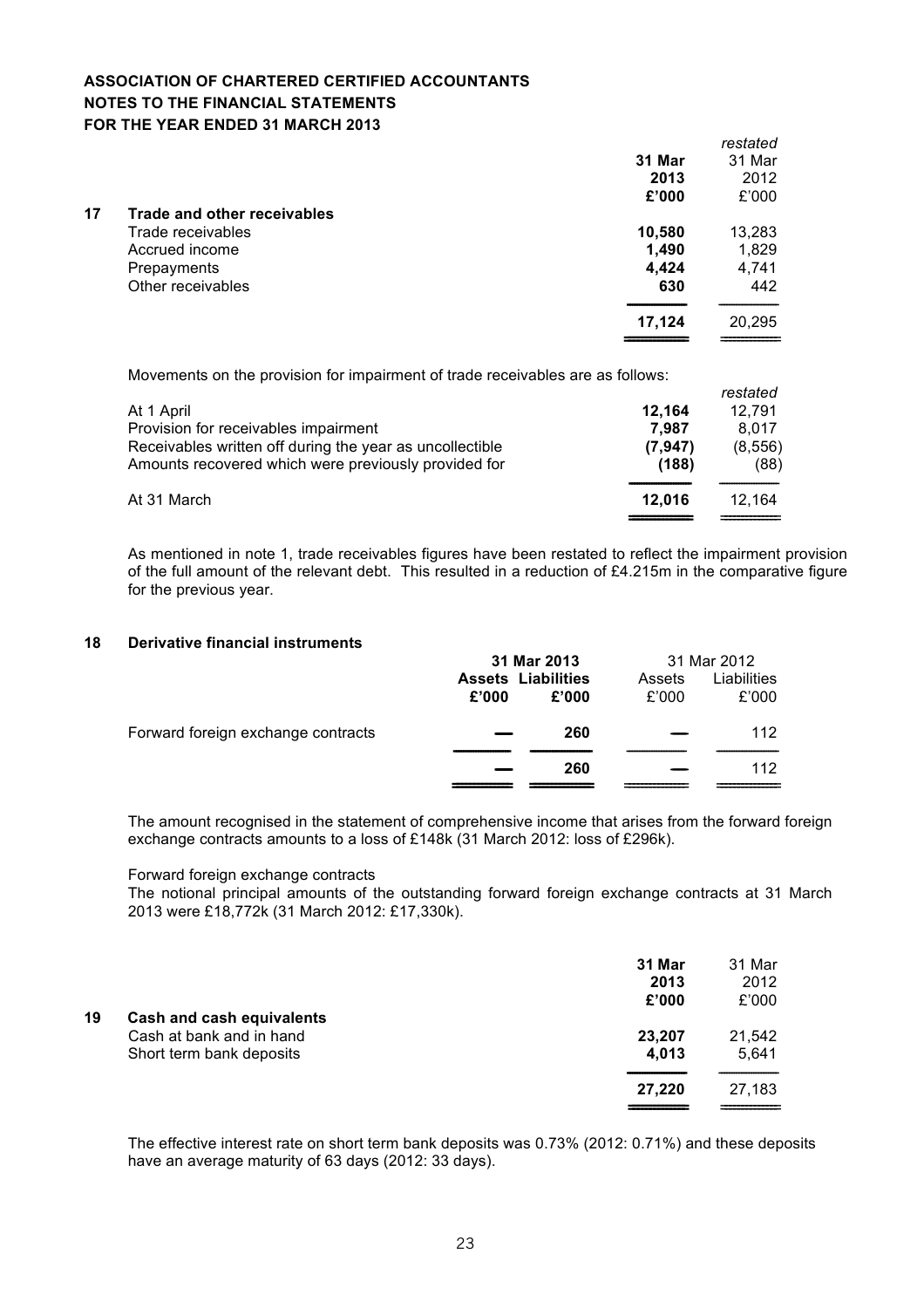**ASSOCIATION OF CHARTERED CERTIFIED ACCOUNTANTS**
**NOTES TO THE FINANCIAL STATEMENTS**
**FOR THE YEAR ENDED 31 MARCH 2013**

| | | 31 Mar 2013 £'000 | *restated* 31 Mar 2012 £'000 |
|---|---|---|---|
| **17** | **Trade and other receivables** | | |
| | Trade receivables | **10,580** | 13,283 |
| | Accrued income | **1,490** | 1,829 |
| | Prepayments | **4,424** | 4,741 |
| | Other receivables | **630** | 442 |
| | | **17,124** | 20,295 |

Movements on the provision for impairment of trade receivables are as follows:

| | 2013 | *restated* 2012 |
|---|---|---|
| At 1 April | **12,164** | 12,791 |
| Provision for receivables impairment | **7,987** | 8,017 |
| Receivables written off during the year as uncollectible | **(7,947)** | (8,556) |
| Amounts recovered which were previously provided for | **(188)** | (88) |
| At 31 March | **12,016** | 12,164 |

As mentioned in note 1, trade receivables figures have been restated to reflect the impairment provision of the full amount of the relevant debt. This resulted in a reduction of £4.215m in the comparative figure for the previous year.

## 18 Derivative financial instruments

| | 31 Mar 2013 | | 31 Mar 2012 | |
|---|---|---|---|---|
| | **Assets £'000** | **Liabilities £'000** | Assets £'000 | Liabilities £'000 |
| Forward foreign exchange contracts | **—** | **260** | — | 112 |
| | **—** | **260** | — | 112 |

The amount recognised in the statement of comprehensive income that arises from the forward foreign exchange contracts amounts to a loss of £148k (31 March 2012: loss of £296k).

Forward foreign exchange contracts
The notional principal amounts of the outstanding forward foreign exchange contracts at 31 March 2013 were £18,772k (31 March 2012: £17,330k).

| | | 31 Mar 2013 £'000 | 31 Mar 2012 £'000 |
|---|---|---|---|
| **19** | **Cash and cash equivalents** | | |
| | Cash at bank and in hand | **23,207** | 21,542 |
| | Short term bank deposits | **4,013** | 5,641 |
| | | **27,220** | 27,183 |

The effective interest rate on short term bank deposits was 0.73% (2012: 0.71%) and these deposits have an average maturity of 63 days (2012: 33 days).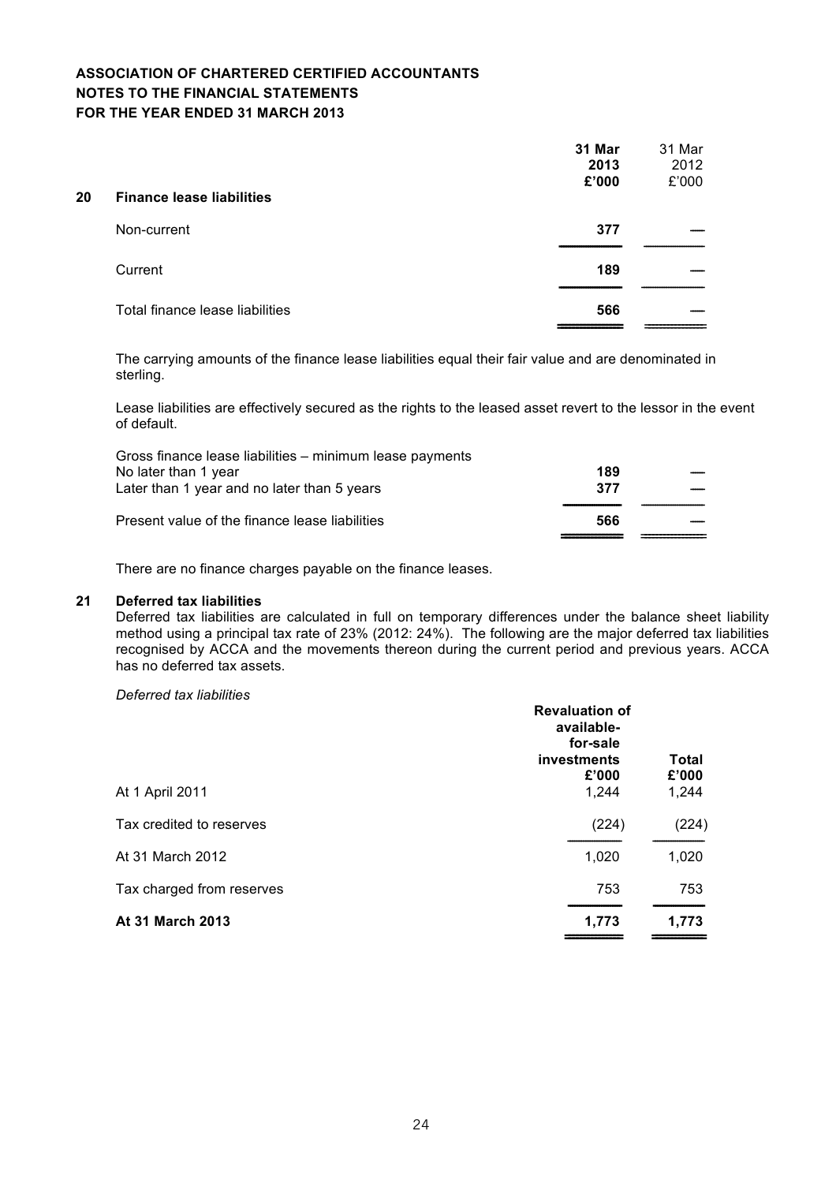**ASSOCIATION OF CHARTERED CERTIFIED ACCOUNTANTS**
**NOTES TO THE FINANCIAL STATEMENTS**
**FOR THE YEAR ENDED 31 MARCH 2013**

| | **31 Mar 2013 £'000** | 31 Mar 2012 £'000 |
|---|---|---|
| **20 Finance lease liabilities** | | |
| Non-current | **377** | — |
| Current | **189** | — |
| Total finance lease liabilities | **566** | — |

The carrying amounts of the finance lease liabilities equal their fair value and are denominated in sterling.

Lease liabilities are effectively secured as the rights to the leased asset revert to the lessor in the event of default.

| | | |
|---|---|---|
| Gross finance lease liabilities – minimum lease payments | | |
| No later than 1 year | **189** | — |
| Later than 1 year and no later than 5 years | **377** | — |
| Present value of the finance lease liabilities | **566** | — |

There are no finance charges payable on the finance leases.

**21 Deferred tax liabilities**

Deferred tax liabilities are calculated in full on temporary differences under the balance sheet liability method using a principal tax rate of 23% (2012: 24%). The following are the major deferred tax liabilities recognised by ACCA and the movements thereon during the current period and previous years. ACCA has no deferred tax assets.

*Deferred tax liabilities*

| | **Revaluation of available-for-sale investments £'000** | **Total £'000** |
|---|---|---|
| At 1 April 2011 | 1,244 | 1,244 |
| Tax credited to reserves | (224) | (224) |
| At 31 March 2012 | 1,020 | 1,020 |
| Tax charged from reserves | 753 | 753 |
| **At 31 March 2013** | **1,773** | **1,773** |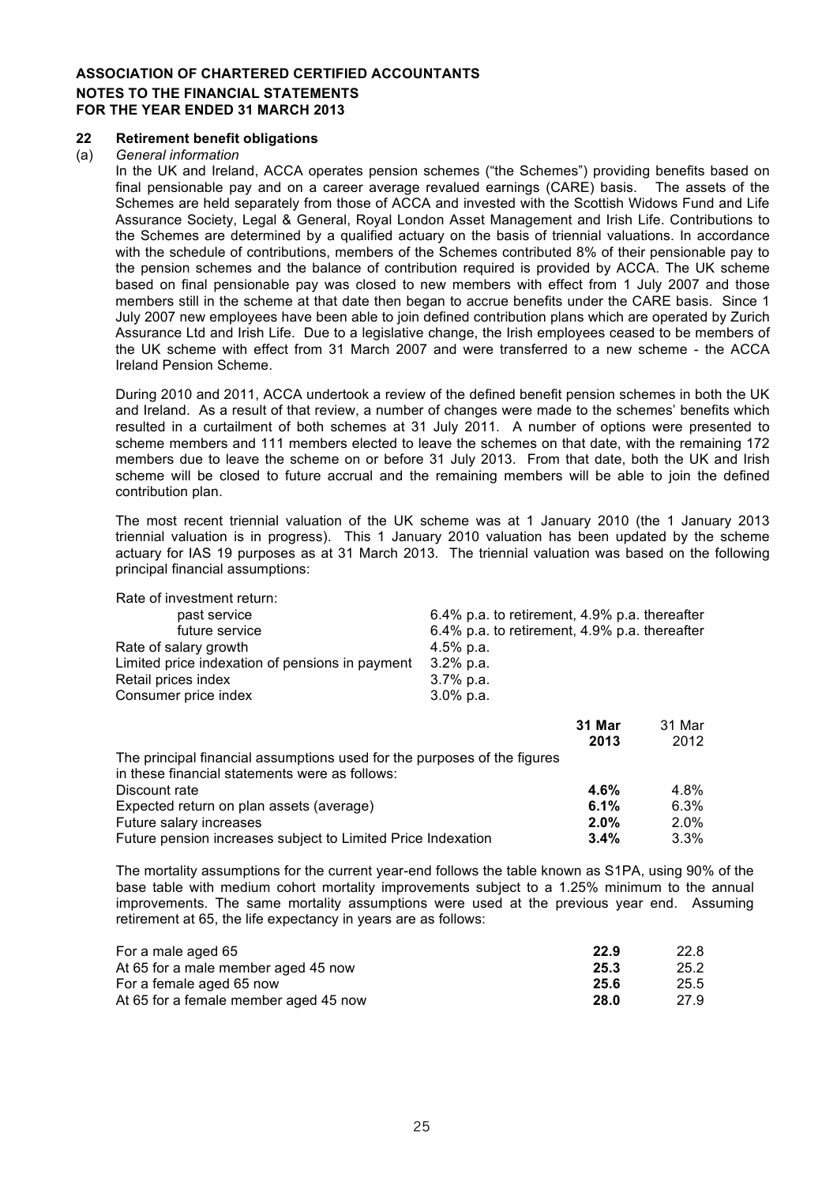**ASSOCIATION OF CHARTERED CERTIFIED ACCOUNTANTS**
**NOTES TO THE FINANCIAL STATEMENTS**
**FOR THE YEAR ENDED 31 MARCH 2013**

## 22 Retirement benefit obligations

(a) *General information*

In the UK and Ireland, ACCA operates pension schemes ("the Schemes") providing benefits based on final pensionable pay and on a career average revalued earnings (CARE) basis. The assets of the Schemes are held separately from those of ACCA and invested with the Scottish Widows Fund and Life Assurance Society, Legal & General, Royal London Asset Management and Irish Life. Contributions to the Schemes are determined by a qualified actuary on the basis of triennial valuations. In accordance with the schedule of contributions, members of the Schemes contributed 8% of their pensionable pay to the pension schemes and the balance of contribution required is provided by ACCA. The UK scheme based on final pensionable pay was closed to new members with effect from 1 July 2007 and those members still in the scheme at that date then began to accrue benefits under the CARE basis. Since 1 July 2007 new employees have been able to join defined contribution plans which are operated by Zurich Assurance Ltd and Irish Life. Due to a legislative change, the Irish employees ceased to be members of the UK scheme with effect from 31 March 2007 and were transferred to a new scheme - the ACCA Ireland Pension Scheme.

During 2010 and 2011, ACCA undertook a review of the defined benefit pension schemes in both the UK and Ireland. As a result of that review, a number of changes were made to the schemes' benefits which resulted in a curtailment of both schemes at 31 July 2011. A number of options were presented to scheme members and 111 members elected to leave the schemes on that date, with the remaining 172 members due to leave the scheme on or before 31 July 2013. From that date, both the UK and Irish scheme will be closed to future accrual and the remaining members will be able to join the defined contribution plan.

The most recent triennial valuation of the UK scheme was at 1 January 2010 (the 1 January 2013 triennial valuation is in progress). This 1 January 2010 valuation has been updated by the scheme actuary for IAS 19 purposes as at 31 March 2013. The triennial valuation was based on the following principal financial assumptions:

| | |
|---|---|
| Rate of investment return: | |
| past service | 6.4% p.a. to retirement, 4.9% p.a. thereafter |
| future service | 6.4% p.a. to retirement, 4.9% p.a. thereafter |
| Rate of salary growth | 4.5% p.a. |
| Limited price indexation of pensions in payment | 3.2% p.a. |
| Retail prices index | 3.7% p.a. |
| Consumer price index | 3.0% p.a. |

| | **31 Mar 2013** | 31 Mar 2012 |
|---|---|---|
| The principal financial assumptions used for the purposes of the figures in these financial statements were as follows: | | |
| Discount rate | **4.6%** | 4.8% |
| Expected return on plan assets (average) | **6.1%** | 6.3% |
| Future salary increases | **2.0%** | 2.0% |
| Future pension increases subject to Limited Price Indexation | **3.4%** | 3.3% |

The mortality assumptions for the current year-end follows the table known as S1PA, using 90% of the base table with medium cohort mortality improvements subject to a 1.25% minimum to the annual improvements. The same mortality assumptions were used at the previous year end. Assuming retirement at 65, the life expectancy in years are as follows:

| | | |
|---|---|---|
| For a male aged 65 | **22.9** | 22.8 |
| At 65 for a male member aged 45 now | **25.3** | 25.2 |
| For a female aged 65 now | **25.6** | 25.5 |
| At 65 for a female member aged 45 now | **28.0** | 27.9 |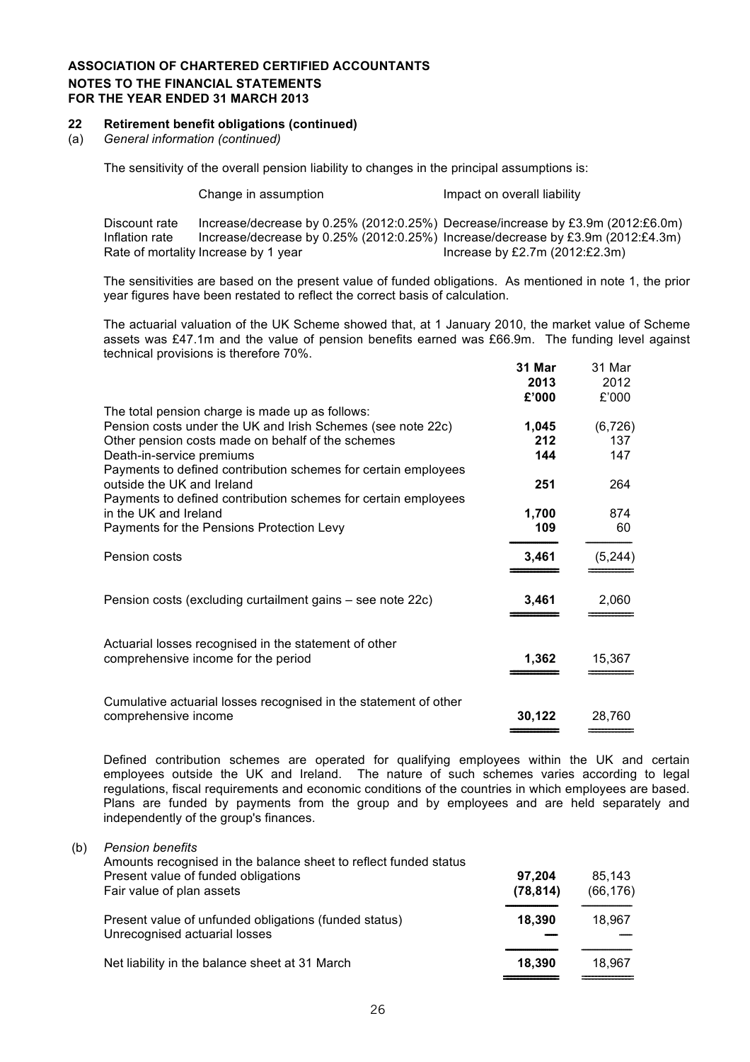**ASSOCIATION OF CHARTERED CERTIFIED ACCOUNTANTS**
**NOTES TO THE FINANCIAL STATEMENTS**
**FOR THE YEAR ENDED 31 MARCH 2013**

## 22 Retirement benefit obligations (continued)

(a) *General information (continued)*

The sensitivity of the overall pension liability to changes in the principal assumptions is:

| | Change in assumption | Impact on overall liability |
|---|---|---|
| Discount rate | Increase/decrease by 0.25% (2012:0.25%) | Decrease/increase by £3.9m (2012:£6.0m) |
| Inflation rate | Increase/decrease by 0.25% (2012:0.25%) | Increase/decrease by £3.9m (2012:£4.3m) |
| Rate of mortality | Increase by 1 year | Increase by £2.7m (2012:£2.3m) |

The sensitivities are based on the present value of funded obligations. As mentioned in note 1, the prior year figures have been restated to reflect the correct basis of calculation.

The actuarial valuation of the UK Scheme showed that, at 1 January 2010, the market value of Scheme assets was £47.1m and the value of pension benefits earned was £66.9m. The funding level against technical provisions is therefore 70%.

| | **31 Mar 2013 £'000** | 31 Mar 2012 £'000 |
|---|---|---|
| The total pension charge is made up as follows: | | |
| Pension costs under the UK and Irish Schemes (see note 22c) | **1,045** | (6,726) |
| Other pension costs made on behalf of the schemes | **212** | 137 |
| Death-in-service premiums | **144** | 147 |
| Payments to defined contribution schemes for certain employees outside the UK and Ireland | **251** | 264 |
| Payments to defined contribution schemes for certain employees in the UK and Ireland | **1,700** | 874 |
| Payments for the Pensions Protection Levy | **109** | 60 |
| Pension costs | **3,461** | (5,244) |
| Pension costs (excluding curtailment gains – see note 22c) | **3,461** | 2,060 |
| Actuarial losses recognised in the statement of other comprehensive income for the period | **1,362** | 15,367 |
| Cumulative actuarial losses recognised in the statement of other comprehensive income | **30,122** | 28,760 |

Defined contribution schemes are operated for qualifying employees within the UK and certain employees outside the UK and Ireland. The nature of such schemes varies according to legal regulations, fiscal requirements and economic conditions of the countries in which employees are based. Plans are funded by payments from the group and by employees and are held separately and independently of the group's finances.

(b) *Pension benefits*

| Amounts recognised in the balance sheet to reflect funded status | | |
|---|---|---|
| Present value of funded obligations | **97,204** | 85,143 |
| Fair value of plan assets | **(78,814)** | (66,176) |
| Present value of unfunded obligations (funded status) | **18,390** | 18,967 |
| Unrecognised actuarial losses | **—** | — |
| Net liability in the balance sheet at 31 March | **18,390** | 18,967 |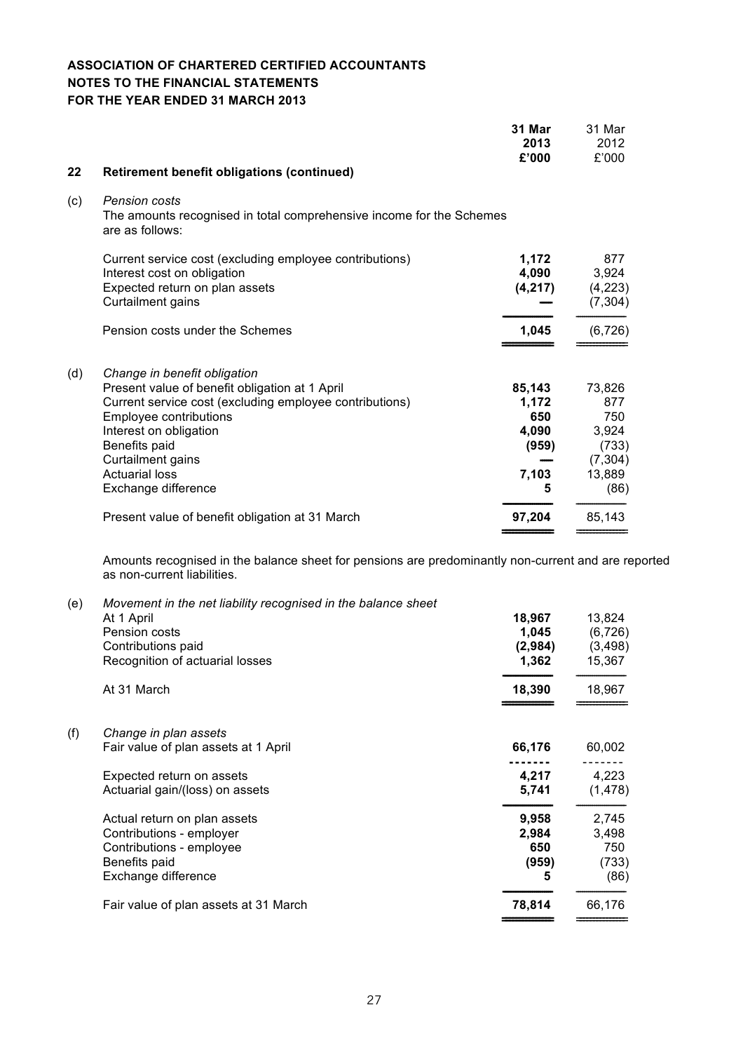**ASSOCIATION OF CHARTERED CERTIFIED ACCOUNTANTS**
**NOTES TO THE FINANCIAL STATEMENTS**
**FOR THE YEAR ENDED 31 MARCH 2013**

| | | **31 Mar 2013 £'000** | 31 Mar 2012 £'000 |
|---|---|---|---|
| **22** | **Retirement benefit obligations (continued)** | | |
| (c) | *Pension costs* | | |
| | The amounts recognised in total comprehensive income for the Schemes are as follows: | | |
| | Current service cost (excluding employee contributions) | **1,172** | 877 |
| | Interest cost on obligation | **4,090** | 3,924 |
| | Expected return on plan assets | **(4,217)** | (4,223) |
| | Curtailment gains | **—** | (7,304) |
| | Pension costs under the Schemes | **1,045** | (6,726) |
| (d) | *Change in benefit obligation* | | |
| | Present value of benefit obligation at 1 April | **85,143** | 73,826 |
| | Current service cost (excluding employee contributions) | **1,172** | 877 |
| | Employee contributions | **650** | 750 |
| | Interest on obligation | **4,090** | 3,924 |
| | Benefits paid | **(959)** | (733) |
| | Curtailment gains | **—** | (7,304) |
| | Actuarial loss | **7,103** | 13,889 |
| | Exchange difference | **5** | (86) |
| | Present value of benefit obligation at 31 March | **97,204** | 85,143 |

Amounts recognised in the balance sheet for pensions are predominantly non-current and are reported as non-current liabilities.

| | | **31 Mar 2013 £'000** | 31 Mar 2012 £'000 |
|---|---|---|---|
| (e) | *Movement in the net liability recognised in the balance sheet* | | |
| | At 1 April | **18,967** | 13,824 |
| | Pension costs | **1,045** | (6,726) |
| | Contributions paid | **(2,984)** | (3,498) |
| | Recognition of actuarial losses | **1,362** | 15,367 |
| | At 31 March | **18,390** | 18,967 |
| (f) | *Change in plan assets* | | |
| | Fair value of plan assets at 1 April | **66,176** | 60,002 |
| | Expected return on assets | **4,217** | 4,223 |
| | Actuarial gain/(loss) on assets | **5,741** | (1,478) |
| | Actual return on plan assets | **9,958** | 2,745 |
| | Contributions - employer | **2,984** | 3,498 |
| | Contributions - employee | **650** | 750 |
| | Benefits paid | **(959)** | (733) |
| | Exchange difference | **5** | (86) |
| | Fair value of plan assets at 31 March | **78,814** | 66,176 |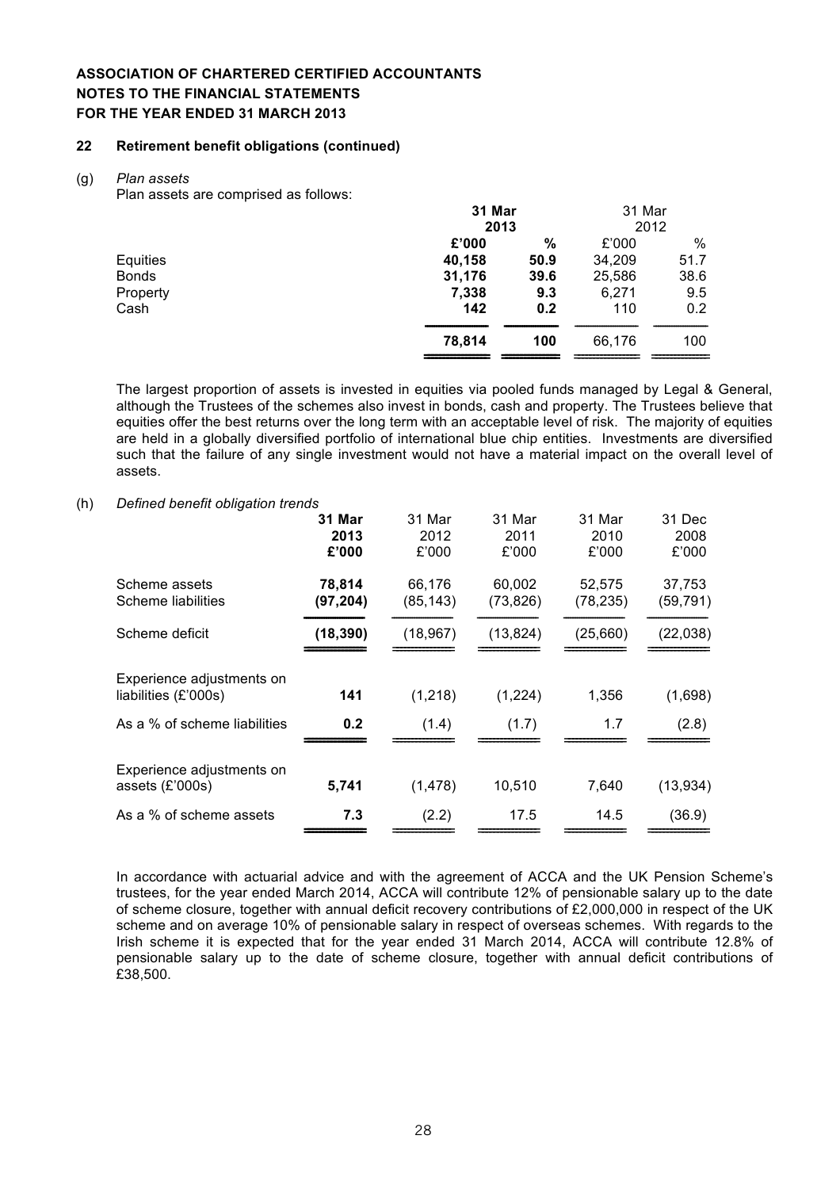**ASSOCIATION OF CHARTERED CERTIFIED ACCOUNTANTS**
**NOTES TO THE FINANCIAL STATEMENTS**
**FOR THE YEAR ENDED 31 MARCH 2013**

## 22 Retirement benefit obligations (continued)

(g) *Plan assets*

Plan assets are comprised as follows:

| | **31 Mar 2013** | | 31 Mar 2012 | |
|---|---|---|---|---|
| | **£'000** | **%** | £'000 | % |
| Equities | **40,158** | **50.9** | 34,209 | 51.7 |
| Bonds | **31,176** | **39.6** | 25,586 | 38.6 |
| Property | **7,338** | **9.3** | 6,271 | 9.5 |
| Cash | **142** | **0.2** | 110 | 0.2 |
| | **78,814** | **100** | 66,176 | 100 |

The largest proportion of assets is invested in equities via pooled funds managed by Legal & General, although the Trustees of the schemes also invest in bonds, cash and property. The Trustees believe that equities offer the best returns over the long term with an acceptable level of risk. The majority of equities are held in a globally diversified portfolio of international blue chip entities. Investments are diversified such that the failure of any single investment would not have a material impact on the overall level of assets.

(h) *Defined benefit obligation trends*

| | **31 Mar 2013 £'000** | 31 Mar 2012 £'000 | 31 Mar 2011 £'000 | 31 Mar 2010 £'000 | 31 Dec 2008 £'000 |
|---|---|---|---|---|---|
| Scheme assets | **78,814** | 66,176 | 60,002 | 52,575 | 37,753 |
| Scheme liabilities | **(97,204)** | (85,143) | (73,826) | (78,235) | (59,791) |
| Scheme deficit | **(18,390)** | (18,967) | (13,824) | (25,660) | (22,038) |
| Experience adjustments on liabilities (£'000s) | **141** | (1,218) | (1,224) | 1,356 | (1,698) |
| As a % of scheme liabilities | **0.2** | (1.4) | (1.7) | 1.7 | (2.8) |
| Experience adjustments on assets (£'000s) | **5,741** | (1,478) | 10,510 | 7,640 | (13,934) |
| As a % of scheme assets | **7.3** | (2.2) | 17.5 | 14.5 | (36.9) |

In accordance with actuarial advice and with the agreement of ACCA and the UK Pension Scheme's trustees, for the year ended March 2014, ACCA will contribute 12% of pensionable salary up to the date of scheme closure, together with annual deficit recovery contributions of £2,000,000 in respect of the UK scheme and on average 10% of pensionable salary in respect of overseas schemes. With regards to the Irish scheme it is expected that for the year ended 31 March 2014, ACCA will contribute 12.8% of pensionable salary up to the date of scheme closure, together with annual deficit contributions of £38,500.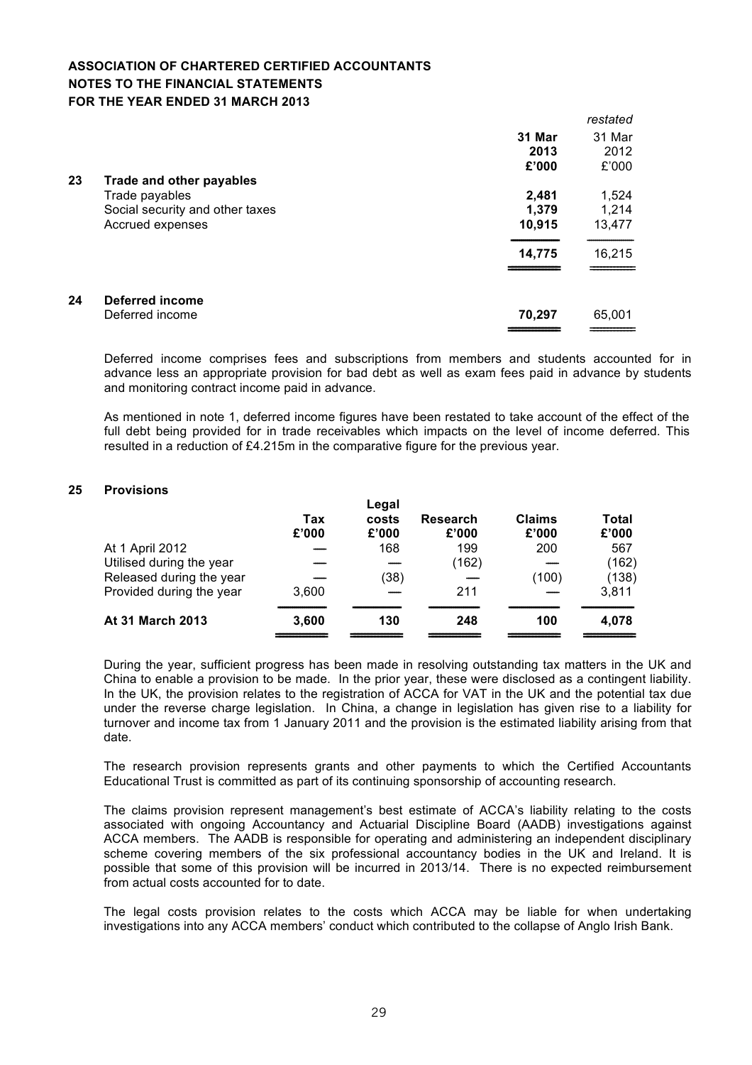**ASSOCIATION OF CHARTERED CERTIFIED ACCOUNTANTS**
**NOTES TO THE FINANCIAL STATEMENTS**
**FOR THE YEAR ENDED 31 MARCH 2013**

| | | 31 Mar 2013 £'000 | *restated* 31 Mar 2012 £'000 |
|---|---|---|---|
| **23** | **Trade and other payables** | | |
| | Trade payables | **2,481** | 1,524 |
| | Social security and other taxes | **1,379** | 1,214 |
| | Accrued expenses | **10,915** | 13,477 |
| | | **14,775** | 16,215 |
| **24** | **Deferred income** | | |
| | Deferred income | **70,297** | 65,001 |

Deferred income comprises fees and subscriptions from members and students accounted for in advance less an appropriate provision for bad debt as well as exam fees paid in advance by students and monitoring contract income paid in advance.

As mentioned in note 1, deferred income figures have been restated to take account of the effect of the full debt being provided for in trade receivables which impacts on the level of income deferred. This resulted in a reduction of £4.215m in the comparative figure for the previous year.

## 25 Provisions

| | Tax £'000 | Legal costs £'000 | Research £'000 | Claims £'000 | Total £'000 |
|---|---|---|---|---|---|
| At 1 April 2012 | — | 168 | 199 | 200 | 567 |
| Utilised during the year | — | — | (162) | — | (162) |
| Released during the year | — | (38) | — | (100) | (138) |
| Provided during the year | 3,600 | — | 211 | — | 3,811 |
| **At 31 March 2013** | **3,600** | **130** | **248** | **100** | **4,078** |

During the year, sufficient progress has been made in resolving outstanding tax matters in the UK and China to enable a provision to be made. In the prior year, these were disclosed as a contingent liability. In the UK, the provision relates to the registration of ACCA for VAT in the UK and the potential tax due under the reverse charge legislation. In China, a change in legislation has given rise to a liability for turnover and income tax from 1 January 2011 and the provision is the estimated liability arising from that date.

The research provision represents grants and other payments to which the Certified Accountants Educational Trust is committed as part of its continuing sponsorship of accounting research.

The claims provision represent management's best estimate of ACCA's liability relating to the costs associated with ongoing Accountancy and Actuarial Discipline Board (AADB) investigations against ACCA members. The AADB is responsible for operating and administering an independent disciplinary scheme covering members of the six professional accountancy bodies in the UK and Ireland. It is possible that some of this provision will be incurred in 2013/14. There is no expected reimbursement from actual costs accounted for to date.

The legal costs provision relates to the costs which ACCA may be liable for when undertaking investigations into any ACCA members' conduct which contributed to the collapse of Anglo Irish Bank.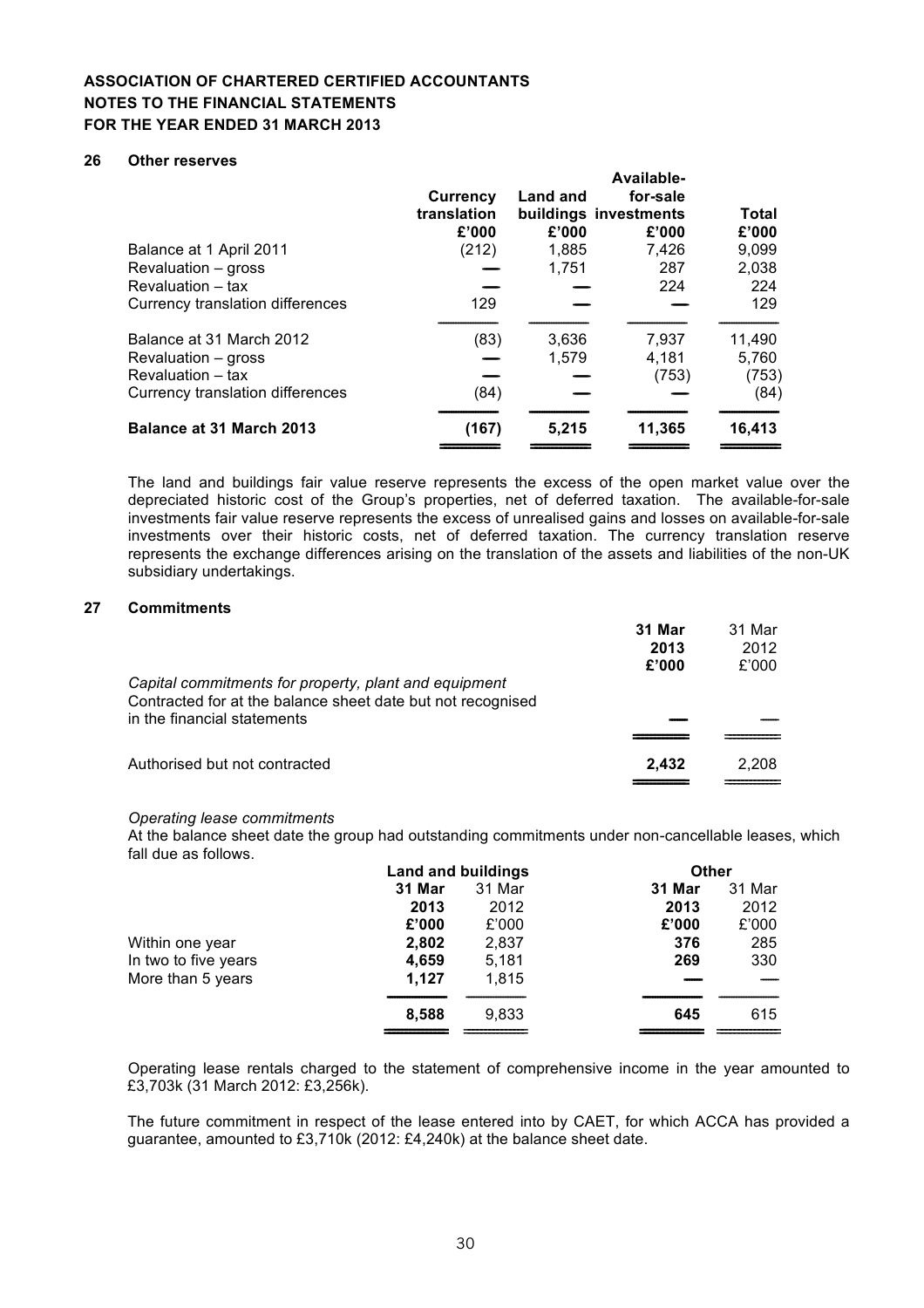**ASSOCIATION OF CHARTERED CERTIFIED ACCOUNTANTS**
**NOTES TO THE FINANCIAL STATEMENTS**
**FOR THE YEAR ENDED 31 MARCH 2013**

## 26 Other reserves

| | Currency translation £'000 | Land and buildings £'000 | Available-for-sale investments £'000 | Total £'000 |
|---|---|---|---|---|
| Balance at 1 April 2011 | (212) | 1,885 | 7,426 | 9,099 |
| Revaluation – gross | — | 1,751 | 287 | 2,038 |
| Revaluation – tax | — | — | 224 | 224 |
| Currency translation differences | 129 | — | — | 129 |
| Balance at 31 March 2012 | (83) | 3,636 | 7,937 | 11,490 |
| Revaluation – gross | — | 1,579 | 4,181 | 5,760 |
| Revaluation – tax | — | — | (753) | (753) |
| Currency translation differences | (84) | — | — | (84) |
| **Balance at 31 March 2013** | **(167)** | **5,215** | **11,365** | **16,413** |

The land and buildings fair value reserve represents the excess of the open market value over the depreciated historic cost of the Group's properties, net of deferred taxation. The available-for-sale investments fair value reserve represents the excess of unrealised gains and losses on available-for-sale investments over their historic costs, net of deferred taxation. The currency translation reserve represents the exchange differences arising on the translation of the assets and liabilities of the non-UK subsidiary undertakings.

## 27 Commitments

| | **31 Mar 2013 £'000** | 31 Mar 2012 £'000 |
|---|---|---|
| *Capital commitments for property, plant and equipment* | | |
| Contracted for at the balance sheet date but not recognised in the financial statements | — | — |
| Authorised but not contracted | **2,432** | 2,208 |

*Operating lease commitments*

At the balance sheet date the group had outstanding commitments under non-cancellable leases, which fall due as follows.

| | Land and buildings | | Other | |
|---|---|---|---|---|
| | **31 Mar 2013 £'000** | 31 Mar 2012 £'000 | **31 Mar 2013 £'000** | 31 Mar 2012 £'000 |
| Within one year | **2,802** | 2,837 | **376** | 285 |
| In two to five years | **4,659** | 5,181 | **269** | 330 |
| More than 5 years | **1,127** | 1,815 | **—** | — |
| | **8,588** | 9,833 | **645** | 615 |

Operating lease rentals charged to the statement of comprehensive income in the year amounted to £3,703k (31 March 2012: £3,256k).

The future commitment in respect of the lease entered into by CAET, for which ACCA has provided a guarantee, amounted to £3,710k (2012: £4,240k) at the balance sheet date.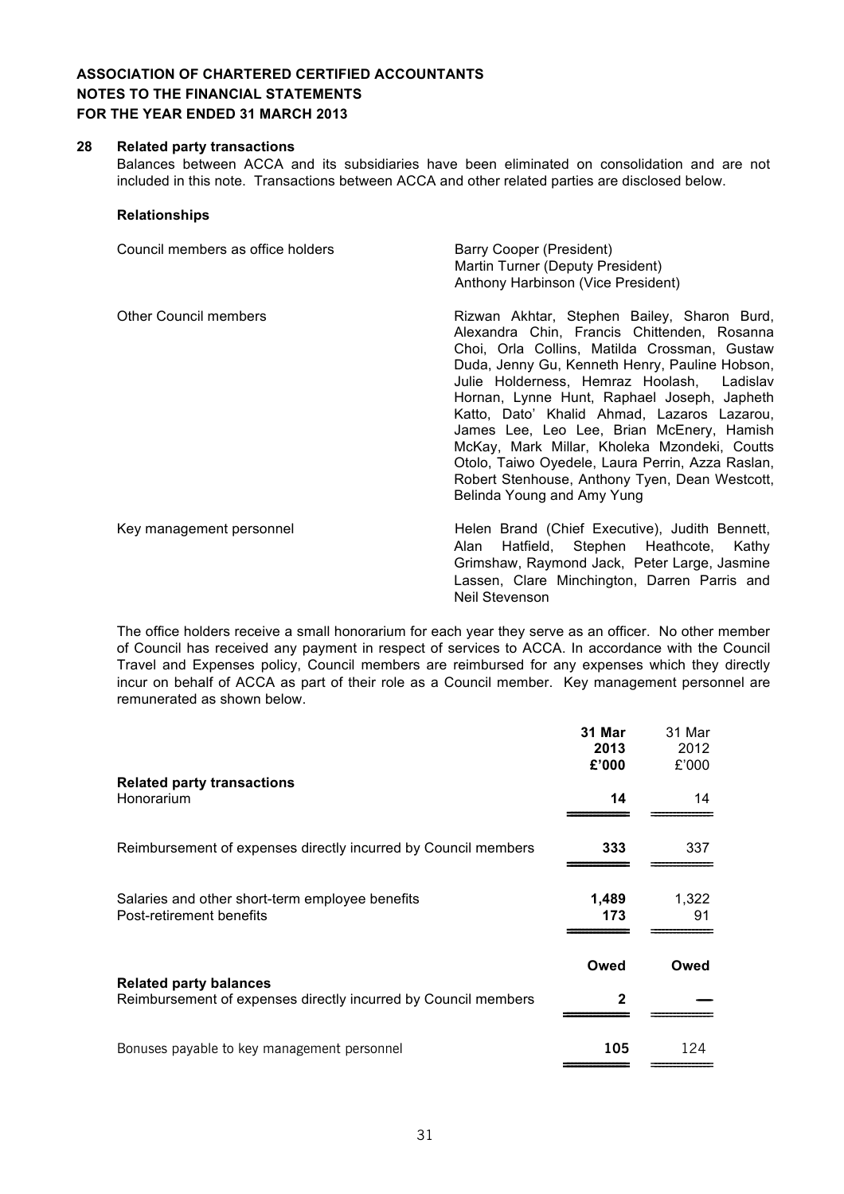**ASSOCIATION OF CHARTERED CERTIFIED ACCOUNTANTS**
**NOTES TO THE FINANCIAL STATEMENTS**
**FOR THE YEAR ENDED 31 MARCH 2013**

## 28 Related party transactions

Balances between ACCA and its subsidiaries have been eliminated on consolidation and are not included in this note. Transactions between ACCA and other related parties are disclosed below.

### Relationships

| | |
|---|---|
| Council members as office holders | Barry Cooper (President)<br>Martin Turner (Deputy President)<br>Anthony Harbinson (Vice President) |
| Other Council members | Rizwan Akhtar, Stephen Bailey, Sharon Burd, Alexandra Chin, Francis Chittenden, Rosanna Choi, Orla Collins, Matilda Crossman, Gustaw Duda, Jenny Gu, Kenneth Henry, Pauline Hobson, Julie Holderness, Hemraz Hoolash, Ladislav Hornan, Lynne Hunt, Raphael Joseph, Japheth Katto, Dato' Khalid Ahmad, Lazaros Lazarou, James Lee, Leo Lee, Brian McEnery, Hamish McKay, Mark Millar, Kholeka Mzondeki, Coutts Otolo, Taiwo Oyedele, Laura Perrin, Azza Raslan, Robert Stenhouse, Anthony Tyen, Dean Westcott, Belinda Young and Amy Yung |
| Key management personnel | Helen Brand (Chief Executive), Judith Bennett, Alan Hatfield, Stephen Heathcote, Kathy Grimshaw, Raymond Jack, Peter Large, Jasmine Lassen, Clare Minchington, Darren Parris and Neil Stevenson |

The office holders receive a small honorarium for each year they serve as an officer. No other member of Council has received any payment in respect of services to ACCA. In accordance with the Council Travel and Expenses policy, Council members are reimbursed for any expenses which they directly incur on behalf of ACCA as part of their role as a Council member. Key management personnel are remunerated as shown below.

| | **31 Mar 2013 £'000** | 31 Mar 2012 £'000 |
|---|---|---|
| **Related party transactions** | | |
| Honorarium | **14** | 14 |
| Reimbursement of expenses directly incurred by Council members | **333** | 337 |
| Salaries and other short-term employee benefits | **1,489** | 1,322 |
| Post-retirement benefits | **173** | 91 |
| | **Owed** | **Owed** |
| **Related party balances** | | |
| Reimbursement of expenses directly incurred by Council members | **2** | — |
| Bonuses payable to key management personnel | **105** | 124 |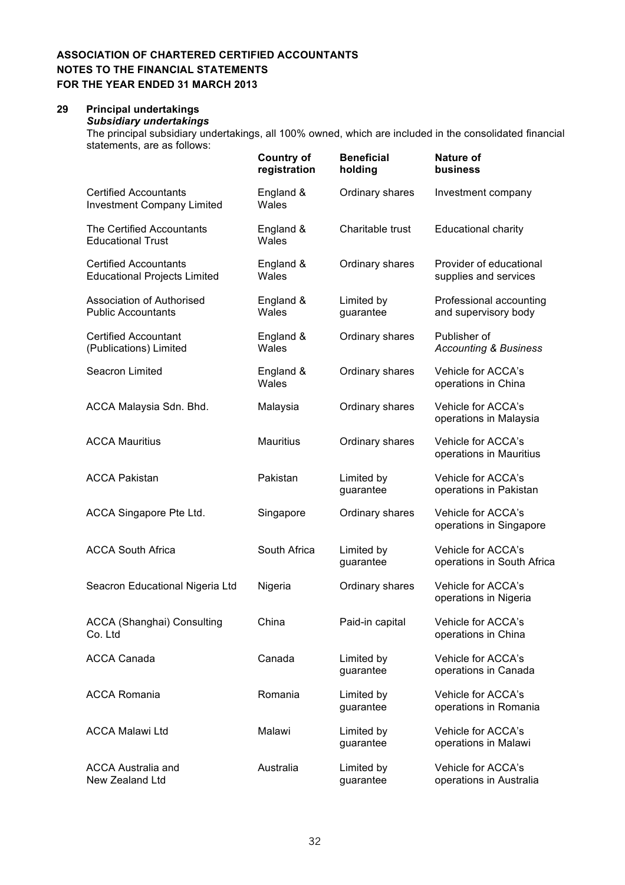**ASSOCIATION OF CHARTERED CERTIFIED ACCOUNTANTS**
**NOTES TO THE FINANCIAL STATEMENTS**
**FOR THE YEAR ENDED 31 MARCH 2013**

## 29 Principal undertakings

***Subsidiary undertakings***

The principal subsidiary undertakings, all 100% owned, which are included in the consolidated financial statements, are as follows:

| | Country of registration | Beneficial holding | Nature of business |
|---|---|---|---|
| Certified Accountants Investment Company Limited | England & Wales | Ordinary shares | Investment company |
| The Certified Accountants Educational Trust | England & Wales | Charitable trust | Educational charity |
| Certified Accountants Educational Projects Limited | England & Wales | Ordinary shares | Provider of educational supplies and services |
| Association of Authorised Public Accountants | England & Wales | Limited by guarantee | Professional accounting and supervisory body |
| Certified Accountant (Publications) Limited | England & Wales | Ordinary shares | Publisher of *Accounting & Business* |
| Seacron Limited | England & Wales | Ordinary shares | Vehicle for ACCA's operations in China |
| ACCA Malaysia Sdn. Bhd. | Malaysia | Ordinary shares | Vehicle for ACCA's operations in Malaysia |
| ACCA Mauritius | Mauritius | Ordinary shares | Vehicle for ACCA's operations in Mauritius |
| ACCA Pakistan | Pakistan | Limited by guarantee | Vehicle for ACCA's operations in Pakistan |
| ACCA Singapore Pte Ltd. | Singapore | Ordinary shares | Vehicle for ACCA's operations in Singapore |
| ACCA South Africa | South Africa | Limited by guarantee | Vehicle for ACCA's operations in South Africa |
| Seacron Educational Nigeria Ltd | Nigeria | Ordinary shares | Vehicle for ACCA's operations in Nigeria |
| ACCA (Shanghai) Consulting Co. Ltd | China | Paid-in capital | Vehicle for ACCA's operations in China |
| ACCA Canada | Canada | Limited by guarantee | Vehicle for ACCA's operations in Canada |
| ACCA Romania | Romania | Limited by guarantee | Vehicle for ACCA's operations in Romania |
| ACCA Malawi Ltd | Malawi | Limited by guarantee | Vehicle for ACCA's operations in Malawi |
| ACCA Australia and New Zealand Ltd | Australia | Limited by guarantee | Vehicle for ACCA's operations in Australia |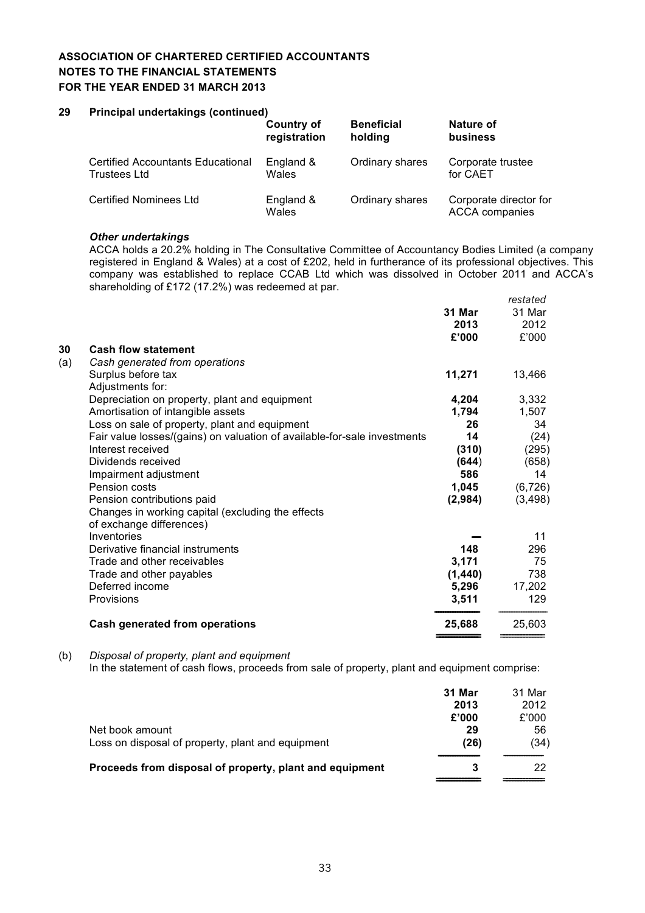**ASSOCIATION OF CHARTERED CERTIFIED ACCOUNTANTS**
**NOTES TO THE FINANCIAL STATEMENTS**
**FOR THE YEAR ENDED 31 MARCH 2013**

## 29 Principal undertakings (continued)

| | Country of registration | Beneficial holding | Nature of business |
|---|---|---|---|
| Certified Accountants Educational Trustees Ltd | England & Wales | Ordinary shares | Corporate trustee for CAET |
| Certified Nominees Ltd | England & Wales | Ordinary shares | Corporate director for ACCA companies |

***Other undertakings***

ACCA holds a 20.2% holding in The Consultative Committee of Accountancy Bodies Limited (a company registered in England & Wales) at a cost of £202, held in furtherance of its professional objectives. This company was established to replace CCAB Ltd which was dissolved in October 2011 and ACCA's shareholding of £172 (17.2%) was redeemed at par.

## 30 Cash flow statement

(a) *Cash generated from operations*

| | **31 Mar 2013 £'000** | *restated* 31 Mar 2012 £'000 |
|---|---|---|
| Surplus before tax | **11,271** | 13,466 |
| Adjustments for: | | |
| Depreciation on property, plant and equipment | **4,204** | 3,332 |
| Amortisation of intangible assets | **1,794** | 1,507 |
| Loss on sale of property, plant and equipment | **26** | 34 |
| Fair value losses/(gains) on valuation of available-for-sale investments | **14** | (24) |
| Interest received | **(310)** | (295) |
| Dividends received | **(644)** | (658) |
| Impairment adjustment | **586** | 14 |
| Pension costs | **1,045** | (6,726) |
| Pension contributions paid | **(2,984)** | (3,498) |
| Changes in working capital (excluding the effects of exchange differences) | | |
| Inventories | **—** | 11 |
| Derivative financial instruments | **148** | 296 |
| Trade and other receivables | **3,171** | 75 |
| Trade and other payables | **(1,440)** | 738 |
| Deferred income | **5,296** | 17,202 |
| Provisions | **3,511** | 129 |
| **Cash generated from operations** | **25,688** | 25,603 |

(b) *Disposal of property, plant and equipment*

In the statement of cash flows, proceeds from sale of property, plant and equipment comprise:

| | **31 Mar 2013 £'000** | 31 Mar 2012 £'000 |
|---|---|---|
| Net book amount | **29** | 56 |
| Loss on disposal of property, plant and equipment | **(26)** | (34) |
| **Proceeds from disposal of property, plant and equipment** | **3** | 22 |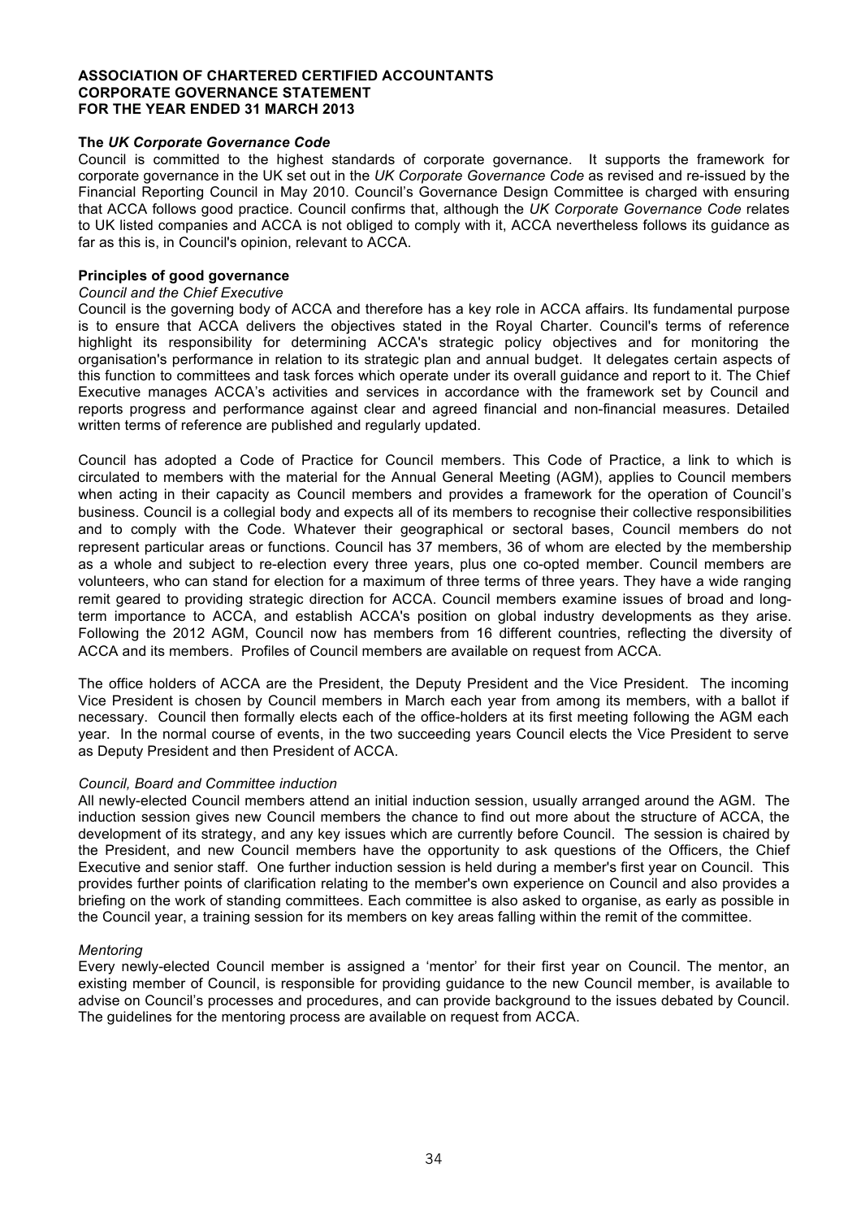**ASSOCIATION OF CHARTERED CERTIFIED ACCOUNTANTS**
**CORPORATE GOVERNANCE STATEMENT**
**FOR THE YEAR ENDED 31 MARCH 2013**

### The *UK Corporate Governance Code*

Council is committed to the highest standards of corporate governance. It supports the framework for corporate governance in the UK set out in the *UK Corporate Governance Code* as revised and re-issued by the Financial Reporting Council in May 2010. Council's Governance Design Committee is charged with ensuring that ACCA follows good practice. Council confirms that, although the *UK Corporate Governance Code* relates to UK listed companies and ACCA is not obliged to comply with it, ACCA nevertheless follows its guidance as far as this is, in Council's opinion, relevant to ACCA.

### Principles of good governance

*Council and the Chief Executive*

Council is the governing body of ACCA and therefore has a key role in ACCA affairs. Its fundamental purpose is to ensure that ACCA delivers the objectives stated in the Royal Charter. Council's terms of reference highlight its responsibility for determining ACCA's strategic policy objectives and for monitoring the organisation's performance in relation to its strategic plan and annual budget. It delegates certain aspects of this function to committees and task forces which operate under its overall guidance and report to it. The Chief Executive manages ACCA's activities and services in accordance with the framework set by Council and reports progress and performance against clear and agreed financial and non-financial measures. Detailed written terms of reference are published and regularly updated.

Council has adopted a Code of Practice for Council members. This Code of Practice, a link to which is circulated to members with the material for the Annual General Meeting (AGM), applies to Council members when acting in their capacity as Council members and provides a framework for the operation of Council's business. Council is a collegial body and expects all of its members to recognise their collective responsibilities and to comply with the Code. Whatever their geographical or sectoral bases, Council members do not represent particular areas or functions. Council has 37 members, 36 of whom are elected by the membership as a whole and subject to re-election every three years, plus one co-opted member. Council members are volunteers, who can stand for election for a maximum of three terms of three years. They have a wide ranging remit geared to providing strategic direction for ACCA. Council members examine issues of broad and long-term importance to ACCA, and establish ACCA's position on global industry developments as they arise. Following the 2012 AGM, Council now has members from 16 different countries, reflecting the diversity of ACCA and its members. Profiles of Council members are available on request from ACCA.

The office holders of ACCA are the President, the Deputy President and the Vice President. The incoming Vice President is chosen by Council members in March each year from among its members, with a ballot if necessary. Council then formally elects each of the office-holders at its first meeting following the AGM each year. In the normal course of events, in the two succeeding years Council elects the Vice President to serve as Deputy President and then President of ACCA.

*Council, Board and Committee induction*

All newly-elected Council members attend an initial induction session, usually arranged around the AGM. The induction session gives new Council members the chance to find out more about the structure of ACCA, the development of its strategy, and any key issues which are currently before Council. The session is chaired by the President, and new Council members have the opportunity to ask questions of the Officers, the Chief Executive and senior staff. One further induction session is held during a member's first year on Council. This provides further points of clarification relating to the member's own experience on Council and also provides a briefing on the work of standing committees. Each committee is also asked to organise, as early as possible in the Council year, a training session for its members on key areas falling within the remit of the committee.

*Mentoring*

Every newly-elected Council member is assigned a 'mentor' for their first year on Council. The mentor, an existing member of Council, is responsible for providing guidance to the new Council member, is available to advise on Council's processes and procedures, and can provide background to the issues debated by Council. The guidelines for the mentoring process are available on request from ACCA.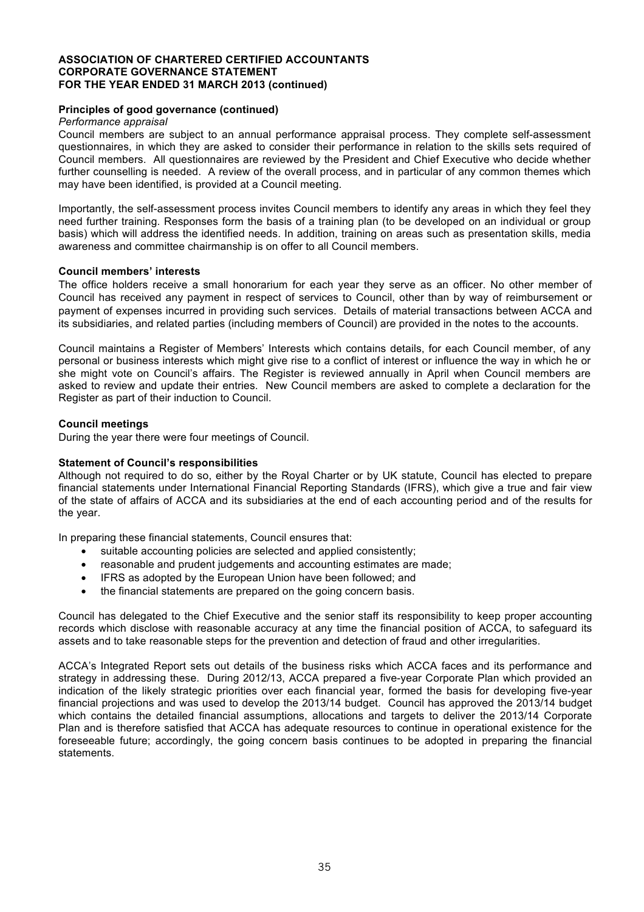**ASSOCIATION OF CHARTERED CERTIFIED ACCOUNTANTS**
**CORPORATE GOVERNANCE STATEMENT**
**FOR THE YEAR ENDED 31 MARCH 2013 (continued)**

### Principles of good governance (continued)

*Performance appraisal*

Council members are subject to an annual performance appraisal process. They complete self-assessment questionnaires, in which they are asked to consider their performance in relation to the skills sets required of Council members. All questionnaires are reviewed by the President and Chief Executive who decide whether further counselling is needed. A review of the overall process, and in particular of any common themes which may have been identified, is provided at a Council meeting.

Importantly, the self-assessment process invites Council members to identify any areas in which they feel they need further training. Responses form the basis of a training plan (to be developed on an individual or group basis) which will address the identified needs. In addition, training on areas such as presentation skills, media awareness and committee chairmanship is on offer to all Council members.

### Council members' interests

The office holders receive a small honorarium for each year they serve as an officer. No other member of Council has received any payment in respect of services to Council, other than by way of reimbursement or payment of expenses incurred in providing such services. Details of material transactions between ACCA and its subsidiaries, and related parties (including members of Council) are provided in the notes to the accounts.

Council maintains a Register of Members' Interests which contains details, for each Council member, of any personal or business interests which might give rise to a conflict of interest or influence the way in which he or she might vote on Council's affairs. The Register is reviewed annually in April when Council members are asked to review and update their entries. New Council members are asked to complete a declaration for the Register as part of their induction to Council.

### Council meetings

During the year there were four meetings of Council.

### Statement of Council's responsibilities

Although not required to do so, either by the Royal Charter or by UK statute, Council has elected to prepare financial statements under International Financial Reporting Standards (IFRS), which give a true and fair view of the state of affairs of ACCA and its subsidiaries at the end of each accounting period and of the results for the year.

In preparing these financial statements, Council ensures that:

- suitable accounting policies are selected and applied consistently;
- reasonable and prudent judgements and accounting estimates are made;
- IFRS as adopted by the European Union have been followed; and
- the financial statements are prepared on the going concern basis.

Council has delegated to the Chief Executive and the senior staff its responsibility to keep proper accounting records which disclose with reasonable accuracy at any time the financial position of ACCA, to safeguard its assets and to take reasonable steps for the prevention and detection of fraud and other irregularities.

ACCA's Integrated Report sets out details of the business risks which ACCA faces and its performance and strategy in addressing these. During 2012/13, ACCA prepared a five-year Corporate Plan which provided an indication of the likely strategic priorities over each financial year, formed the basis for developing five-year financial projections and was used to develop the 2013/14 budget. Council has approved the 2013/14 budget which contains the detailed financial assumptions, allocations and targets to deliver the 2013/14 Corporate Plan and is therefore satisfied that ACCA has adequate resources to continue in operational existence for the foreseeable future; accordingly, the going concern basis continues to be adopted in preparing the financial statements.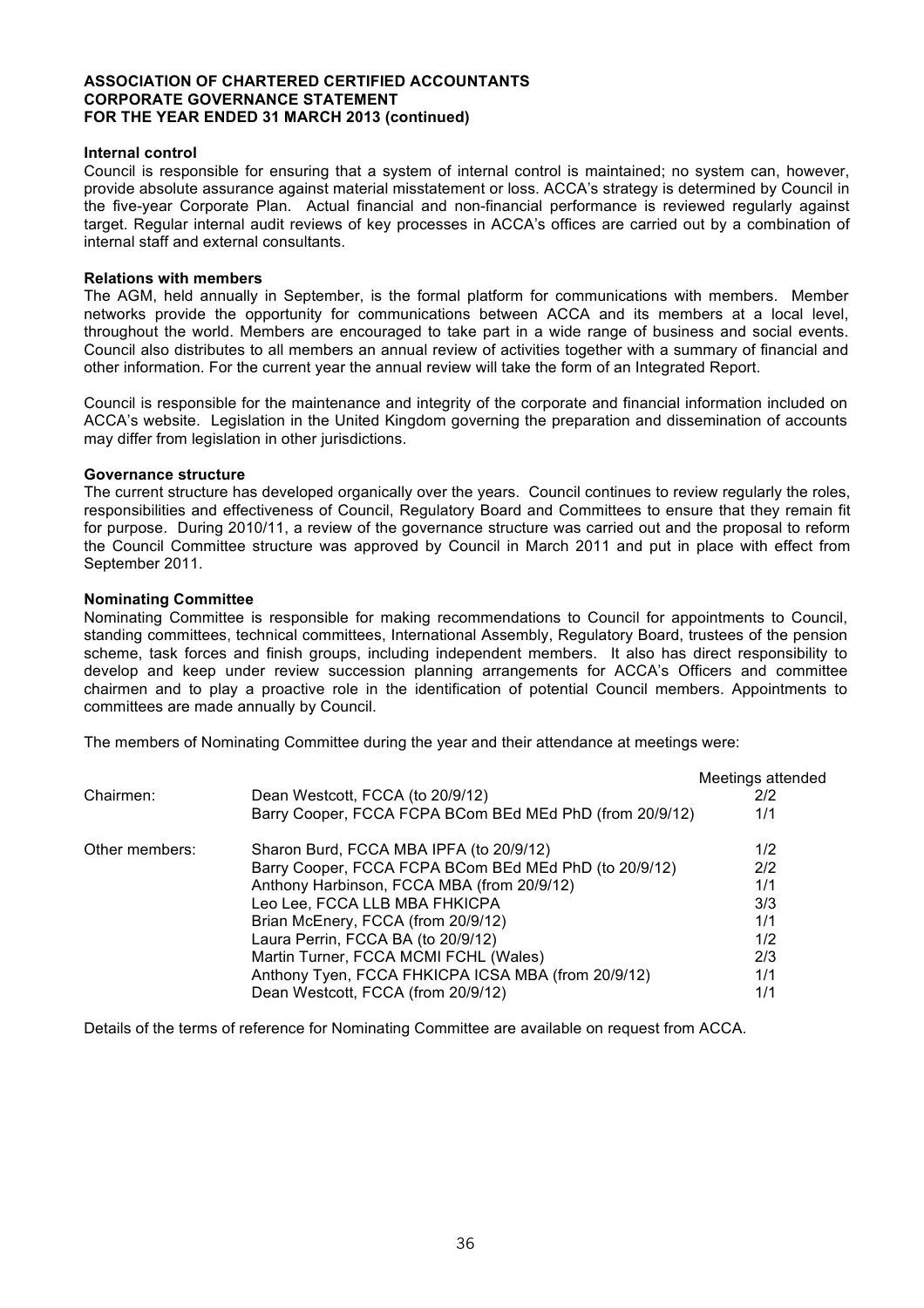**ASSOCIATION OF CHARTERED CERTIFIED ACCOUNTANTS**
**CORPORATE GOVERNANCE STATEMENT**
**FOR THE YEAR ENDED 31 MARCH 2013 (continued)**

**Internal control**

Council is responsible for ensuring that a system of internal control is maintained; no system can, however, provide absolute assurance against material misstatement or loss. ACCA's strategy is determined by Council in the five-year Corporate Plan. Actual financial and non-financial performance is reviewed regularly against target. Regular internal audit reviews of key processes in ACCA's offices are carried out by a combination of internal staff and external consultants.

**Relations with members**

The AGM, held annually in September, is the formal platform for communications with members. Member networks provide the opportunity for communications between ACCA and its members at a local level, throughout the world. Members are encouraged to take part in a wide range of business and social events. Council also distributes to all members an annual review of activities together with a summary of financial and other information. For the current year the annual review will take the form of an Integrated Report.

Council is responsible for the maintenance and integrity of the corporate and financial information included on ACCA's website. Legislation in the United Kingdom governing the preparation and dissemination of accounts may differ from legislation in other jurisdictions.

**Governance structure**

The current structure has developed organically over the years. Council continues to review regularly the roles, responsibilities and effectiveness of Council, Regulatory Board and Committees to ensure that they remain fit for purpose. During 2010/11, a review of the governance structure was carried out and the proposal to reform the Council Committee structure was approved by Council in March 2011 and put in place with effect from September 2011.

**Nominating Committee**

Nominating Committee is responsible for making recommendations to Council for appointments to Council, standing committees, technical committees, International Assembly, Regulatory Board, trustees of the pension scheme, task forces and finish groups, including independent members. It also has direct responsibility to develop and keep under review succession planning arrangements for ACCA's Officers and committee chairmen and to play a proactive role in the identification of potential Council members. Appointments to committees are made annually by Council.

The members of Nominating Committee during the year and their attendance at meetings were:

| | | Meetings attended |
|---|---|---|
| Chairmen: | Dean Westcott, FCCA (to 20/9/12) | 2/2 |
| | Barry Cooper, FCCA FCPA BCom BEd MEd PhD (from 20/9/12) | 1/1 |
| Other members: | Sharon Burd, FCCA MBA IPFA (to 20/9/12) | 1/2 |
| | Barry Cooper, FCCA FCPA BCom BEd MEd PhD (to 20/9/12) | 2/2 |
| | Anthony Harbinson, FCCA MBA (from 20/9/12) | 1/1 |
| | Leo Lee, FCCA LLB MBA FHKICPA | 3/3 |
| | Brian McEnery, FCCA (from 20/9/12) | 1/1 |
| | Laura Perrin, FCCA BA (to 20/9/12) | 1/2 |
| | Martin Turner, FCCA MCMI FCHL (Wales) | 2/3 |
| | Anthony Tyen, FCCA FHKICPA ICSA MBA (from 20/9/12) | 1/1 |
| | Dean Westcott, FCCA (from 20/9/12) | 1/1 |

Details of the terms of reference for Nominating Committee are available on request from ACCA.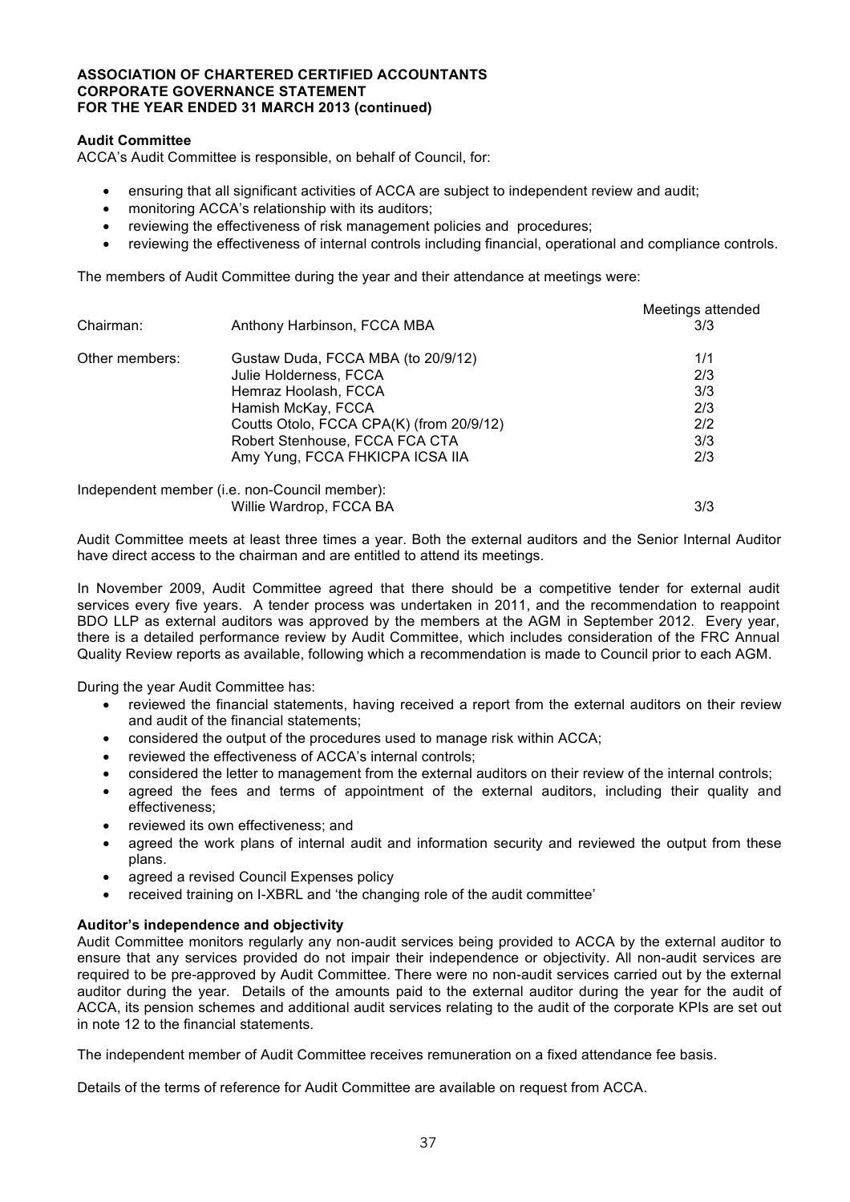**ASSOCIATION OF CHARTERED CERTIFIED ACCOUNTANTS**
**CORPORATE GOVERNANCE STATEMENT**
**FOR THE YEAR ENDED 31 MARCH 2013 (continued)**

**Audit Committee**

ACCA's Audit Committee is responsible, on behalf of Council, for:

- ensuring that all significant activities of ACCA are subject to independent review and audit;
- monitoring ACCA's relationship with its auditors;
- reviewing the effectiveness of risk management policies and procedures;
- reviewing the effectiveness of internal controls including financial, operational and compliance controls.

The members of Audit Committee during the year and their attendance at meetings were:

| | | Meetings attended |
|---|---|---|
| Chairman: | Anthony Harbinson, FCCA MBA | 3/3 |
| Other members: | Gustaw Duda, FCCA MBA (to 20/9/12) | 1/1 |
| | Julie Holderness, FCCA | 2/3 |
| | Hemraz Hoolash, FCCA | 3/3 |
| | Hamish McKay, FCCA | 2/3 |
| | Coutts Otolo, FCCA CPA(K) (from 20/9/12) | 2/2 |
| | Robert Stenhouse, FCCA FCA CTA | 3/3 |
| | Amy Yung, FCCA FHKICPA ICSA IIA | 2/3 |
| Independent member (i.e. non-Council member): | | |
| | Willie Wardrop, FCCA BA | 3/3 |

Audit Committee meets at least three times a year. Both the external auditors and the Senior Internal Auditor have direct access to the chairman and are entitled to attend its meetings.

In November 2009, Audit Committee agreed that there should be a competitive tender for external audit services every five years. A tender process was undertaken in 2011, and the recommendation to reappoint BDO LLP as external auditors was approved by the members at the AGM in September 2012. Every year, there is a detailed performance review by Audit Committee, which includes consideration of the FRC Annual Quality Review reports as available, following which a recommendation is made to Council prior to each AGM.

During the year Audit Committee has:

- reviewed the financial statements, having received a report from the external auditors on their review and audit of the financial statements;
- considered the output of the procedures used to manage risk within ACCA;
- reviewed the effectiveness of ACCA's internal controls;
- considered the letter to management from the external auditors on their review of the internal controls;
- agreed the fees and terms of appointment of the external auditors, including their quality and effectiveness;
- reviewed its own effectiveness; and
- agreed the work plans of internal audit and information security and reviewed the output from these plans.
- agreed a revised Council Expenses policy
- received training on I-XBRL and 'the changing role of the audit committee'

**Auditor's independence and objectivity**

Audit Committee monitors regularly any non-audit services being provided to ACCA by the external auditor to ensure that any services provided do not impair their independence or objectivity. All non-audit services are required to be pre-approved by Audit Committee. There were no non-audit services carried out by the external auditor during the year. Details of the amounts paid to the external auditor during the year for the audit of ACCA, its pension schemes and additional audit services relating to the audit of the corporate KPIs are set out in note 12 to the financial statements.

The independent member of Audit Committee receives remuneration on a fixed attendance fee basis.

Details of the terms of reference for Audit Committee are available on request from ACCA.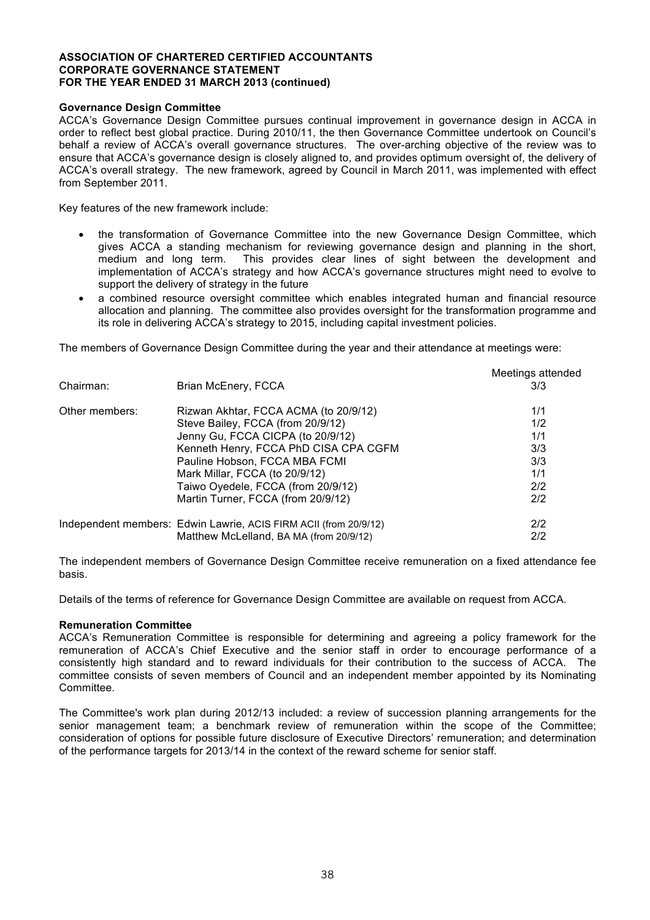**ASSOCIATION OF CHARTERED CERTIFIED ACCOUNTANTS**
**CORPORATE GOVERNANCE STATEMENT**
**FOR THE YEAR ENDED 31 MARCH 2013 (continued)**

**Governance Design Committee**

ACCA's Governance Design Committee pursues continual improvement in governance design in ACCA in order to reflect best global practice. During 2010/11, the then Governance Committee undertook on Council's behalf a review of ACCA's overall governance structures. The over-arching objective of the review was to ensure that ACCA's governance design is closely aligned to, and provides optimum oversight of, the delivery of ACCA's overall strategy. The new framework, agreed by Council in March 2011, was implemented with effect from September 2011.

Key features of the new framework include:

- the transformation of Governance Committee into the new Governance Design Committee, which gives ACCA a standing mechanism for reviewing governance design and planning in the short, medium and long term. This provides clear lines of sight between the development and implementation of ACCA's strategy and how ACCA's governance structures might need to evolve to support the delivery of strategy in the future
- a combined resource oversight committee which enables integrated human and financial resource allocation and planning. The committee also provides oversight for the transformation programme and its role in delivering ACCA's strategy to 2015, including capital investment policies.

The members of Governance Design Committee during the year and their attendance at meetings were:

| | | Meetings attended |
|---|---|---|
| Chairman: | Brian McEnery, FCCA | 3/3 |
| Other members: | Rizwan Akhtar, FCCA ACMA (to 20/9/12) | 1/1 |
| | Steve Bailey, FCCA (from 20/9/12) | 1/2 |
| | Jenny Gu, FCCA CICPA (to 20/9/12) | 1/1 |
| | Kenneth Henry, FCCA PhD CISA CPA CGFM | 3/3 |
| | Pauline Hobson, FCCA MBA FCMI | 3/3 |
| | Mark Millar, FCCA (to 20/9/12) | 1/1 |
| | Taiwo Oyedele, FCCA (from 20/9/12) | 2/2 |
| | Martin Turner, FCCA (from 20/9/12) | 2/2 |
| Independent members: | Edwin Lawrie, ACIS FIRM ACII (from 20/9/12) | 2/2 |
| | Matthew McLelland, BA MA (from 20/9/12) | 2/2 |

The independent members of Governance Design Committee receive remuneration on a fixed attendance fee basis.

Details of the terms of reference for Governance Design Committee are available on request from ACCA.

**Remuneration Committee**

ACCA's Remuneration Committee is responsible for determining and agreeing a policy framework for the remuneration of ACCA's Chief Executive and the senior staff in order to encourage performance of a consistently high standard and to reward individuals for their contribution to the success of ACCA. The committee consists of seven members of Council and an independent member appointed by its Nominating Committee.

The Committee's work plan during 2012/13 included: a review of succession planning arrangements for the senior management team; a benchmark review of remuneration within the scope of the Committee; consideration of options for possible future disclosure of Executive Directors' remuneration; and determination of the performance targets for 2013/14 in the context of the reward scheme for senior staff.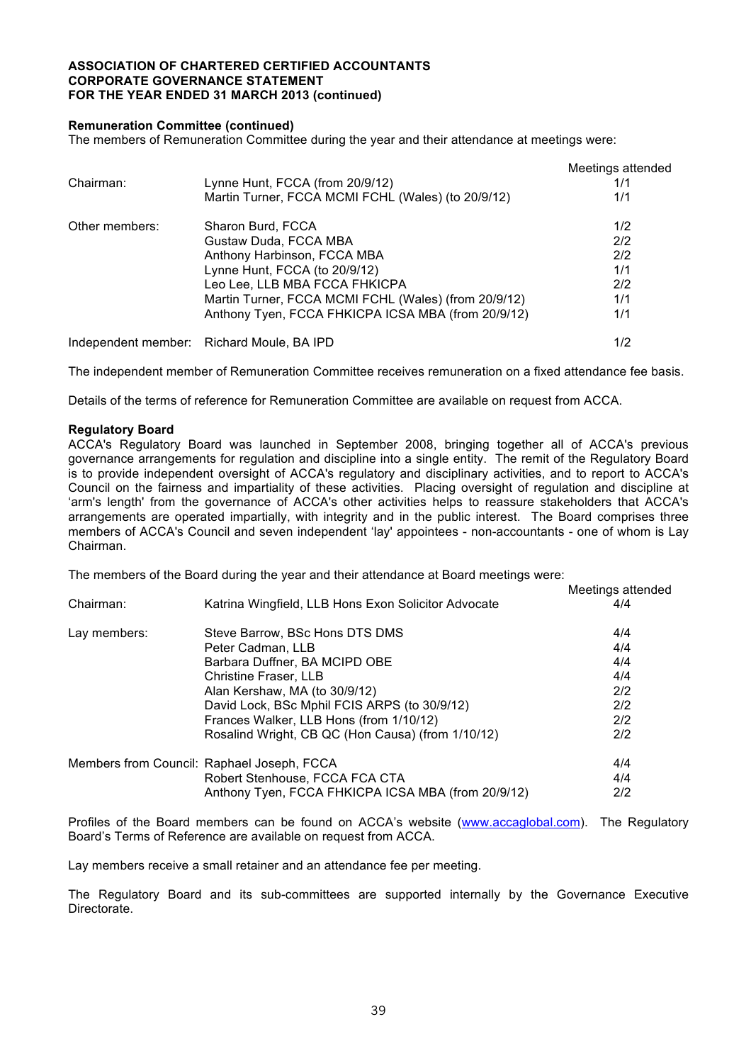**ASSOCIATION OF CHARTERED CERTIFIED ACCOUNTANTS**
**CORPORATE GOVERNANCE STATEMENT**
**FOR THE YEAR ENDED 31 MARCH 2013 (continued)**

**Remuneration Committee (continued)**

The members of Remuneration Committee during the year and their attendance at meetings were:

| | | Meetings attended |
|---|---|---|
| Chairman: | Lynne Hunt, FCCA (from 20/9/12) | 1/1 |
| | Martin Turner, FCCA MCMI FCHL (Wales) (to 20/9/12) | 1/1 |
| Other members: | Sharon Burd, FCCA | 1/2 |
| | Gustaw Duda, FCCA MBA | 2/2 |
| | Anthony Harbinson, FCCA MBA | 2/2 |
| | Lynne Hunt, FCCA (to 20/9/12) | 1/1 |
| | Leo Lee, LLB MBA FCCA FHKICPA | 2/2 |
| | Martin Turner, FCCA MCMI FCHL (Wales) (from 20/9/12) | 1/1 |
| | Anthony Tyen, FCCA FHKICPA ICSA MBA (from 20/9/12) | 1/1 |
| Independent member: | Richard Moule, BA IPD | 1/2 |

The independent member of Remuneration Committee receives remuneration on a fixed attendance fee basis.

Details of the terms of reference for Remuneration Committee are available on request from ACCA.

**Regulatory Board**

ACCA's Regulatory Board was launched in September 2008, bringing together all of ACCA's previous governance arrangements for regulation and discipline into a single entity. The remit of the Regulatory Board is to provide independent oversight of ACCA's regulatory and disciplinary activities, and to report to ACCA's Council on the fairness and impartiality of these activities. Placing oversight of regulation and discipline at 'arm's length' from the governance of ACCA's other activities helps to reassure stakeholders that ACCA's arrangements are operated impartially, with integrity and in the public interest. The Board comprises three members of ACCA's Council and seven independent 'lay' appointees - non-accountants - one of whom is Lay Chairman.

The members of the Board during the year and their attendance at Board meetings were:

| | | Meetings attended |
|---|---|---|
| Chairman: | Katrina Wingfield, LLB Hons Exon Solicitor Advocate | 4/4 |
| Lay members: | Steve Barrow, BSc Hons DTS DMS | 4/4 |
| | Peter Cadman, LLB | 4/4 |
| | Barbara Duffner, BA MCIPD OBE | 4/4 |
| | Christine Fraser, LLB | 4/4 |
| | Alan Kershaw, MA (to 30/9/12) | 2/2 |
| | David Lock, BSc Mphil FCIS ARPS (to 30/9/12) | 2/2 |
| | Frances Walker, LLB Hons (from 1/10/12) | 2/2 |
| | Rosalind Wright, CB QC (Hon Causa) (from 1/10/12) | 2/2 |
| Members from Council: | Raphael Joseph, FCCA | 4/4 |
| | Robert Stenhouse, FCCA FCA CTA | 4/4 |
| | Anthony Tyen, FCCA FHKICPA ICSA MBA (from 20/9/12) | 2/2 |

Profiles of the Board members can be found on ACCA's website (www.accaglobal.com). The Regulatory Board's Terms of Reference are available on request from ACCA.

Lay members receive a small retainer and an attendance fee per meeting.

The Regulatory Board and its sub-committees are supported internally by the Governance Executive Directorate.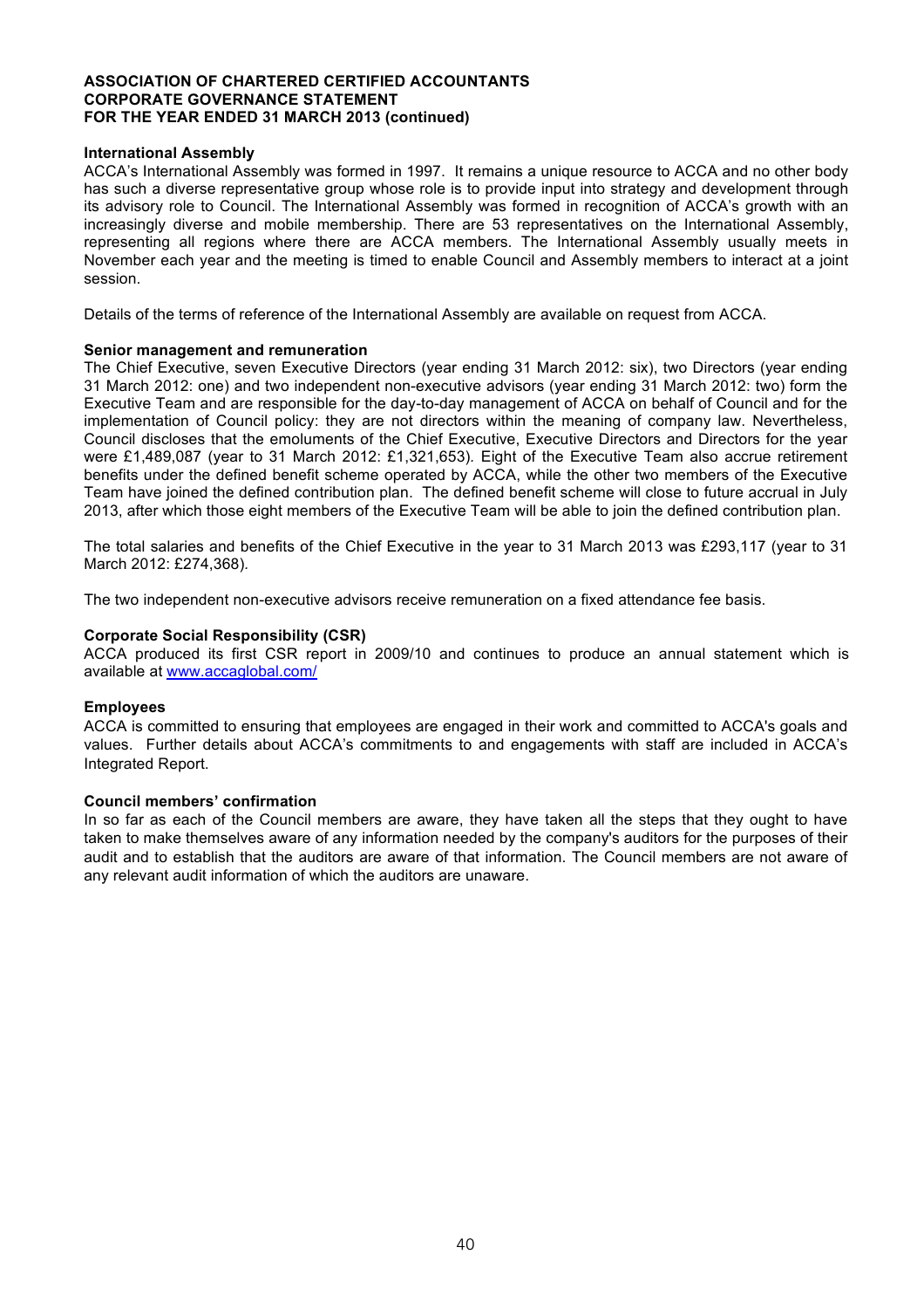**ASSOCIATION OF CHARTERED CERTIFIED ACCOUNTANTS**
**CORPORATE GOVERNANCE STATEMENT**
**FOR THE YEAR ENDED 31 MARCH 2013 (continued)**

**International Assembly**

ACCA's International Assembly was formed in 1997. It remains a unique resource to ACCA and no other body has such a diverse representative group whose role is to provide input into strategy and development through its advisory role to Council. The International Assembly was formed in recognition of ACCA's growth with an increasingly diverse and mobile membership. There are 53 representatives on the International Assembly, representing all regions where there are ACCA members. The International Assembly usually meets in November each year and the meeting is timed to enable Council and Assembly members to interact at a joint session.

Details of the terms of reference of the International Assembly are available on request from ACCA.

**Senior management and remuneration**

The Chief Executive, seven Executive Directors (year ending 31 March 2012: six), two Directors (year ending 31 March 2012: one) and two independent non-executive advisors (year ending 31 March 2012: two) form the Executive Team and are responsible for the day-to-day management of ACCA on behalf of Council and for the implementation of Council policy: they are not directors within the meaning of company law. Nevertheless, Council discloses that the emoluments of the Chief Executive, Executive Directors and Directors for the year were £1,489,087 (year to 31 March 2012: £1,321,653). Eight of the Executive Team also accrue retirement benefits under the defined benefit scheme operated by ACCA, while the other two members of the Executive Team have joined the defined contribution plan. The defined benefit scheme will close to future accrual in July 2013, after which those eight members of the Executive Team will be able to join the defined contribution plan.

The total salaries and benefits of the Chief Executive in the year to 31 March 2013 was £293,117 (year to 31 March 2012: £274,368).

The two independent non-executive advisors receive remuneration on a fixed attendance fee basis.

**Corporate Social Responsibility (CSR)**

ACCA produced its first CSR report in 2009/10 and continues to produce an annual statement which is available at [www.accaglobal.com/](www.accaglobal.com/)

**Employees**

ACCA is committed to ensuring that employees are engaged in their work and committed to ACCA's goals and values. Further details about ACCA's commitments to and engagements with staff are included in ACCA's Integrated Report.

**Council members' confirmation**

In so far as each of the Council members are aware, they have taken all the steps that they ought to have taken to make themselves aware of any information needed by the company's auditors for the purposes of their audit and to establish that the auditors are aware of that information. The Council members are not aware of any relevant audit information of which the auditors are unaware.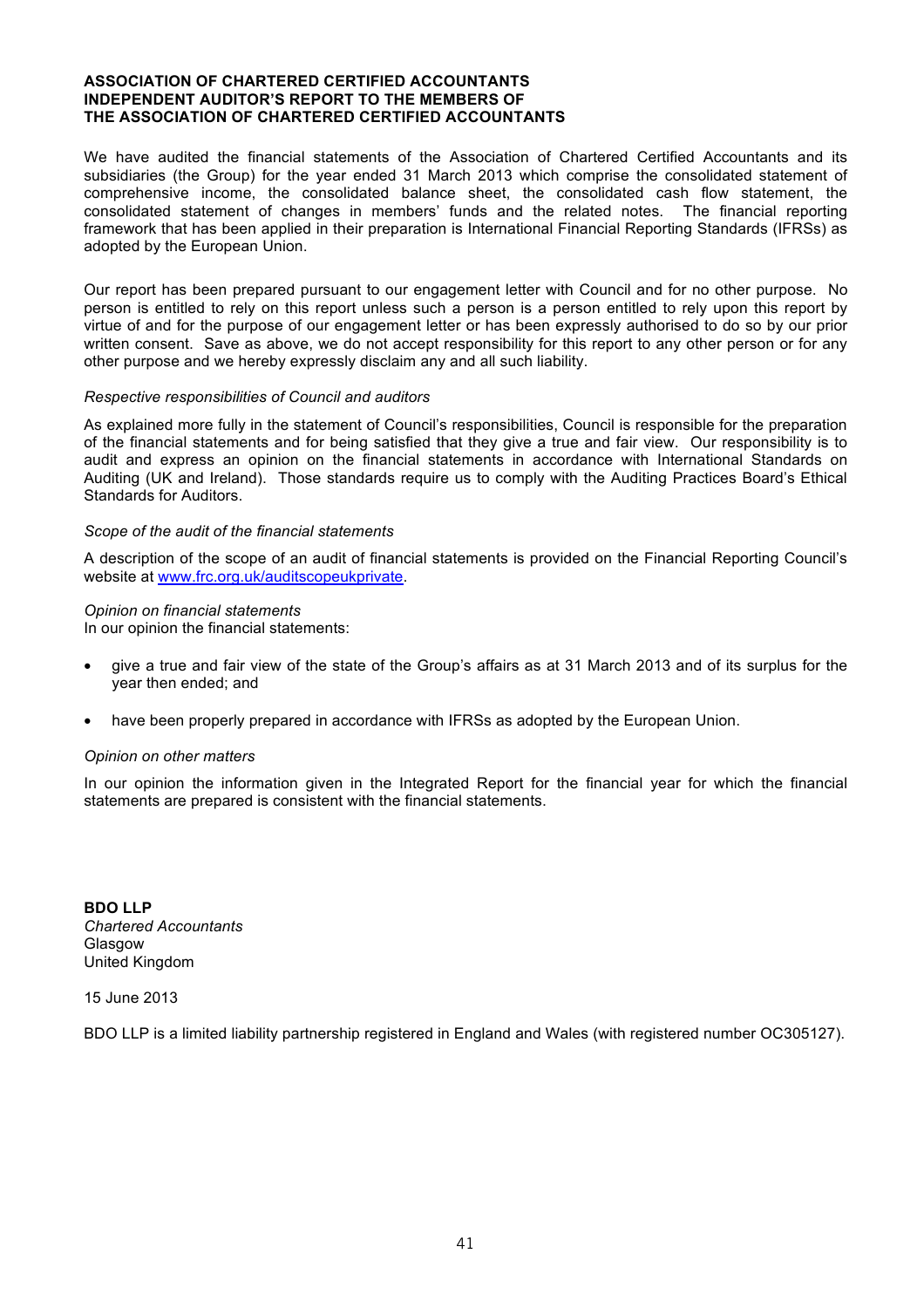**ASSOCIATION OF CHARTERED CERTIFIED ACCOUNTANTS**
**INDEPENDENT AUDITOR'S REPORT TO THE MEMBERS OF**
**THE ASSOCIATION OF CHARTERED CERTIFIED ACCOUNTANTS**

We have audited the financial statements of the Association of Chartered Certified Accountants and its subsidiaries (the Group) for the year ended 31 March 2013 which comprise the consolidated statement of comprehensive income, the consolidated balance sheet, the consolidated cash flow statement, the consolidated statement of changes in members' funds and the related notes. The financial reporting framework that has been applied in their preparation is International Financial Reporting Standards (IFRSs) as adopted by the European Union.

Our report has been prepared pursuant to our engagement letter with Council and for no other purpose. No person is entitled to rely on this report unless such a person is a person entitled to rely upon this report by virtue of and for the purpose of our engagement letter or has been expressly authorised to do so by our prior written consent. Save as above, we do not accept responsibility for this report to any other person or for any other purpose and we hereby expressly disclaim any and all such liability.

*Respective responsibilities of Council and auditors*

As explained more fully in the statement of Council's responsibilities, Council is responsible for the preparation of the financial statements and for being satisfied that they give a true and fair view. Our responsibility is to audit and express an opinion on the financial statements in accordance with International Standards on Auditing (UK and Ireland). Those standards require us to comply with the Auditing Practices Board's Ethical Standards for Auditors.

*Scope of the audit of the financial statements*

A description of the scope of an audit of financial statements is provided on the Financial Reporting Council's website at [www.frc.org.uk/auditscopeukprivate](www.frc.org.uk/auditscopeukprivate).

*Opinion on financial statements*
In our opinion the financial statements:

- give a true and fair view of the state of the Group's affairs as at 31 March 2013 and of its surplus for the year then ended; and
- have been properly prepared in accordance with IFRSs as adopted by the European Union.

*Opinion on other matters*

In our opinion the information given in the Integrated Report for the financial year for which the financial statements are prepared is consistent with the financial statements.

**BDO LLP**
*Chartered Accountants*
Glasgow
United Kingdom

15 June 2013

BDO LLP is a limited liability partnership registered in England and Wales (with registered number OC305127).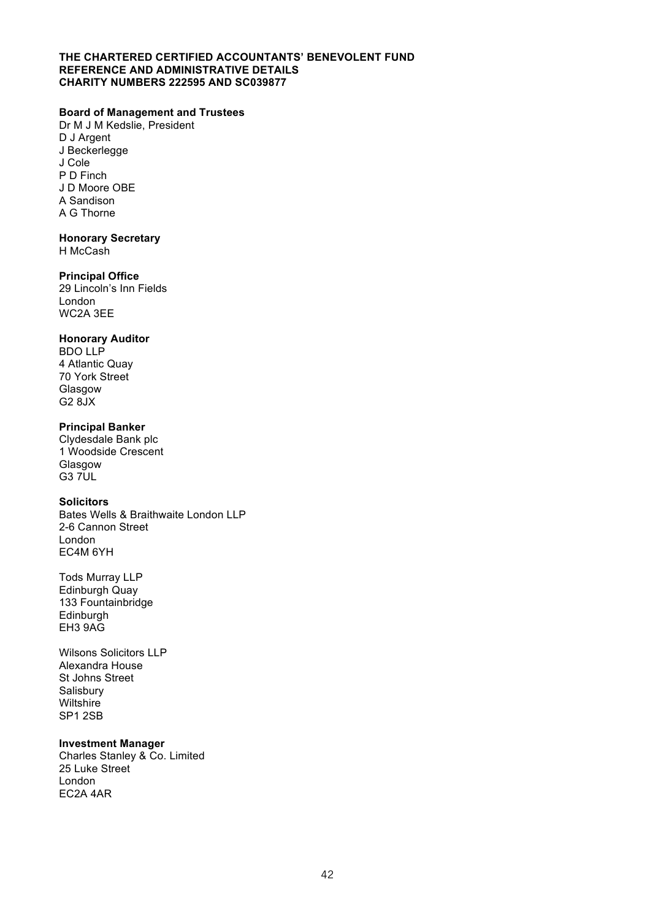**THE CHARTERED CERTIFIED ACCOUNTANTS' BENEVOLENT FUND**
**REFERENCE AND ADMINISTRATIVE DETAILS**
**CHARITY NUMBERS 222595 AND SC039877**

**Board of Management and Trustees**

Dr M J M Kedslie, President
D J Argent
J Beckerlegge
J Cole
P D Finch
J D Moore OBE
A Sandison
A G Thorne

**Honorary Secretary**

H McCash

**Principal Office**

29 Lincoln's Inn Fields
London
WC2A 3EE

**Honorary Auditor**

BDO LLP
4 Atlantic Quay
70 York Street
Glasgow
G2 8JX

**Principal Banker**

Clydesdale Bank plc
1 Woodside Crescent
Glasgow
G3 7UL

**Solicitors**

Bates Wells & Braithwaite London LLP
2-6 Cannon Street
London
EC4M 6YH

Tods Murray LLP
Edinburgh Quay
133 Fountainbridge
Edinburgh
EH3 9AG

Wilsons Solicitors LLP
Alexandra House
St Johns Street
Salisbury
Wiltshire
SP1 2SB

**Investment Manager**

Charles Stanley & Co. Limited
25 Luke Street
London
EC2A 4AR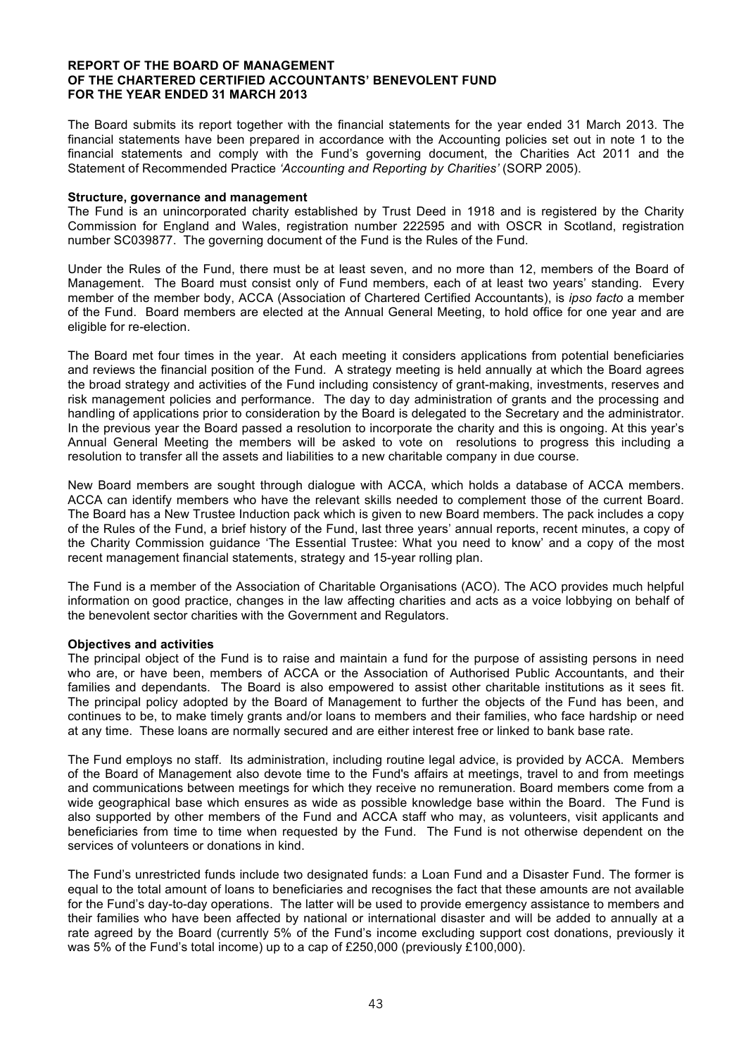**REPORT OF THE BOARD OF MANAGEMENT**
**OF THE CHARTERED CERTIFIED ACCOUNTANTS' BENEVOLENT FUND**
**FOR THE YEAR ENDED 31 MARCH 2013**

The Board submits its report together with the financial statements for the year ended 31 March 2013. The financial statements have been prepared in accordance with the Accounting policies set out in note 1 to the financial statements and comply with the Fund's governing document, the Charities Act 2011 and the Statement of Recommended Practice *'Accounting and Reporting by Charities'* (SORP 2005).

**Structure, governance and management**

The Fund is an unincorporated charity established by Trust Deed in 1918 and is registered by the Charity Commission for England and Wales, registration number 222595 and with OSCR in Scotland, registration number SC039877. The governing document of the Fund is the Rules of the Fund.

Under the Rules of the Fund, there must be at least seven, and no more than 12, members of the Board of Management. The Board must consist only of Fund members, each of at least two years' standing. Every member of the member body, ACCA (Association of Chartered Certified Accountants), is *ipso facto* a member of the Fund. Board members are elected at the Annual General Meeting, to hold office for one year and are eligible for re-election.

The Board met four times in the year. At each meeting it considers applications from potential beneficiaries and reviews the financial position of the Fund. A strategy meeting is held annually at which the Board agrees the broad strategy and activities of the Fund including consistency of grant-making, investments, reserves and risk management policies and performance. The day to day administration of grants and the processing and handling of applications prior to consideration by the Board is delegated to the Secretary and the administrator. In the previous year the Board passed a resolution to incorporate the charity and this is ongoing. At this year's Annual General Meeting the members will be asked to vote on resolutions to progress this including a resolution to transfer all the assets and liabilities to a new charitable company in due course.

New Board members are sought through dialogue with ACCA, which holds a database of ACCA members. ACCA can identify members who have the relevant skills needed to complement those of the current Board. The Board has a New Trustee Induction pack which is given to new Board members. The pack includes a copy of the Rules of the Fund, a brief history of the Fund, last three years' annual reports, recent minutes, a copy of the Charity Commission guidance 'The Essential Trustee: What you need to know' and a copy of the most recent management financial statements, strategy and 15-year rolling plan.

The Fund is a member of the Association of Charitable Organisations (ACO). The ACO provides much helpful information on good practice, changes in the law affecting charities and acts as a voice lobbying on behalf of the benevolent sector charities with the Government and Regulators.

**Objectives and activities**

The principal object of the Fund is to raise and maintain a fund for the purpose of assisting persons in need who are, or have been, members of ACCA or the Association of Authorised Public Accountants, and their families and dependants. The Board is also empowered to assist other charitable institutions as it sees fit. The principal policy adopted by the Board of Management to further the objects of the Fund has been, and continues to be, to make timely grants and/or loans to members and their families, who face hardship or need at any time. These loans are normally secured and are either interest free or linked to bank base rate.

The Fund employs no staff. Its administration, including routine legal advice, is provided by ACCA. Members of the Board of Management also devote time to the Fund's affairs at meetings, travel to and from meetings and communications between meetings for which they receive no remuneration. Board members come from a wide geographical base which ensures as wide as possible knowledge base within the Board. The Fund is also supported by other members of the Fund and ACCA staff who may, as volunteers, visit applicants and beneficiaries from time to time when requested by the Fund. The Fund is not otherwise dependent on the services of volunteers or donations in kind.

The Fund's unrestricted funds include two designated funds: a Loan Fund and a Disaster Fund. The former is equal to the total amount of loans to beneficiaries and recognises the fact that these amounts are not available for the Fund's day-to-day operations. The latter will be used to provide emergency assistance to members and their families who have been affected by national or international disaster and will be added to annually at a rate agreed by the Board (currently 5% of the Fund's income excluding support cost donations, previously it was 5% of the Fund's total income) up to a cap of £250,000 (previously £100,000).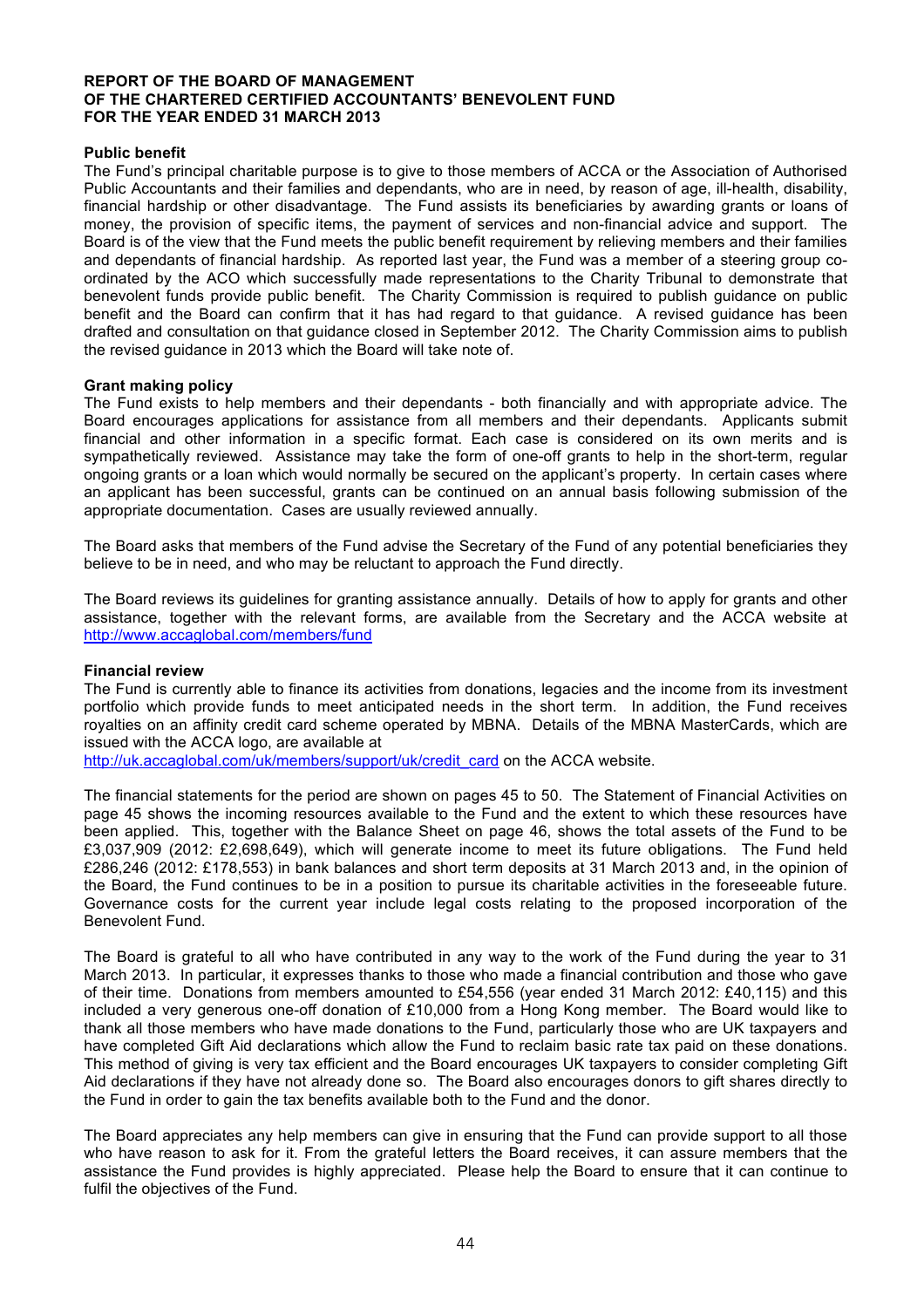**REPORT OF THE BOARD OF MANAGEMENT OF THE CHARTERED CERTIFIED ACCOUNTANTS' BENEVOLENT FUND FOR THE YEAR ENDED 31 MARCH 2013**

**Public benefit**

The Fund's principal charitable purpose is to give to those members of ACCA or the Association of Authorised Public Accountants and their families and dependants, who are in need, by reason of age, ill-health, disability, financial hardship or other disadvantage. The Fund assists its beneficiaries by awarding grants or loans of money, the provision of specific items, the payment of services and non-financial advice and support. The Board is of the view that the Fund meets the public benefit requirement by relieving members and their families and dependants of financial hardship. As reported last year, the Fund was a member of a steering group co-ordinated by the ACO which successfully made representations to the Charity Tribunal to demonstrate that benevolent funds provide public benefit. The Charity Commission is required to publish guidance on public benefit and the Board can confirm that it has had regard to that guidance. A revised guidance has been drafted and consultation on that guidance closed in September 2012. The Charity Commission aims to publish the revised guidance in 2013 which the Board will take note of.

**Grant making policy**

The Fund exists to help members and their dependants - both financially and with appropriate advice. The Board encourages applications for assistance from all members and their dependants. Applicants submit financial and other information in a specific format. Each case is considered on its own merits and is sympathetically reviewed. Assistance may take the form of one-off grants to help in the short-term, regular ongoing grants or a loan which would normally be secured on the applicant's property. In certain cases where an applicant has been successful, grants can be continued on an annual basis following submission of the appropriate documentation. Cases are usually reviewed annually.

The Board asks that members of the Fund advise the Secretary of the Fund of any potential beneficiaries they believe to be in need, and who may be reluctant to approach the Fund directly.

The Board reviews its guidelines for granting assistance annually. Details of how to apply for grants and other assistance, together with the relevant forms, are available from the Secretary and the ACCA website at http://www.accaglobal.com/members/fund

**Financial review**

The Fund is currently able to finance its activities from donations, legacies and the income from its investment portfolio which provide funds to meet anticipated needs in the short term. In addition, the Fund receives royalties on an affinity credit card scheme operated by MBNA. Details of the MBNA MasterCards, which are issued with the ACCA logo, are available at http://uk.accaglobal.com/uk/members/support/uk/credit_card on the ACCA website.

The financial statements for the period are shown on pages 45 to 50. The Statement of Financial Activities on page 45 shows the incoming resources available to the Fund and the extent to which these resources have been applied. This, together with the Balance Sheet on page 46, shows the total assets of the Fund to be £3,037,909 (2012: £2,698,649), which will generate income to meet its future obligations. The Fund held £286,246 (2012: £178,553) in bank balances and short term deposits at 31 March 2013 and, in the opinion of the Board, the Fund continues to be in a position to pursue its charitable activities in the foreseeable future. Governance costs for the current year include legal costs relating to the proposed incorporation of the Benevolent Fund.

The Board is grateful to all who have contributed in any way to the work of the Fund during the year to 31 March 2013. In particular, it expresses thanks to those who made a financial contribution and those who gave of their time. Donations from members amounted to £54,556 (year ended 31 March 2012: £40,115) and this included a very generous one-off donation of £10,000 from a Hong Kong member. The Board would like to thank all those members who have made donations to the Fund, particularly those who are UK taxpayers and have completed Gift Aid declarations which allow the Fund to reclaim basic rate tax paid on these donations. This method of giving is very tax efficient and the Board encourages UK taxpayers to consider completing Gift Aid declarations if they have not already done so. The Board also encourages donors to gift shares directly to the Fund in order to gain the tax benefits available both to the Fund and the donor.

The Board appreciates any help members can give in ensuring that the Fund can provide support to all those who have reason to ask for it. From the grateful letters the Board receives, it can assure members that the assistance the Fund provides is highly appreciated. Please help the Board to ensure that it can continue to fulfil the objectives of the Fund.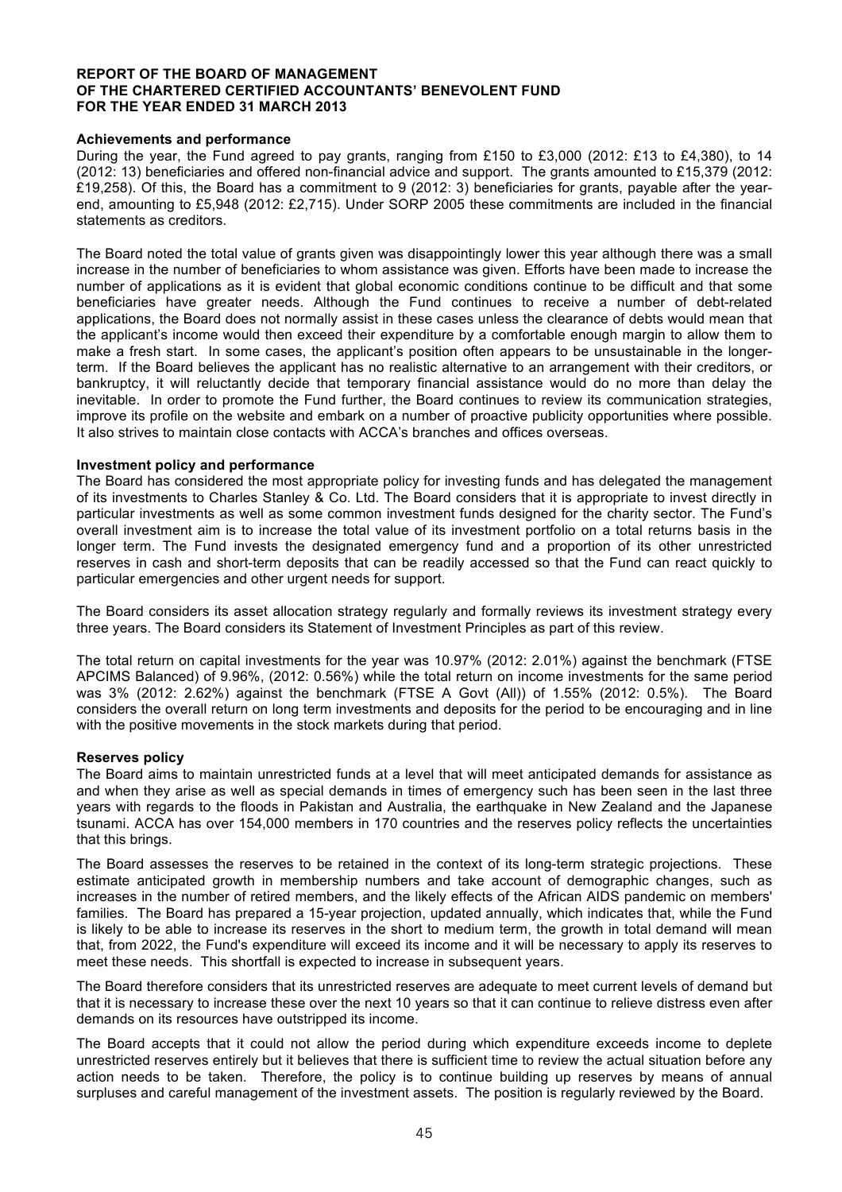**REPORT OF THE BOARD OF MANAGEMENT**
**OF THE CHARTERED CERTIFIED ACCOUNTANTS' BENEVOLENT FUND**
**FOR THE YEAR ENDED 31 MARCH 2013**

**Achievements and performance**

During the year, the Fund agreed to pay grants, ranging from £150 to £3,000 (2012: £13 to £4,380), to 14 (2012: 13) beneficiaries and offered non-financial advice and support. The grants amounted to £15,379 (2012: £19,258). Of this, the Board has a commitment to 9 (2012: 3) beneficiaries for grants, payable after the year-end, amounting to £5,948 (2012: £2,715). Under SORP 2005 these commitments are included in the financial statements as creditors.

The Board noted the total value of grants given was disappointingly lower this year although there was a small increase in the number of beneficiaries to whom assistance was given. Efforts have been made to increase the number of applications as it is evident that global economic conditions continue to be difficult and that some beneficiaries have greater needs. Although the Fund continues to receive a number of debt-related applications, the Board does not normally assist in these cases unless the clearance of debts would mean that the applicant's income would then exceed their expenditure by a comfortable enough margin to allow them to make a fresh start. In some cases, the applicant's position often appears to be unsustainable in the longer-term. If the Board believes the applicant has no realistic alternative to an arrangement with their creditors, or bankruptcy, it will reluctantly decide that temporary financial assistance would do no more than delay the inevitable. In order to promote the Fund further, the Board continues to review its communication strategies, improve its profile on the website and embark on a number of proactive publicity opportunities where possible. It also strives to maintain close contacts with ACCA's branches and offices overseas.

**Investment policy and performance**

The Board has considered the most appropriate policy for investing funds and has delegated the management of its investments to Charles Stanley & Co. Ltd. The Board considers that it is appropriate to invest directly in particular investments as well as some common investment funds designed for the charity sector. The Fund's overall investment aim is to increase the total value of its investment portfolio on a total returns basis in the longer term. The Fund invests the designated emergency fund and a proportion of its other unrestricted reserves in cash and short-term deposits that can be readily accessed so that the Fund can react quickly to particular emergencies and other urgent needs for support.

The Board considers its asset allocation strategy regularly and formally reviews its investment strategy every three years. The Board considers its Statement of Investment Principles as part of this review.

The total return on capital investments for the year was 10.97% (2012: 2.01%) against the benchmark (FTSE APCIMS Balanced) of 9.96%, (2012: 0.56%) while the total return on income investments for the same period was 3% (2012: 2.62%) against the benchmark (FTSE A Govt (All)) of 1.55% (2012: 0.5%). The Board considers the overall return on long term investments and deposits for the period to be encouraging and in line with the positive movements in the stock markets during that period.

**Reserves policy**

The Board aims to maintain unrestricted funds at a level that will meet anticipated demands for assistance as and when they arise as well as special demands in times of emergency such has been seen in the last three years with regards to the floods in Pakistan and Australia, the earthquake in New Zealand and the Japanese tsunami. ACCA has over 154,000 members in 170 countries and the reserves policy reflects the uncertainties that this brings.

The Board assesses the reserves to be retained in the context of its long-term strategic projections. These estimate anticipated growth in membership numbers and take account of demographic changes, such as increases in the number of retired members, and the likely effects of the African AIDS pandemic on members' families. The Board has prepared a 15-year projection, updated annually, which indicates that, while the Fund is likely to be able to increase its reserves in the short to medium term, the growth in total demand will mean that, from 2022, the Fund's expenditure will exceed its income and it will be necessary to apply its reserves to meet these needs. This shortfall is expected to increase in subsequent years.

The Board therefore considers that its unrestricted reserves are adequate to meet current levels of demand but that it is necessary to increase these over the next 10 years so that it can continue to relieve distress even after demands on its resources have outstripped its income.

The Board accepts that it could not allow the period during which expenditure exceeds income to deplete unrestricted reserves entirely but it believes that there is sufficient time to review the actual situation before any action needs to be taken. Therefore, the policy is to continue building up reserves by means of annual surpluses and careful management of the investment assets. The position is regularly reviewed by the Board.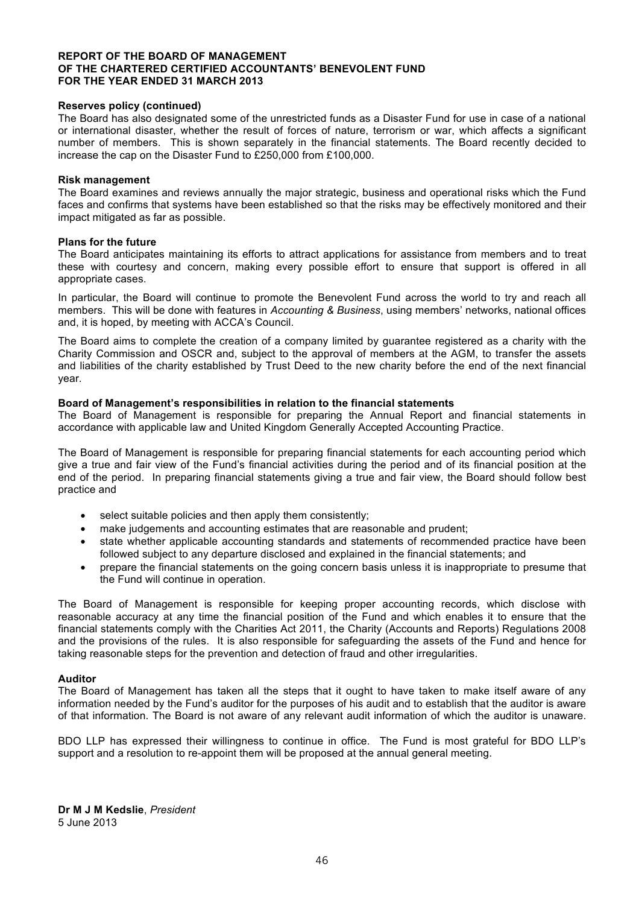**REPORT OF THE BOARD OF MANAGEMENT**
**OF THE CHARTERED CERTIFIED ACCOUNTANTS' BENEVOLENT FUND**
**FOR THE YEAR ENDED 31 MARCH 2013**

**Reserves policy (continued)**

The Board has also designated some of the unrestricted funds as a Disaster Fund for use in case of a national or international disaster, whether the result of forces of nature, terrorism or war, which affects a significant number of members. This is shown separately in the financial statements. The Board recently decided to increase the cap on the Disaster Fund to £250,000 from £100,000.

**Risk management**

The Board examines and reviews annually the major strategic, business and operational risks which the Fund faces and confirms that systems have been established so that the risks may be effectively monitored and their impact mitigated as far as possible.

**Plans for the future**

The Board anticipates maintaining its efforts to attract applications for assistance from members and to treat these with courtesy and concern, making every possible effort to ensure that support is offered in all appropriate cases.

In particular, the Board will continue to promote the Benevolent Fund across the world to try and reach all members. This will be done with features in *Accounting & Business*, using members' networks, national offices and, it is hoped, by meeting with ACCA's Council.

The Board aims to complete the creation of a company limited by guarantee registered as a charity with the Charity Commission and OSCR and, subject to the approval of members at the AGM, to transfer the assets and liabilities of the charity established by Trust Deed to the new charity before the end of the next financial year.

**Board of Management's responsibilities in relation to the financial statements**

The Board of Management is responsible for preparing the Annual Report and financial statements in accordance with applicable law and United Kingdom Generally Accepted Accounting Practice.

The Board of Management is responsible for preparing financial statements for each accounting period which give a true and fair view of the Fund's financial activities during the period and of its financial position at the end of the period. In preparing financial statements giving a true and fair view, the Board should follow best practice and

- select suitable policies and then apply them consistently;
- make judgements and accounting estimates that are reasonable and prudent;
- state whether applicable accounting standards and statements of recommended practice have been followed subject to any departure disclosed and explained in the financial statements; and
- prepare the financial statements on the going concern basis unless it is inappropriate to presume that the Fund will continue in operation.

The Board of Management is responsible for keeping proper accounting records, which disclose with reasonable accuracy at any time the financial position of the Fund and which enables it to ensure that the financial statements comply with the Charities Act 2011, the Charity (Accounts and Reports) Regulations 2008 and the provisions of the rules. It is also responsible for safeguarding the assets of the Fund and hence for taking reasonable steps for the prevention and detection of fraud and other irregularities.

**Auditor**

The Board of Management has taken all the steps that it ought to have taken to make itself aware of any information needed by the Fund's auditor for the purposes of his audit and to establish that the auditor is aware of that information. The Board is not aware of any relevant audit information of which the auditor is unaware.

BDO LLP has expressed their willingness to continue in office. The Fund is most grateful for BDO LLP's support and a resolution to re-appoint them will be proposed at the annual general meeting.

**Dr M J M Kedslie**, *President*
5 June 2013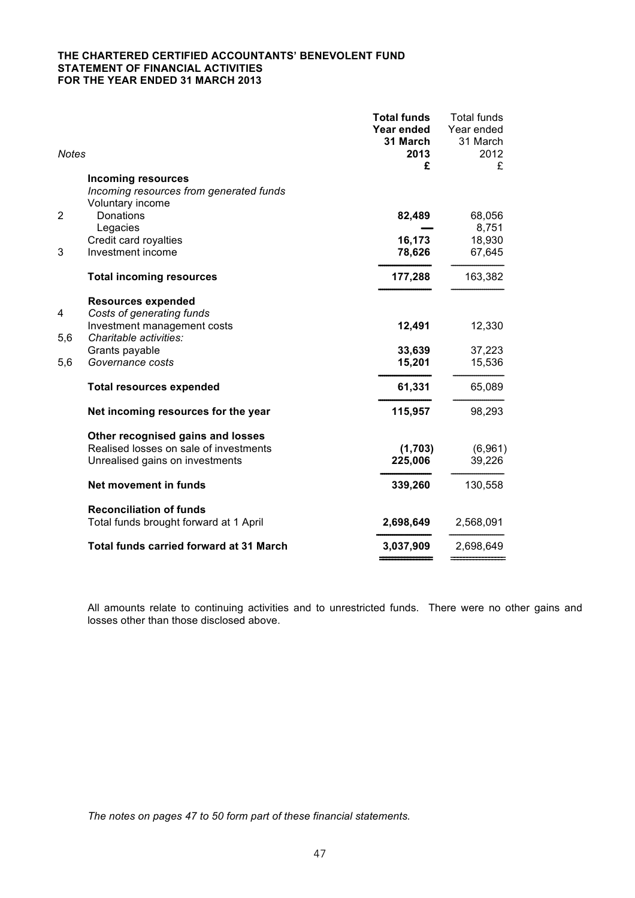**THE CHARTERED CERTIFIED ACCOUNTANTS' BENEVOLENT FUND**
**STATEMENT OF FINANCIAL ACTIVITIES**
**FOR THE YEAR ENDED 31 MARCH 2013**

| *Notes* | | **Total funds Year ended 31 March 2013 £** | Total funds Year ended 31 March 2012 £ |
|---|---|---|---|
| | **Incoming resources** | | |
| | *Incoming resources from generated funds* | | |
| | Voluntary income | | |
| 2 | Donations | **82,489** | 68,056 |
| | Legacies | **—** | 8,751 |
| | Credit card royalties | **16,173** | 18,930 |
| 3 | Investment income | **78,626** | 67,645 |
| | **Total incoming resources** | **177,288** | 163,382 |
| | **Resources expended** | | |
| 4 | *Costs of generating funds* | | |
| | Investment management costs | **12,491** | 12,330 |
| 5,6 | *Charitable activities:* | | |
| | Grants payable | **33,639** | 37,223 |
| 5,6 | *Governance costs* | **15,201** | 15,536 |
| | **Total resources expended** | **61,331** | 65,089 |
| | **Net incoming resources for the year** | **115,957** | 98,293 |
| | **Other recognised gains and losses** | | |
| | Realised losses on sale of investments | **(1,703)** | (6,961) |
| | Unrealised gains on investments | **225,006** | 39,226 |
| | **Net movement in funds** | **339,260** | 130,558 |
| | **Reconciliation of funds** | | |
| | Total funds brought forward at 1 April | **2,698,649** | 2,568,091 |
| | **Total funds carried forward at 31 March** | **3,037,909** | 2,698,649 |

All amounts relate to continuing activities and to unrestricted funds. There were no other gains and losses other than those disclosed above.

*The notes on pages 47 to 50 form part of these financial statements.*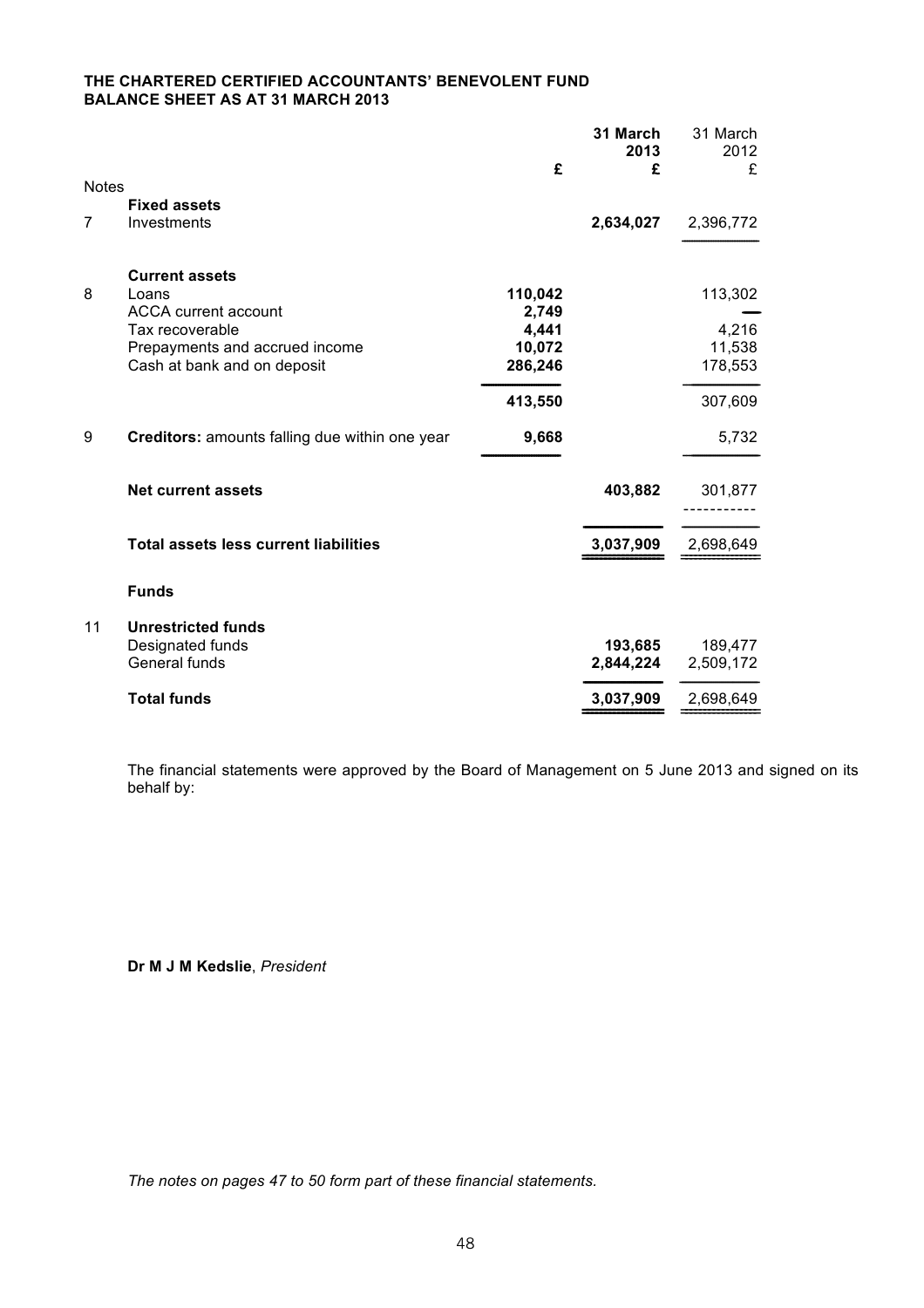**THE CHARTERED CERTIFIED ACCOUNTANTS' BENEVOLENT FUND**
**BALANCE SHEET AS AT 31 MARCH 2013**

| Notes | | £ | 31 March 2013 £ | 31 March 2012 £ |
|---|---|---|---|---|
| | **Fixed assets** | | | |
| 7 | Investments | | **2,634,027** | 2,396,772 |
| | **Current assets** | | | |
| 8 | Loans | **110,042** | | 113,302 |
| | ACCA current account | **2,749** | | — |
| | Tax recoverable | **4,441** | | 4,216 |
| | Prepayments and accrued income | **10,072** | | 11,538 |
| | Cash at bank and on deposit | **286,246** | | 178,553 |
| | | **413,550** | | 307,609 |
| 9 | **Creditors:** amounts falling due within one year | **9,668** | | 5,732 |
| | **Net current assets** | | **403,882** | 301,877 |
| | **Total assets less current liabilities** | | **3,037,909** | 2,698,649 |
| | **Funds** | | | |
| 11 | **Unrestricted funds** | | | |
| | Designated funds | | **193,685** | 189,477 |
| | General funds | | **2,844,224** | 2,509,172 |
| | **Total funds** | | **3,037,909** | 2,698,649 |

The financial statements were approved by the Board of Management on 5 June 2013 and signed on its behalf by:

**Dr M J M Kedslie**, *President*

*The notes on pages 47 to 50 form part of these financial statements.*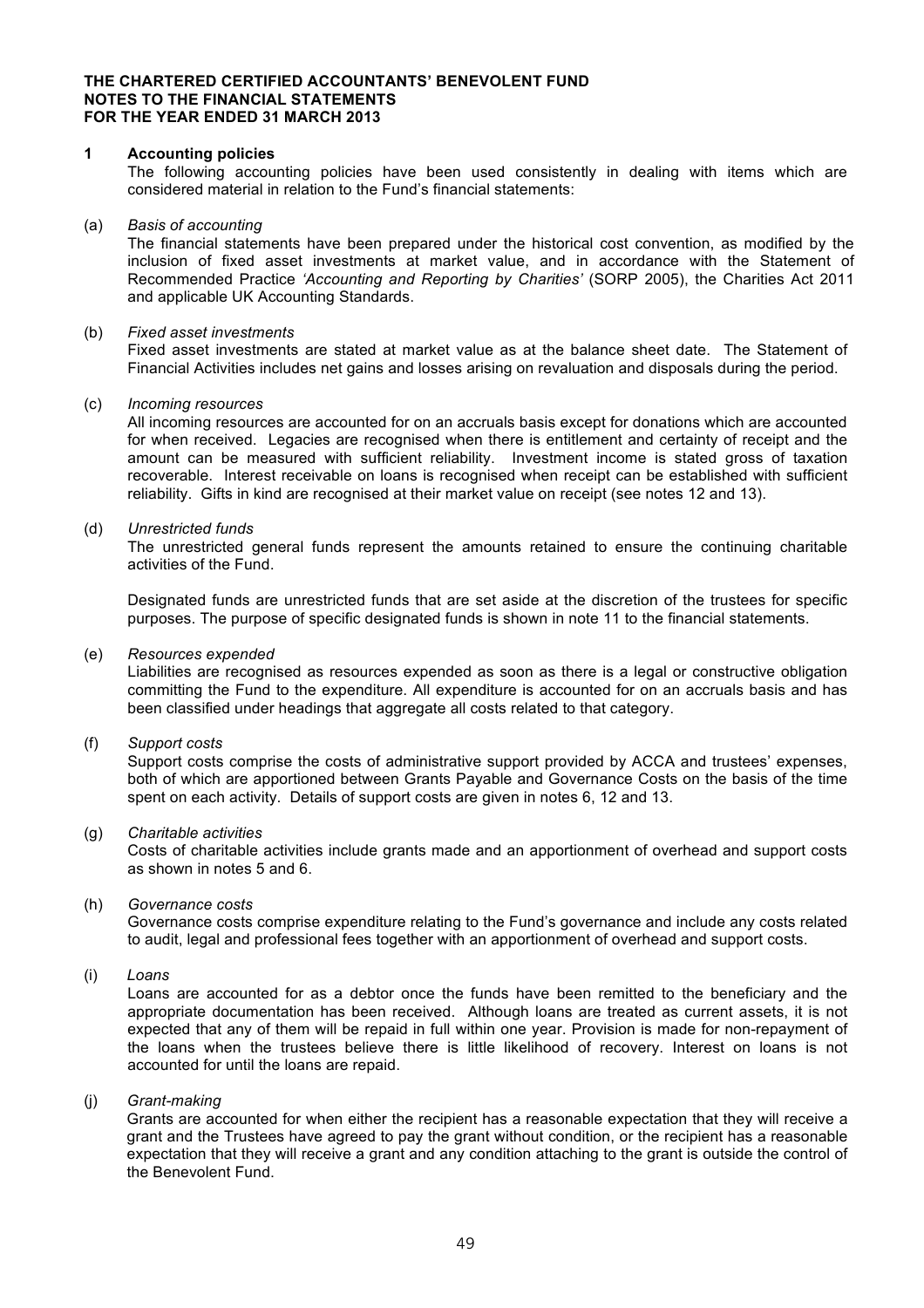**THE CHARTERED CERTIFIED ACCOUNTANTS' BENEVOLENT FUND**
**NOTES TO THE FINANCIAL STATEMENTS**
**FOR THE YEAR ENDED 31 MARCH 2013**

## 1 Accounting policies

The following accounting policies have been used consistently in dealing with items which are considered material in relation to the Fund's financial statements:

(a) *Basis of accounting*

The financial statements have been prepared under the historical cost convention, as modified by the inclusion of fixed asset investments at market value, and in accordance with the Statement of Recommended Practice *'Accounting and Reporting by Charities'* (SORP 2005), the Charities Act 2011 and applicable UK Accounting Standards.

(b) *Fixed asset investments*

Fixed asset investments are stated at market value as at the balance sheet date. The Statement of Financial Activities includes net gains and losses arising on revaluation and disposals during the period.

(c) *Incoming resources*

All incoming resources are accounted for on an accruals basis except for donations which are accounted for when received. Legacies are recognised when there is entitlement and certainty of receipt and the amount can be measured with sufficient reliability. Investment income is stated gross of taxation recoverable. Interest receivable on loans is recognised when receipt can be established with sufficient reliability. Gifts in kind are recognised at their market value on receipt (see notes 12 and 13).

(d) *Unrestricted funds*

The unrestricted general funds represent the amounts retained to ensure the continuing charitable activities of the Fund.

Designated funds are unrestricted funds that are set aside at the discretion of the trustees for specific purposes. The purpose of specific designated funds is shown in note 11 to the financial statements.

(e) *Resources expended*

Liabilities are recognised as resources expended as soon as there is a legal or constructive obligation committing the Fund to the expenditure. All expenditure is accounted for on an accruals basis and has been classified under headings that aggregate all costs related to that category.

(f) *Support costs*

Support costs comprise the costs of administrative support provided by ACCA and trustees' expenses, both of which are apportioned between Grants Payable and Governance Costs on the basis of the time spent on each activity. Details of support costs are given in notes 6, 12 and 13.

(g) *Charitable activities*

Costs of charitable activities include grants made and an apportionment of overhead and support costs as shown in notes 5 and 6.

(h) *Governance costs*

Governance costs comprise expenditure relating to the Fund's governance and include any costs related to audit, legal and professional fees together with an apportionment of overhead and support costs.

(i) *Loans*

Loans are accounted for as a debtor once the funds have been remitted to the beneficiary and the appropriate documentation has been received. Although loans are treated as current assets, it is not expected that any of them will be repaid in full within one year. Provision is made for non-repayment of the loans when the trustees believe there is little likelihood of recovery. Interest on loans is not accounted for until the loans are repaid.

(j) *Grant-making*

Grants are accounted for when either the recipient has a reasonable expectation that they will receive a grant and the Trustees have agreed to pay the grant without condition, or the recipient has a reasonable expectation that they will receive a grant and any condition attaching to the grant is outside the control of the Benevolent Fund.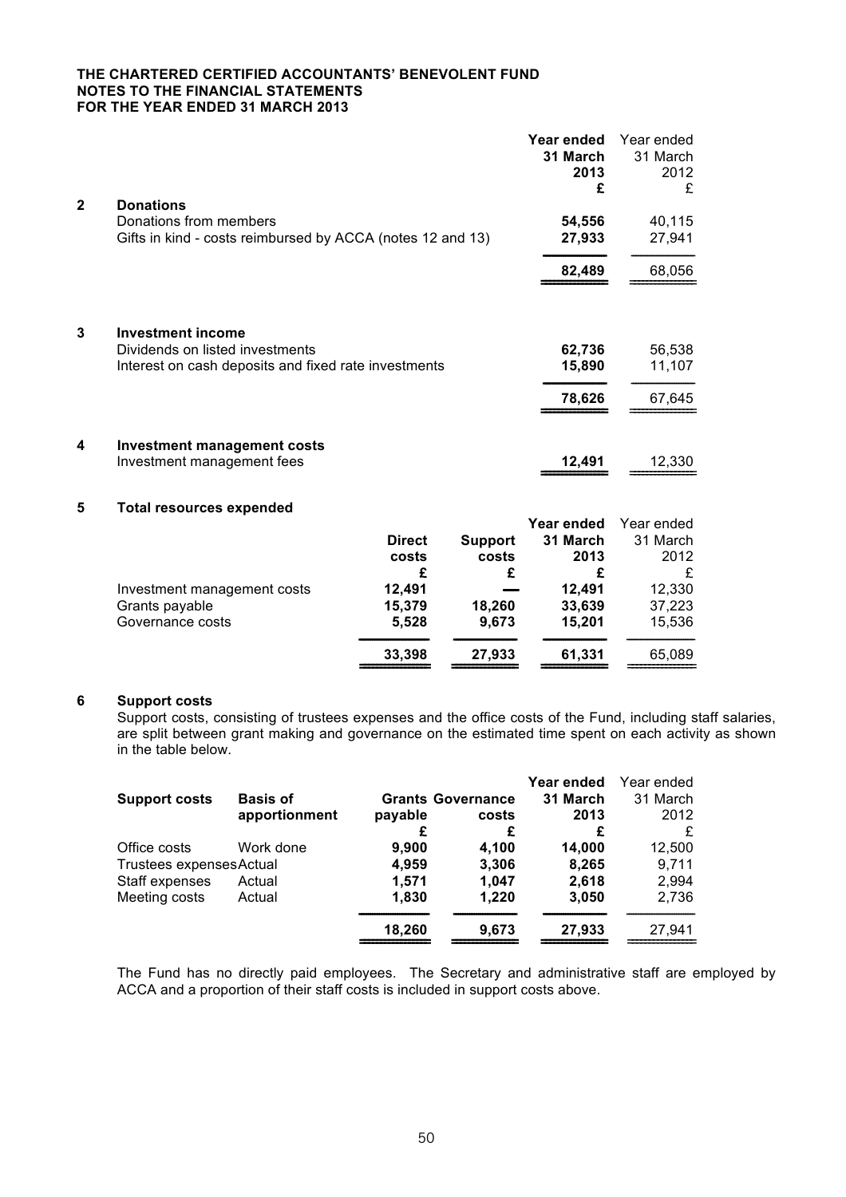**THE CHARTERED CERTIFIED ACCOUNTANTS' BENEVOLENT FUND**
**NOTES TO THE FINANCIAL STATEMENTS**
**FOR THE YEAR ENDED 31 MARCH 2013**

| | | **Year ended 31 March 2013 £** | Year ended 31 March 2012 £ |
|---|---|---|---|
| **2** | **Donations** | | |
| | Donations from members | **54,556** | 40,115 |
| | Gifts in kind - costs reimbursed by ACCA (notes 12 and 13) | **27,933** | 27,941 |
| | | **82,489** | 68,056 |
| **3** | **Investment income** | | |
| | Dividends on listed investments | **62,736** | 56,538 |
| | Interest on cash deposits and fixed rate investments | **15,890** | 11,107 |
| | | **78,626** | 67,645 |
| **4** | **Investment management costs** | | |
| | Investment management fees | **12,491** | 12,330 |

## 5 Total resources expended

| | **Direct costs £** | **Support costs £** | **Year ended 31 March 2013 £** | Year ended 31 March 2012 £ |
|---|---|---|---|---|
| Investment management costs | **12,491** | **—** | **12,491** | 12,330 |
| Grants payable | **15,379** | **18,260** | **33,639** | 37,223 |
| Governance costs | **5,528** | **9,673** | **15,201** | 15,536 |
| | **33,398** | **27,933** | **61,331** | 65,089 |

## 6 Support costs

Support costs, consisting of trustees expenses and the office costs of the Fund, including staff salaries, are split between grant making and governance on the estimated time spent on each activity as shown in the table below.

| **Support costs** | **Basis of apportionment** | **Grants payable £** | **Governance costs £** | **Year ended 31 March 2013 £** | Year ended 31 March 2012 £ |
|---|---|---|---|---|---|
| Office costs | Work done | **9,900** | **4,100** | **14,000** | 12,500 |
| Trustees expenses | Actual | **4,959** | **3,306** | **8,265** | 9,711 |
| Staff expenses | Actual | **1,571** | **1,047** | **2,618** | 2,994 |
| Meeting costs | Actual | **1,830** | **1,220** | **3,050** | 2,736 |
| | | **18,260** | **9,673** | **27,933** | 27,941 |

The Fund has no directly paid employees. The Secretary and administrative staff are employed by ACCA and a proportion of their staff costs is included in support costs above.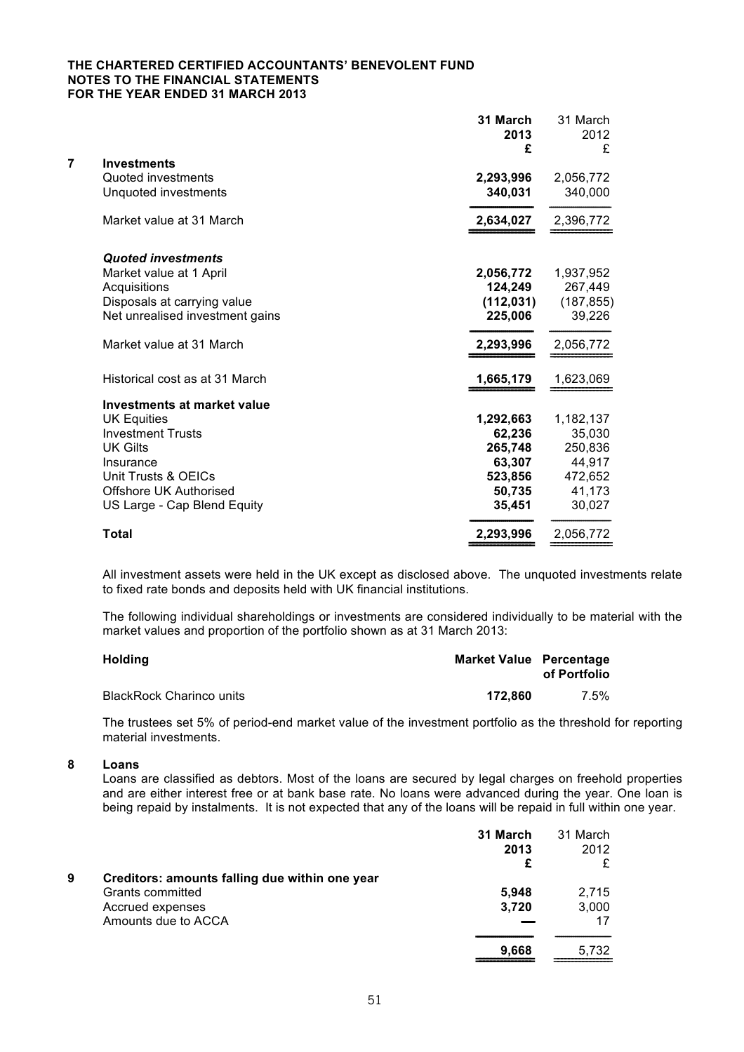**THE CHARTERED CERTIFIED ACCOUNTANTS' BENEVOLENT FUND**
**NOTES TO THE FINANCIAL STATEMENTS**
**FOR THE YEAR ENDED 31 MARCH 2013**

## 7 Investments

| | **31 March 2013 £** | 31 March 2012 £ |
|---|---|---|
| Quoted investments | **2,293,996** | 2,056,772 |
| Unquoted investments | **340,031** | 340,000 |
| Market value at 31 March | **2,634,027** | 2,396,772 |
| ***Quoted investments*** | | |
| Market value at 1 April | **2,056,772** | 1,937,952 |
| Acquisitions | **124,249** | 267,449 |
| Disposals at carrying value | **(112,031)** | (187,855) |
| Net unrealised investment gains | **225,006** | 39,226 |
| Market value at 31 March | **2,293,996** | 2,056,772 |
| Historical cost as at 31 March | **1,665,179** | 1,623,069 |
| **Investments at market value** | | |
| UK Equities | **1,292,663** | 1,182,137 |
| Investment Trusts | **62,236** | 35,030 |
| UK Gilts | **265,748** | 250,836 |
| Insurance | **63,307** | 44,917 |
| Unit Trusts & OEICs | **523,856** | 472,652 |
| Offshore UK Authorised | **50,735** | 41,173 |
| US Large - Cap Blend Equity | **35,451** | 30,027 |
| **Total** | **2,293,996** | 2,056,772 |

All investment assets were held in the UK except as disclosed above. The unquoted investments relate to fixed rate bonds and deposits held with UK financial institutions.

The following individual shareholdings or investments are considered individually to be material with the market values and proportion of the portfolio shown as at 31 March 2013:

| **Holding** | **Market Value** | **Percentage of Portfolio** |
|---|---|---|
| BlackRock Charinco units | **172,860** | 7.5% |

The trustees set 5% of period-end market value of the investment portfolio as the threshold for reporting material investments.

## 8 Loans

Loans are classified as debtors. Most of the loans are secured by legal charges on freehold properties and are either interest free or at bank base rate. No loans were advanced during the year. One loan is being repaid by instalments. It is not expected that any of the loans will be repaid in full within one year.

## 9 Creditors: amounts falling due within one year

| | **31 March 2013 £** | 31 March 2012 £ |
|---|---|---|
| Grants committed | **5,948** | 2,715 |
| Accrued expenses | **3,720** | 3,000 |
| Amounts due to ACCA | **—** | 17 |
| | **9,668** | 5,732 |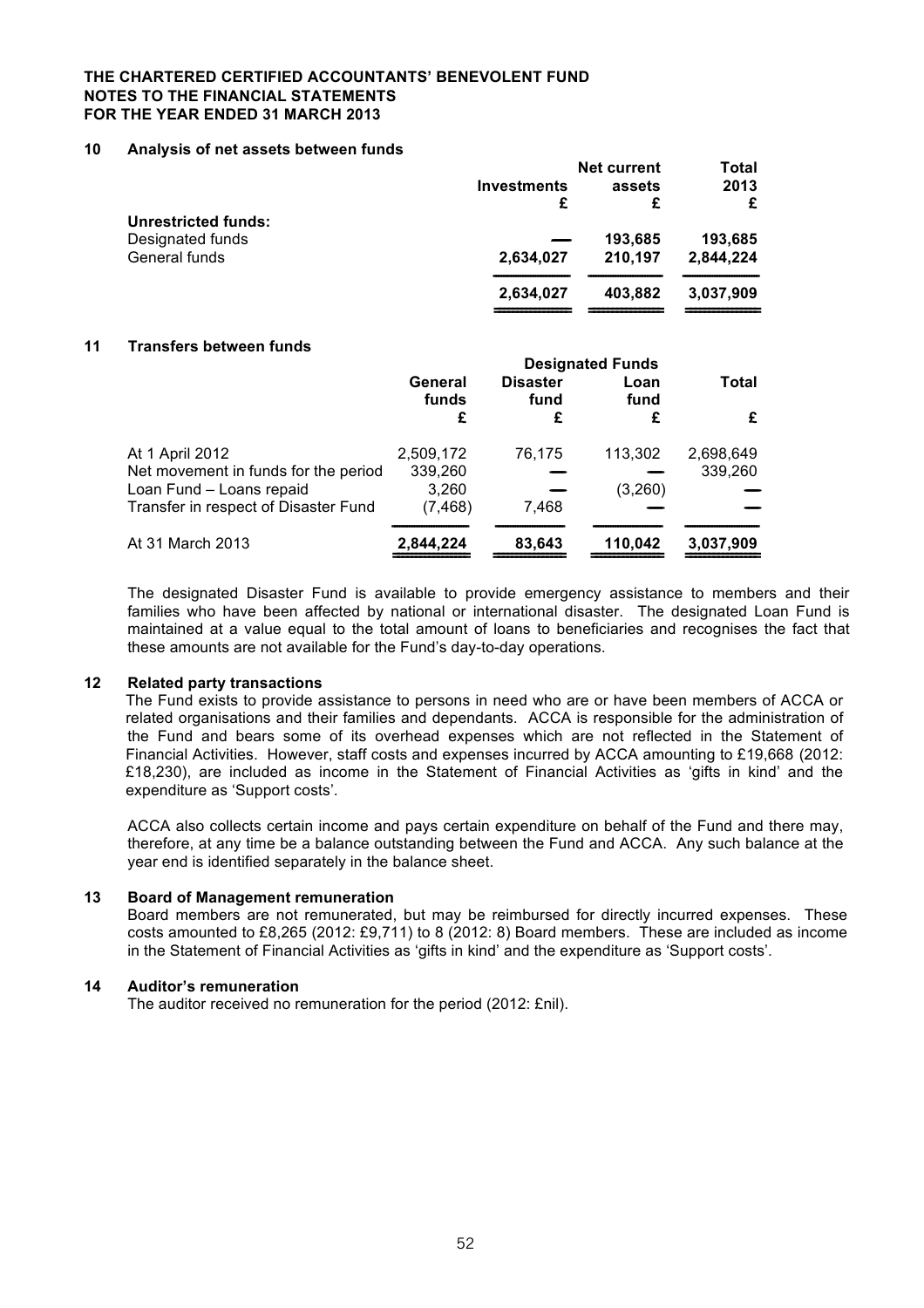**THE CHARTERED CERTIFIED ACCOUNTANTS' BENEVOLENT FUND**
**NOTES TO THE FINANCIAL STATEMENTS**
**FOR THE YEAR ENDED 31 MARCH 2013**

## 10 Analysis of net assets between funds

| | Investments | Net current assets | Total 2013 |
|---|---|---|---|
| | £ | £ | £ |
| **Unrestricted funds:** | | | |
| Designated funds | — | 193,685 | 193,685 |
| General funds | 2,634,027 | 210,197 | 2,844,224 |
| | **2,634,027** | **403,882** | **3,037,909** |

## 11 Transfers between funds

| | | Designated Funds | | |
|---|---|---|---|---|
| | General funds | Disaster fund | Loan fund | Total |
| | £ | £ | £ | £ |
| At 1 April 2012 | 2,509,172 | 76,175 | 113,302 | 2,698,649 |
| Net movement in funds for the period | 339,260 | — | — | 339,260 |
| Loan Fund – Loans repaid | 3,260 | — | (3,260) | — |
| Transfer in respect of Disaster Fund | (7,468) | 7,468 | — | — |
| At 31 March 2013 | **2,844,224** | **83,643** | **110,042** | **3,037,909** |

The designated Disaster Fund is available to provide emergency assistance to members and their families who have been affected by national or international disaster. The designated Loan Fund is maintained at a value equal to the total amount of loans to beneficiaries and recognises the fact that these amounts are not available for the Fund's day-to-day operations.

## 12 Related party transactions

The Fund exists to provide assistance to persons in need who are or have been members of ACCA or related organisations and their families and dependants. ACCA is responsible for the administration of the Fund and bears some of its overhead expenses which are not reflected in the Statement of Financial Activities. However, staff costs and expenses incurred by ACCA amounting to £19,668 (2012: £18,230), are included as income in the Statement of Financial Activities as 'gifts in kind' and the expenditure as 'Support costs'.

ACCA also collects certain income and pays certain expenditure on behalf of the Fund and there may, therefore, at any time be a balance outstanding between the Fund and ACCA. Any such balance at the year end is identified separately in the balance sheet.

## 13 Board of Management remuneration

Board members are not remunerated, but may be reimbursed for directly incurred expenses. These costs amounted to £8,265 (2012: £9,711) to 8 (2012: 8) Board members. These are included as income in the Statement of Financial Activities as 'gifts in kind' and the expenditure as 'Support costs'.

## 14 Auditor's remuneration

The auditor received no remuneration for the period (2012: £nil).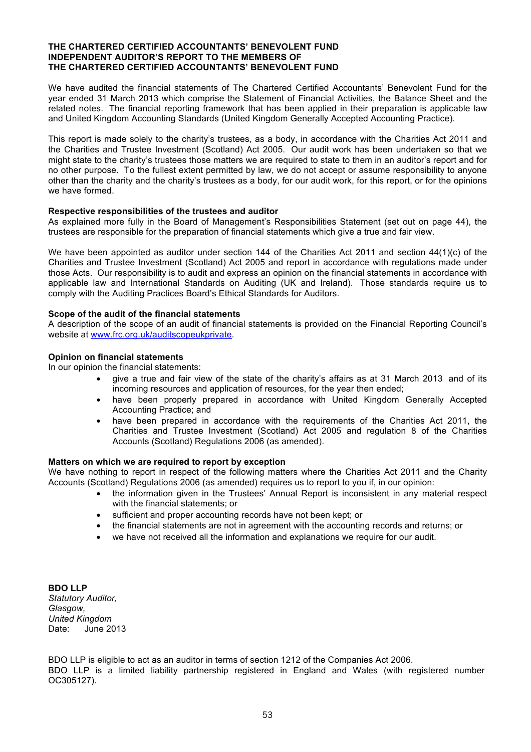**THE CHARTERED CERTIFIED ACCOUNTANTS' BENEVOLENT FUND**
**INDEPENDENT AUDITOR'S REPORT TO THE MEMBERS OF**
**THE CHARTERED CERTIFIED ACCOUNTANTS' BENEVOLENT FUND**

We have audited the financial statements of The Chartered Certified Accountants' Benevolent Fund for the year ended 31 March 2013 which comprise the Statement of Financial Activities, the Balance Sheet and the related notes. The financial reporting framework that has been applied in their preparation is applicable law and United Kingdom Accounting Standards (United Kingdom Generally Accepted Accounting Practice).

This report is made solely to the charity's trustees, as a body, in accordance with the Charities Act 2011 and the Charities and Trustee Investment (Scotland) Act 2005. Our audit work has been undertaken so that we might state to the charity's trustees those matters we are required to state to them in an auditor's report and for no other purpose. To the fullest extent permitted by law, we do not accept or assume responsibility to anyone other than the charity and the charity's trustees as a body, for our audit work, for this report, or for the opinions we have formed.

**Respective responsibilities of the trustees and auditor**
As explained more fully in the Board of Management's Responsibilities Statement (set out on page 44), the trustees are responsible for the preparation of financial statements which give a true and fair view.

We have been appointed as auditor under section 144 of the Charities Act 2011 and section 44(1)(c) of the Charities and Trustee Investment (Scotland) Act 2005 and report in accordance with regulations made under those Acts. Our responsibility is to audit and express an opinion on the financial statements in accordance with applicable law and International Standards on Auditing (UK and Ireland). Those standards require us to comply with the Auditing Practices Board's Ethical Standards for Auditors.

**Scope of the audit of the financial statements**
A description of the scope of an audit of financial statements is provided on the Financial Reporting Council's website at www.frc.org.uk/auditscopeukprivate.

**Opinion on financial statements**
In our opinion the financial statements:

- give a true and fair view of the state of the charity's affairs as at 31 March 2013 and of its incoming resources and application of resources, for the year then ended;
- have been properly prepared in accordance with United Kingdom Generally Accepted Accounting Practice; and
- have been prepared in accordance with the requirements of the Charities Act 2011, the Charities and Trustee Investment (Scotland) Act 2005 and regulation 8 of the Charities Accounts (Scotland) Regulations 2006 (as amended).

**Matters on which we are required to report by exception**
We have nothing to report in respect of the following matters where the Charities Act 2011 and the Charity Accounts (Scotland) Regulations 2006 (as amended) requires us to report to you if, in our opinion:

- the information given in the Trustees' Annual Report is inconsistent in any material respect with the financial statements; or
- sufficient and proper accounting records have not been kept; or
- the financial statements are not in agreement with the accounting records and returns; or
- we have not received all the information and explanations we require for our audit.

**BDO LLP**
*Statutory Auditor,*
*Glasgow,*
*United Kingdom*
Date: June 2013

BDO LLP is eligible to act as an auditor in terms of section 1212 of the Companies Act 2006.
BDO LLP is a limited liability partnership registered in England and Wales (with registered number OC305127).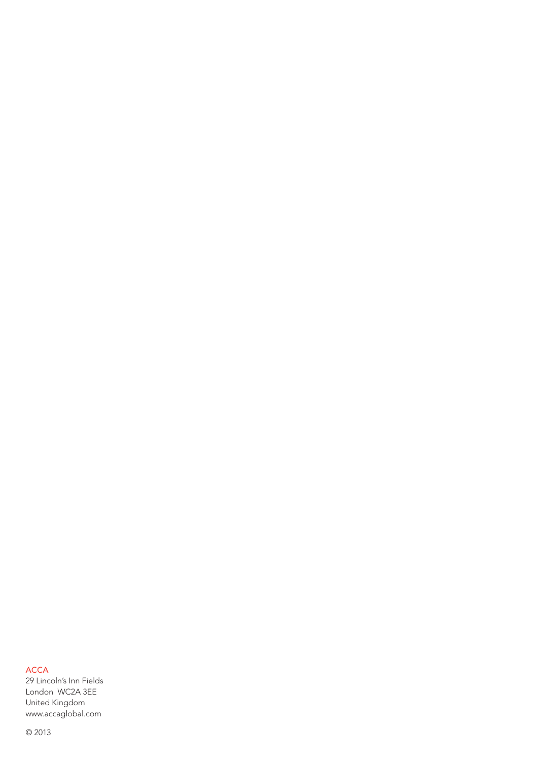ACCA
29 Lincoln's Inn Fields
London WC2A 3EE
United Kingdom
www.accaglobal.com

© 2013